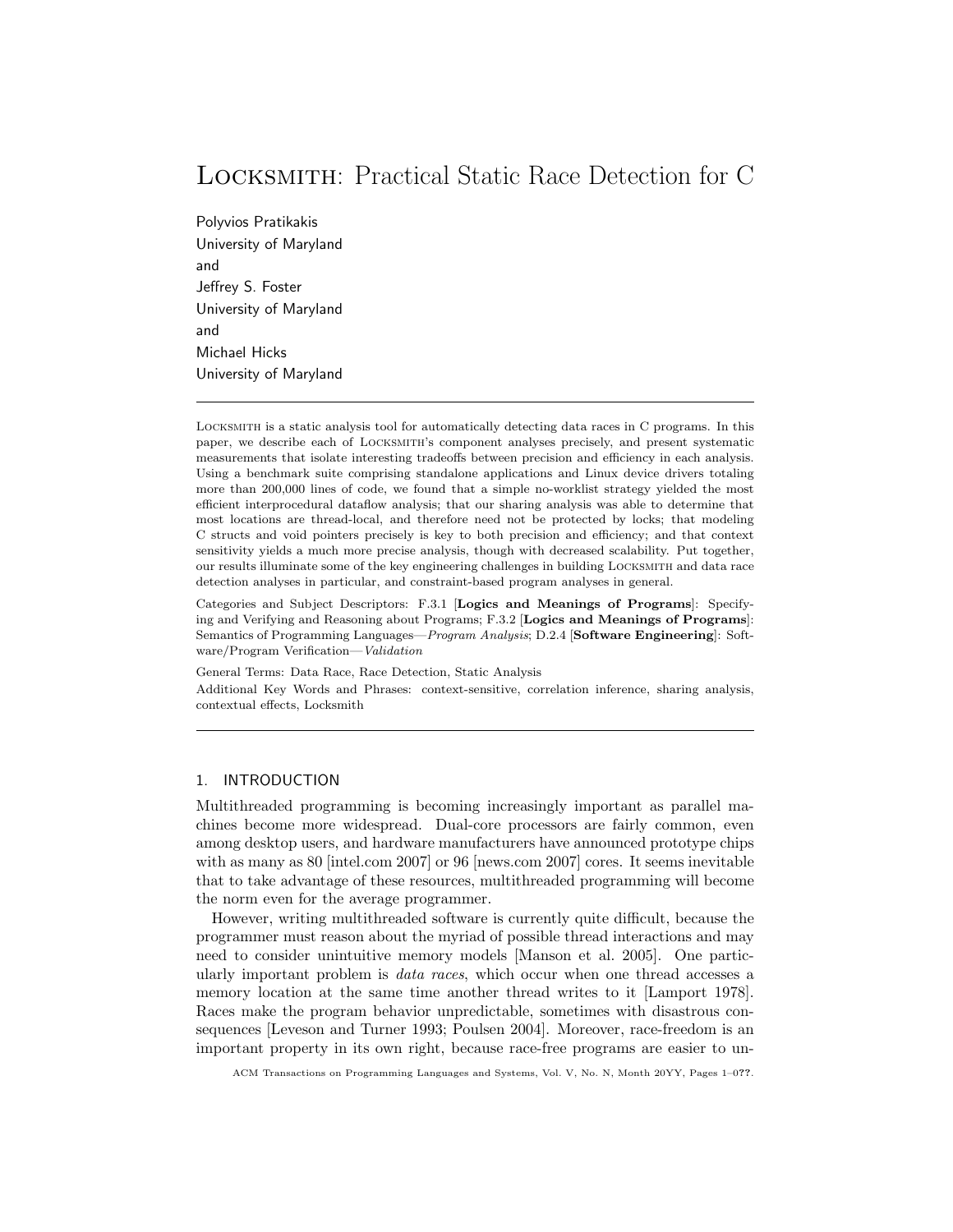# Locksmith: Practical Static Race Detection for C

Polyvios Pratikakis
University of Maryland
and
Jeffrey S. Foster
University of Maryland
and
Michael Hicks
University of Maryland

---

Locksmith is a static analysis tool for automatically detecting data races in C programs. In this paper, we describe each of Locksmith's component analyses precisely, and present systematic measurements that isolate interesting tradeoffs between precision and efficiency in each analysis. Using a benchmark suite comprising standalone applications and Linux device drivers totaling more than 200,000 lines of code, we found that a simple no-worklist strategy yielded the most efficient interprocedural dataflow analysis; that our sharing analysis was able to determine that most locations are thread-local, and therefore need not be protected by locks; that modeling C structs and void pointers precisely is key to both precision and efficiency; and that context sensitivity yields a much more precise analysis, though with decreased scalability. Put together, our results illuminate some of the key engineering challenges in building Locksmith and data race detection analyses in particular, and constraint-based program analyses in general.

Categories and Subject Descriptors: F.3.1 [**Logics and Meanings of Programs**]: Specifying and Verifying and Reasoning about Programs; F.3.2 [**Logics and Meanings of Programs**]: Semantics of Programming Languages—*Program Analysis*; D.2.4 [**Software Engineering**]: Software/Program Verification—*Validation*

General Terms: Data Race, Race Detection, Static Analysis

Additional Key Words and Phrases: context-sensitive, correlation inference, sharing analysis, contextual effects, Locksmith

---

## 1. INTRODUCTION

Multithreaded programming is becoming increasingly important as parallel machines become more widespread. Dual-core processors are fairly common, even among desktop users, and hardware manufacturers have announced prototype chips with as many as 80 [intel.com 2007] or 96 [news.com 2007] cores. It seems inevitable that to take advantage of these resources, multithreaded programming will become the norm even for the average programmer.

However, writing multithreaded software is currently quite difficult, because the programmer must reason about the myriad of possible thread interactions and may need to consider unintuitive memory models [Manson et al. 2005]. One particularly important problem is *data races*, which occur when one thread accesses a memory location at the same time another thread writes to it [Lamport 1978]. Races make the program behavior unpredictable, sometimes with disastrous consequences [Leveson and Turner 1993; Poulsen 2004]. Moreover, race-freedom is an important property in its own right, because race-free programs are easier to un-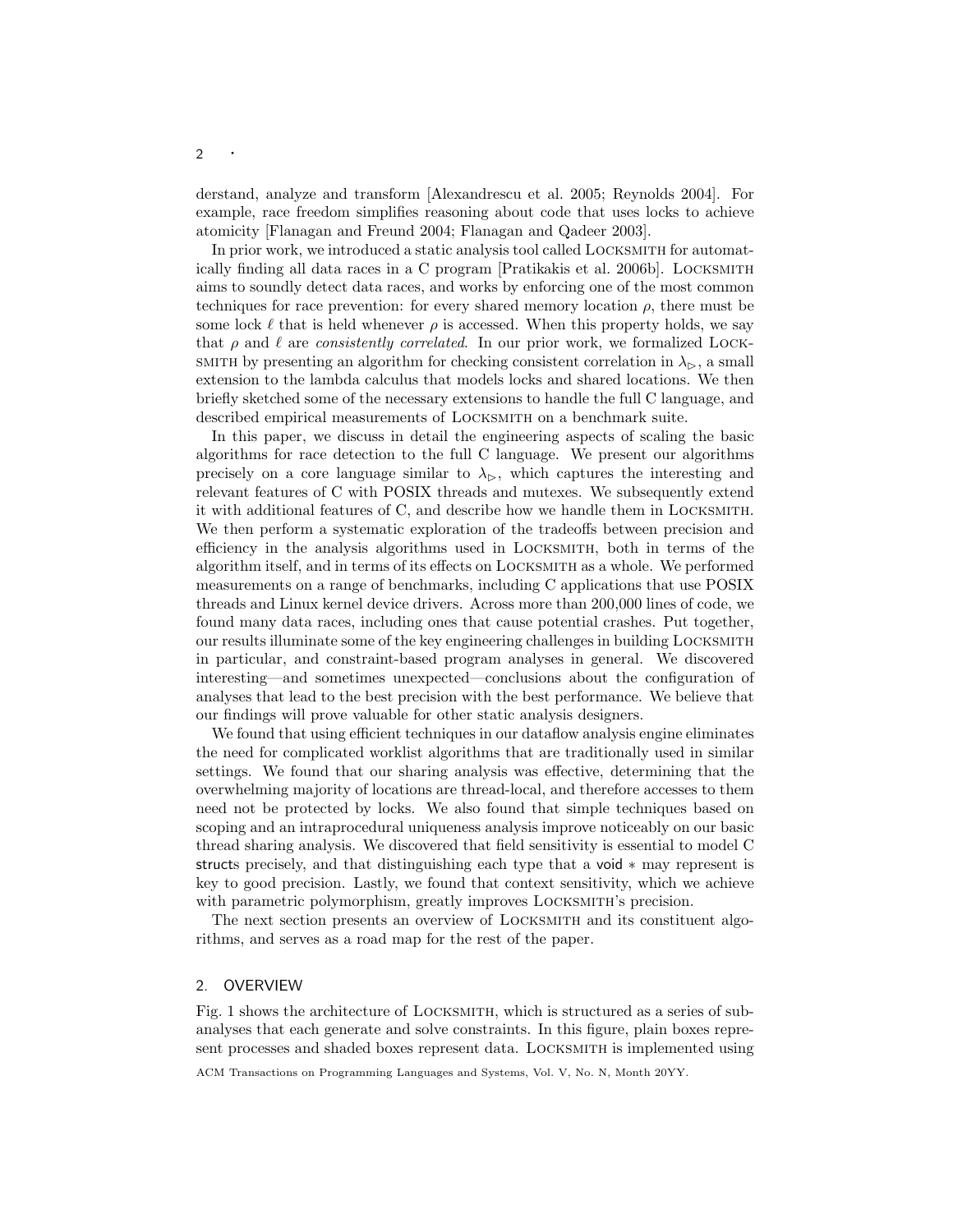derstand, analyze and transform [Alexandrescu et al. 2005; Reynolds 2004]. For example, race freedom simplifies reasoning about code that uses locks to achieve atomicity [Flanagan and Freund 2004; Flanagan and Qadeer 2003].

In prior work, we introduced a static analysis tool called Locksmith for automatically finding all data races in a C program [Pratikakis et al. 2006b]. Locksmith aims to soundly detect data races, and works by enforcing one of the most common techniques for race prevention: for every shared memory location $\rho$, there must be some lock $\ell$ that is held whenever $\rho$ is accessed. When this property holds, we say that $\rho$ and $\ell$ are *consistently correlated*. In our prior work, we formalized Locksmith by presenting an algorithm for checking consistent correlation in $\lambda_{\triangleright}$, a small extension to the lambda calculus that models locks and shared locations. We then briefly sketched some of the necessary extensions to handle the full C language, and described empirical measurements of Locksmith on a benchmark suite.

In this paper, we discuss in detail the engineering aspects of scaling the basic algorithms for race detection to the full C language. We present our algorithms precisely on a core language similar to $\lambda_{\triangleright}$, which captures the interesting and relevant features of C with POSIX threads and mutexes. We subsequently extend it with additional features of C, and describe how we handle them in Locksmith. We then perform a systematic exploration of the tradeoffs between precision and efficiency in the analysis algorithms used in Locksmith, both in terms of the algorithm itself, and in terms of its effects on Locksmith as a whole. We performed measurements on a range of benchmarks, including C applications that use POSIX threads and Linux kernel device drivers. Across more than 200,000 lines of code, we found many data races, including ones that cause potential crashes. Put together, our results illuminate some of the key engineering challenges in building Locksmith in particular, and constraint-based program analyses in general. We discovered interesting—and sometimes unexpected—conclusions about the configuration of analyses that lead to the best precision with the best performance. We believe that our findings will prove valuable for other static analysis designers.

We found that using efficient techniques in our dataflow analysis engine eliminates the need for complicated worklist algorithms that are traditionally used in similar settings. We found that our sharing analysis was effective, determining that the overwhelming majority of locations are thread-local, and therefore accesses to them need not be protected by locks. We also found that simple techniques based on scoping and an intraprocedural uniqueness analysis improve noticeably on our basic thread sharing analysis. We discovered that field sensitivity is essential to model C structs precisely, and that distinguishing each type that a void $*$ may represent is key to good precision. Lastly, we found that context sensitivity, which we achieve with parametric polymorphism, greatly improves Locksmith's precision.

The next section presents an overview of Locksmith and its constituent algorithms, and serves as a road map for the rest of the paper.

## 2. OVERVIEW

Fig. 1 shows the architecture of Locksmith, which is structured as a series of subanalyses that each generate and solve constraints. In this figure, plain boxes represent processes and shaded boxes represent data. Locksmith is implemented using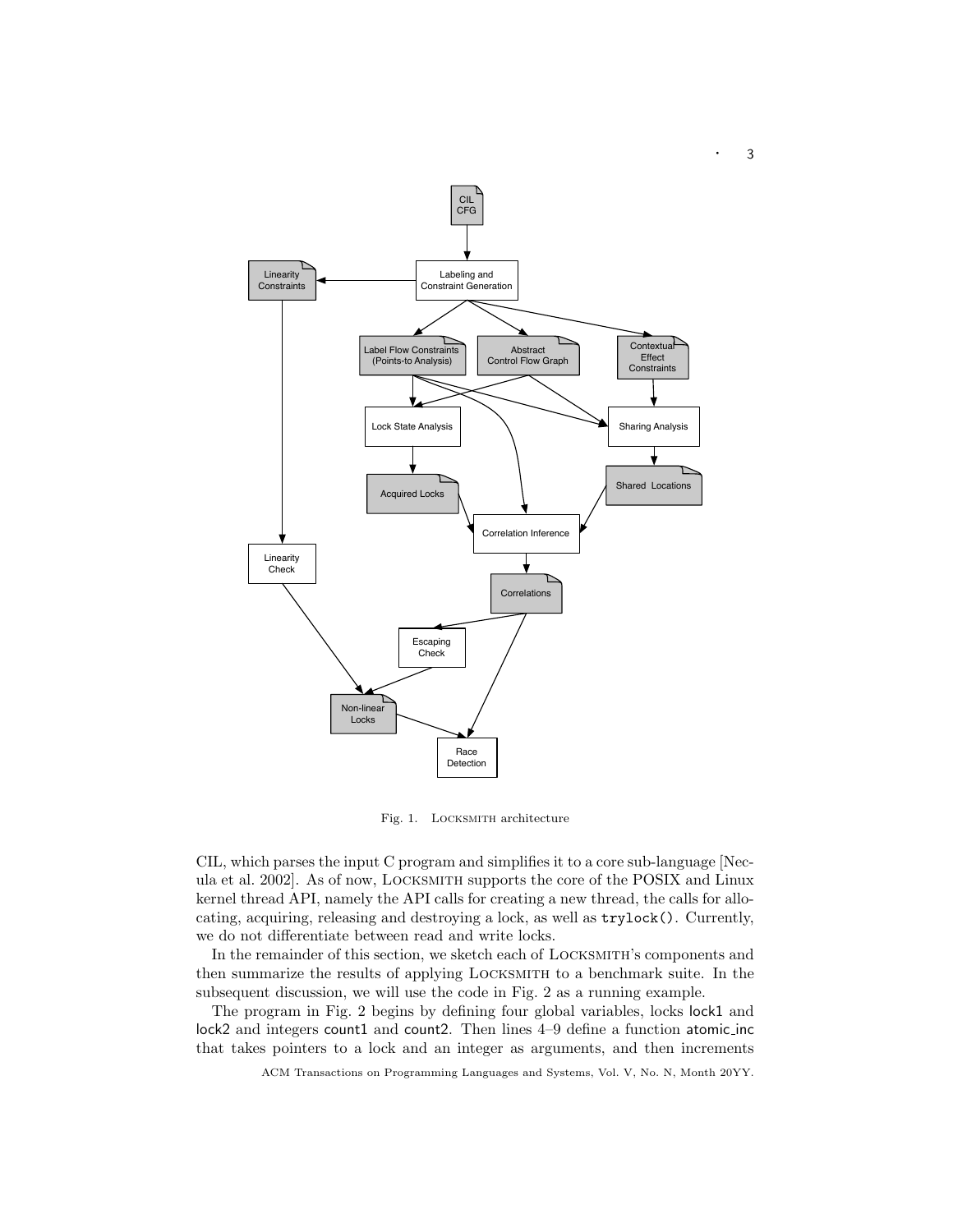Fig. 1. LOCKSMITH architecture

CIL, which parses the input C program and simplifies it to a core sub-language [Necula et al. 2002]. As of now, LOCKSMITH supports the core of the POSIX and Linux kernel thread API, namely the API calls for creating a new thread, the calls for allocating, acquiring, releasing and destroying a lock, as well as `trylock()`. Currently, we do not differentiate between read and write locks.

In the remainder of this section, we sketch each of LOCKSMITH's components and then summarize the results of applying LOCKSMITH to a benchmark suite. In the subsequent discussion, we will use the code in Fig. 2 as a running example.

The program in Fig. 2 begins by defining four global variables, locks lock1 and lock2 and integers count1 and count2. Then lines 4–9 define a function atomic_inc that takes pointers to a lock and an integer as arguments, and then increments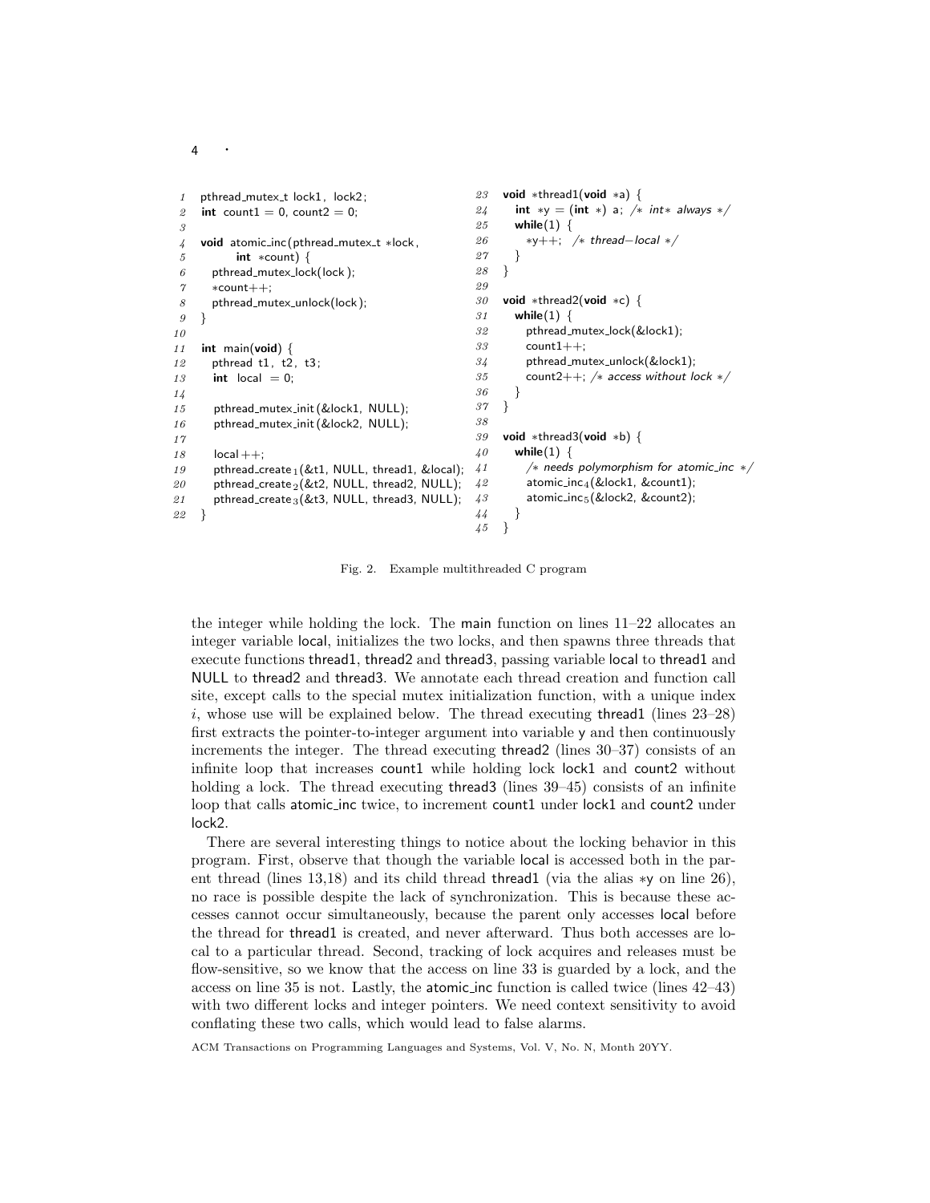```
1   pthread_mutex_t lock1, lock2;
2   int count1 = 0, count2 = 0;
3
4   void atomic_inc(pthread_mutex_t *lock,
5           int *count) {
6     pthread_mutex_lock(lock);
7     *count++;
8     pthread_mutex_unlock(lock);
9   }
10
11  int main(void) {
12    pthread t1, t2, t3;
13    int local = 0;
14
15    pthread_mutex_init(&lock1, NULL);
16    pthread_mutex_init(&lock2, NULL);
17
18    local++;
19    pthread_create_1(&t1, NULL, thread1, &local);
20    pthread_create_2(&t2, NULL, thread2, NULL);
21    pthread_create_3(&t3, NULL, thread3, NULL);
22  }

23  void *thread1(void *a) {
24    int *y = (int *) a; /* int* always */
25    while(1) {
26      *y++; /* thread-local */
27    }
28  }
29
30  void *thread2(void *c) {
31    while(1) {
32      pthread_mutex_lock(&lock1);
33      count1++;
34      pthread_mutex_unlock(&lock1);
35      count2++; /* access without lock */
36    }
37  }
38
39  void *thread3(void *b) {
40    while(1) {
41      /* needs polymorphism for atomic_inc */
42      atomic_inc_4(&lock1, &count1);
43      atomic_inc_5(&lock2, &count2);
44    }
45  }
```

Fig. 2. Example multithreaded C program

the integer while holding the lock. The main function on lines 11–22 allocates an integer variable local, initializes the two locks, and then spawns three threads that execute functions thread1, thread2 and thread3, passing variable local to thread1 and NULL to thread2 and thread3. We annotate each thread creation and function call site, except calls to the special mutex initialization function, with a unique index $i$, whose use will be explained below. The thread executing thread1 (lines 23–28) first extracts the pointer-to-integer argument into variable y and then continuously increments the integer. The thread executing thread2 (lines 30–37) consists of an infinite loop that increases count1 while holding lock lock1 and count2 without holding a lock. The thread executing thread3 (lines 39–45) consists of an infinite loop that calls atomic_inc twice, to increment count1 under lock1 and count2 under lock2.

There are several interesting things to notice about the locking behavior in this program. First, observe that though the variable local is accessed both in the parent thread (lines 13,18) and its child thread thread1 (via the alias *y on line 26), no race is possible despite the lack of synchronization. This is because these accesses cannot occur simultaneously, because the parent only accesses local before the thread for thread1 is created, and never afterward. Thus both accesses are local to a particular thread. Second, tracking of lock acquires and releases must be flow-sensitive, so we know that the access on line 33 is guarded by a lock, and the access on line 35 is not. Lastly, the atomic_inc function is called twice (lines 42–43) with two different locks and integer pointers. We need context sensitivity to avoid conflating these two calls, which would lead to false alarms.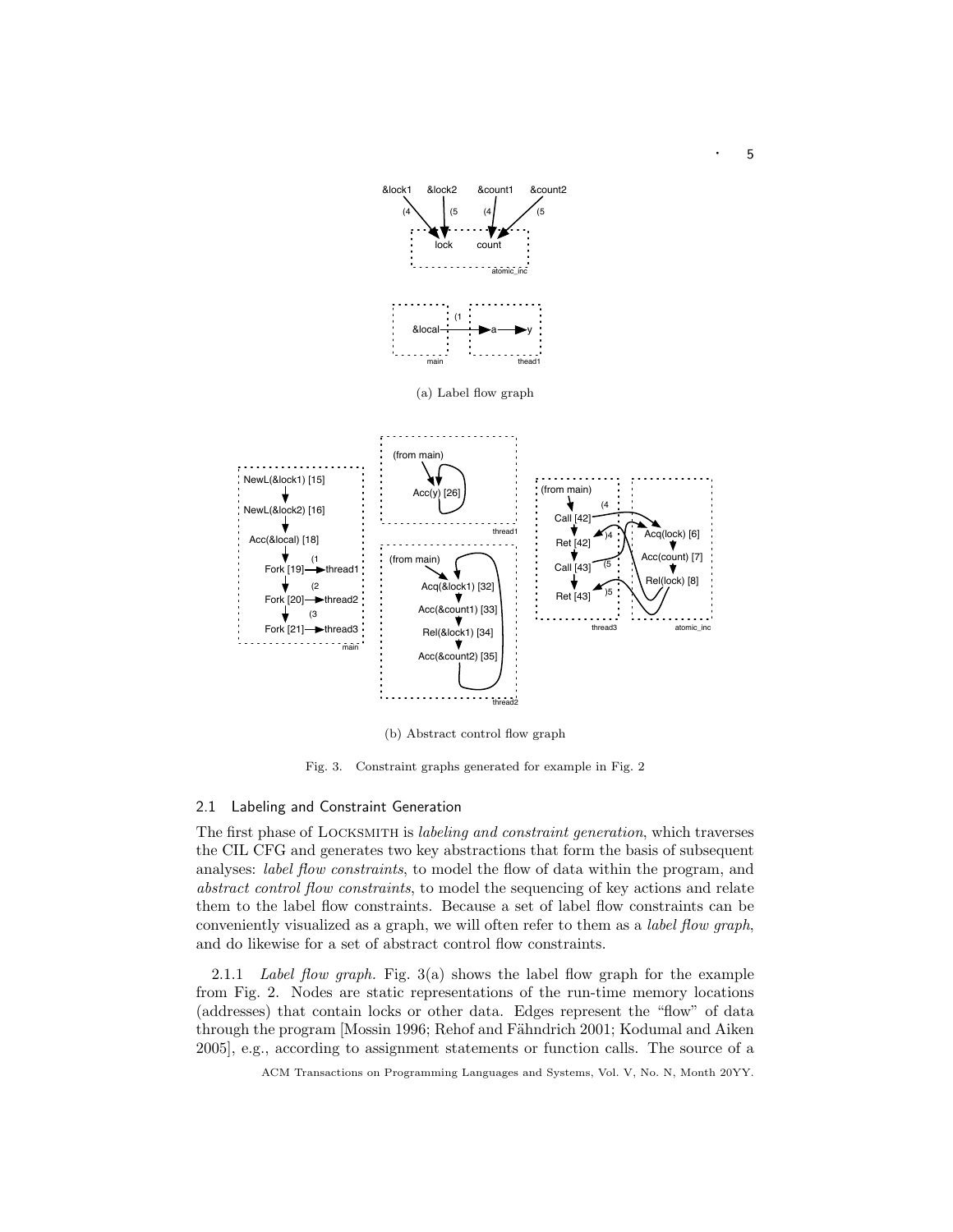(a) Label flow graph

(b) Abstract control flow graph

Fig. 3. Constraint graphs generated for example in Fig. 2

### 2.1 Labeling and Constraint Generation

The first phase of LOCKSMITH is *labeling and constraint generation*, which traverses the CIL CFG and generates two key abstractions that form the basis of subsequent analyses: *label flow constraints*, to model the flow of data within the program, and *abstract control flow constraints*, to model the sequencing of key actions and relate them to the label flow constraints. Because a set of label flow constraints can be conveniently visualized as a graph, we will often refer to them as a *label flow graph*, and do likewise for a set of abstract control flow constraints.

2.1.1 *Label flow graph.* Fig. 3(a) shows the label flow graph for the example from Fig. 2. Nodes are static representations of the run-time memory locations (addresses) that contain locks or other data. Edges represent the "flow" of data through the program [Mossin 1996; Rehof and Fähndrich 2001; Kodumal and Aiken 2005], e.g., according to assignment statements or function calls. The source of a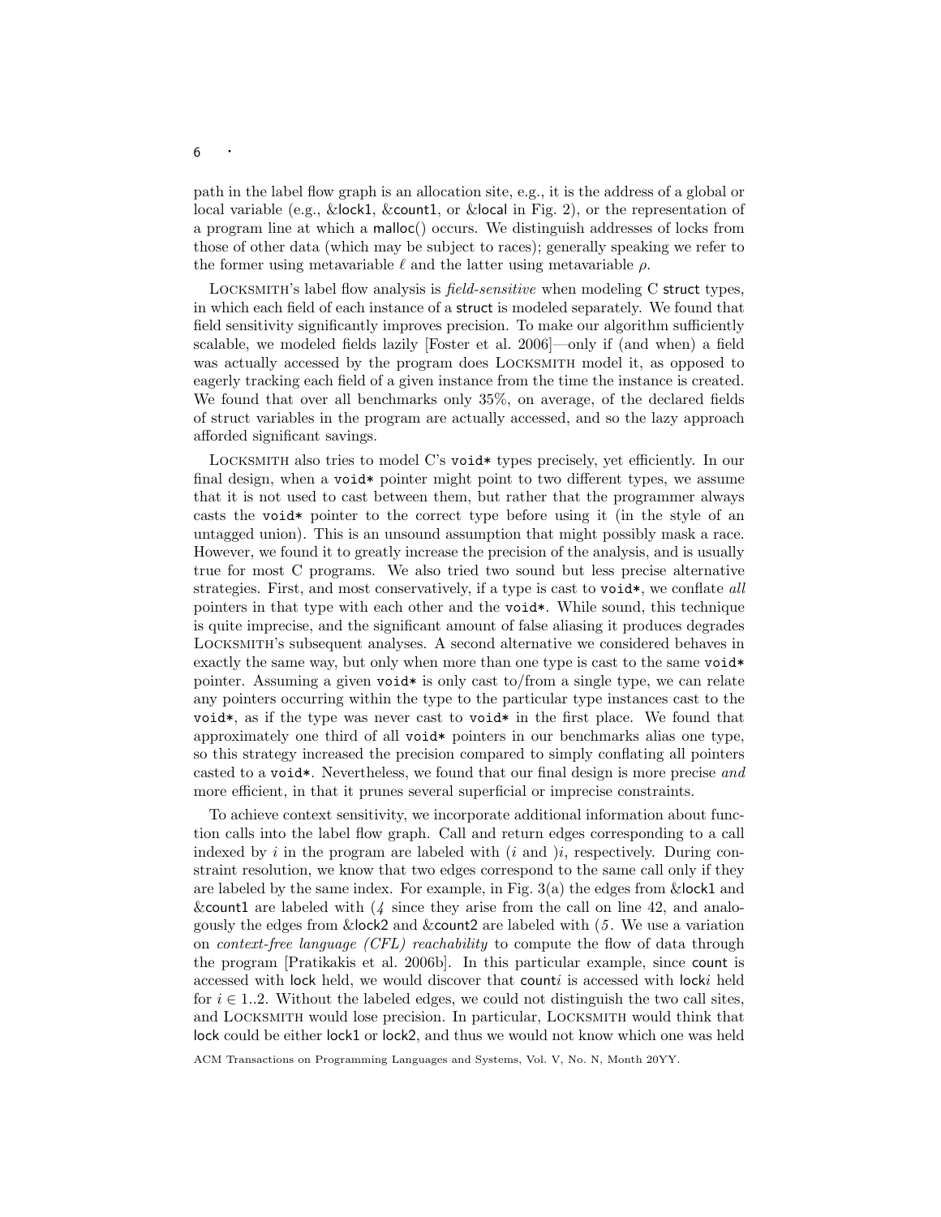path in the label flow graph is an allocation site, e.g., it is the address of a global or local variable (e.g., &lock1, &count1, or &local in Fig. 2), or the representation of a program line at which a malloc() occurs. We distinguish addresses of locks from those of other data (which may be subject to races); generally speaking we refer to the former using metavariable $\ell$ and the latter using metavariable $\rho$.

Locksmith's label flow analysis is *field-sensitive* when modeling C struct types, in which each field of each instance of a struct is modeled separately. We found that field sensitivity significantly improves precision. To make our algorithm sufficiently scalable, we modeled fields lazily [Foster et al. 2006]—only if (and when) a field was actually accessed by the program does Locksmith model it, as opposed to eagerly tracking each field of a given instance from the time the instance is created. We found that over all benchmarks only 35%, on average, of the declared fields of struct variables in the program are actually accessed, and so the lazy approach afforded significant savings.

Locksmith also tries to model C's `void*` types precisely, yet efficiently. In our final design, when a `void*` pointer might point to two different types, we assume that it is not used to cast between them, but rather that the programmer always casts the `void*` pointer to the correct type before using it (in the style of an untagged union). This is an unsound assumption that might possibly mask a race. However, we found it to greatly increase the precision of the analysis, and is usually true for most C programs. We also tried two sound but less precise alternative strategies. First, and most conservatively, if a type is cast to `void*`, we conflate *all* pointers in that type with each other and the `void*`. While sound, this technique is quite imprecise, and the significant amount of false aliasing it produces degrades Locksmith's subsequent analyses. A second alternative we considered behaves in exactly the same way, but only when more than one type is cast to the same `void*` pointer. Assuming a given `void*` is only cast to/from a single type, we can relate any pointers occurring within the type to the particular type instances cast to the `void*`, as if the type was never cast to `void*` in the first place. We found that approximately one third of all `void*` pointers in our benchmarks alias one type, so this strategy increased the precision compared to simply conflating all pointers casted to a `void*`. Nevertheless, we found that our final design is more precise *and* more efficient, in that it prunes several superficial or imprecise constraints.

To achieve context sensitivity, we incorporate additional information about function calls into the label flow graph. Call and return edges corresponding to a call indexed by $i$ in the program are labeled with $(_i$ and $)_i$, respectively. During constraint resolution, we know that two edges correspond to the same call only if they are labeled by the same index. For example, in Fig. 3(a) the edges from &lock1 and &count1 are labeled with $(_4$ since they arise from the call on line 42, and analogously the edges from &lock2 and &count2 are labeled with $(_5$. We use a variation on *context-free language (CFL) reachability* to compute the flow of data through the program [Pratikakis et al. 2006b]. In this particular example, since count is accessed with lock held, we would discover that count$i$ is accessed with lock$i$ held for $i \in 1..2$. Without the labeled edges, we could not distinguish the two call sites, and Locksmith would lose precision. In particular, Locksmith would think that lock could be either lock1 or lock2, and thus we would not know which one was held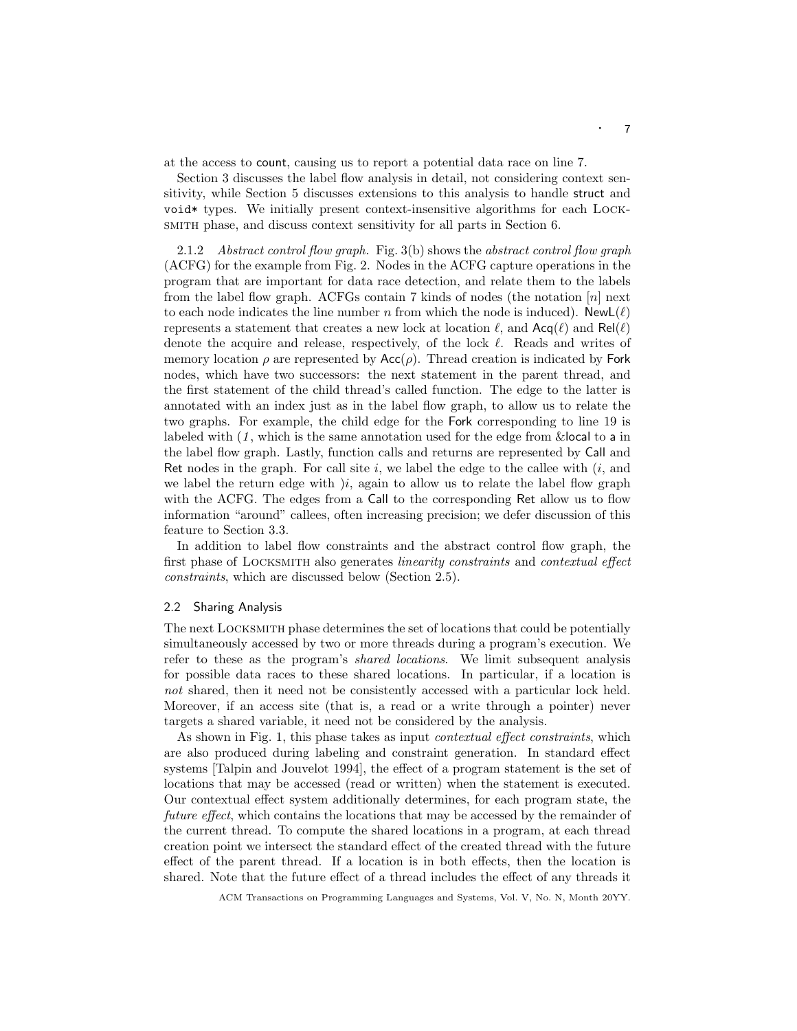at the access to count, causing us to report a potential data race on line 7.

Section 3 discusses the label flow analysis in detail, not considering context sensitivity, while Section 5 discusses extensions to this analysis to handle struct and void* types. We initially present context-insensitive algorithms for each LOCKSMITH phase, and discuss context sensitivity for all parts in Section 6.

2.1.2 *Abstract control flow graph.* Fig. 3(b) shows the *abstract control flow graph* (ACFG) for the example from Fig. 2. Nodes in the ACFG capture operations in the program that are important for data race detection, and relate them to the labels from the label flow graph. ACFGs contain 7 kinds of nodes (the notation $[n]$ next to each node indicates the line number $n$ from which the node is induced). $\mathsf{NewL}(\ell)$ represents a statement that creates a new lock at location $\ell$, and $\mathsf{Acq}(\ell)$ and $\mathsf{Rel}(\ell)$ denote the acquire and release, respectively, of the lock $\ell$. Reads and writes of memory location $\rho$ are represented by $\mathsf{Acc}(\rho)$. Thread creation is indicated by Fork nodes, which have two successors: the next statement in the parent thread, and the first statement of the child thread's called function. The edge to the latter is annotated with an index just as in the label flow graph, to allow us to relate the two graphs. For example, the child edge for the Fork corresponding to line 19 is labeled with $(_1$, which is the same annotation used for the edge from &local to a in the label flow graph. Lastly, function calls and returns are represented by Call and Ret nodes in the graph. For call site $i$, we label the edge to the callee with $(_i$, and we label the return edge with $)_i$, again to allow us to relate the label flow graph with the ACFG. The edges from a Call to the corresponding Ret allow us to flow information "around" callees, often increasing precision; we defer discussion of this feature to Section 3.3.

In addition to label flow constraints and the abstract control flow graph, the first phase of LOCKSMITH also generates *linearity constraints* and *contextual effect constraints*, which are discussed below (Section 2.5).

## 2.2 Sharing Analysis

The next LOCKSMITH phase determines the set of locations that could be potentially simultaneously accessed by two or more threads during a program's execution. We refer to these as the program's *shared locations*. We limit subsequent analysis for possible data races to these shared locations. In particular, if a location is *not* shared, then it need not be consistently accessed with a particular lock held. Moreover, if an access site (that is, a read or a write through a pointer) never targets a shared variable, it need not be considered by the analysis.

As shown in Fig. 1, this phase takes as input *contextual effect constraints*, which are also produced during labeling and constraint generation. In standard effect systems [Talpin and Jouvelot 1994], the effect of a program statement is the set of locations that may be accessed (read or written) when the statement is executed. Our contextual effect system additionally determines, for each program state, the *future effect*, which contains the locations that may be accessed by the remainder of the current thread. To compute the shared locations in a program, at each thread creation point we intersect the standard effect of the created thread with the future effect of the parent thread. If a location is in both effects, then the location is shared. Note that the future effect of a thread includes the effect of any threads it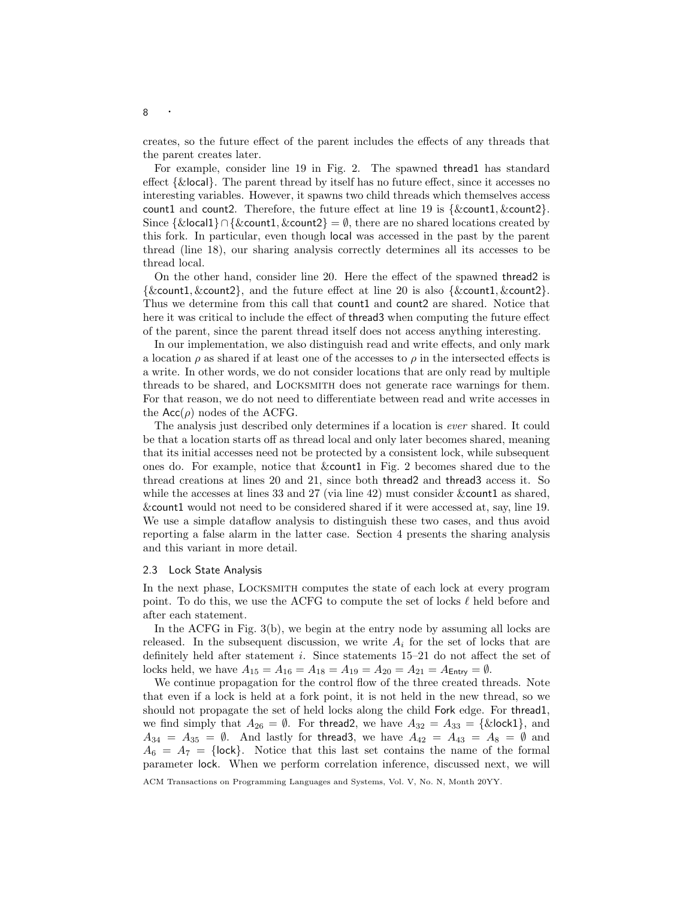creates, so the future effect of the parent includes the effects of any threads that the parent creates later.

For example, consider line 19 in Fig. 2. The spawned thread1 has standard effect $\{\&\mathsf{local}\}$. The parent thread by itself has no future effect, since it accesses no interesting variables. However, it spawns two child threads which themselves access count1 and count2. Therefore, the future effect at line 19 is $\{\&\mathsf{count1}, \&\mathsf{count2}\}$. Since $\{\&\mathsf{local1}\} \cap \{\&\mathsf{count1}, \&\mathsf{count2}\} = \emptyset$, there are no shared locations created by this fork. In particular, even though local was accessed in the past by the parent thread (line 18), our sharing analysis correctly determines all its accesses to be thread local.

On the other hand, consider line 20. Here the effect of the spawned thread2 is $\{\&\mathsf{count1}, \&\mathsf{count2}\}$, and the future effect at line 20 is also $\{\&\mathsf{count1}, \&\mathsf{count2}\}$. Thus we determine from this call that count1 and count2 are shared. Notice that here it was critical to include the effect of thread3 when computing the future effect of the parent, since the parent thread itself does not access anything interesting.

In our implementation, we also distinguish read and write effects, and only mark a location $\rho$ as shared if at least one of the accesses to $\rho$ in the intersected effects is a write. In other words, we do not consider locations that are only read by multiple threads to be shared, and LOCKSMITH does not generate race warnings for them. For that reason, we do not need to differentiate between read and write accesses in the $\mathsf{Acc}(\rho)$ nodes of the ACFG.

The analysis just described only determines if a location is *ever* shared. It could be that a location starts off as thread local and only later becomes shared, meaning that its initial accesses need not be protected by a consistent lock, while subsequent ones do. For example, notice that &count1 in Fig. 2 becomes shared due to the thread creations at lines 20 and 21, since both thread2 and thread3 access it. So while the accesses at lines 33 and 27 (via line 42) must consider &count1 as shared, &count1 would not need to be considered shared if it were accessed at, say, line 19. We use a simple dataflow analysis to distinguish these two cases, and thus avoid reporting a false alarm in the latter case. Section 4 presents the sharing analysis and this variant in more detail.

### 2.3 Lock State Analysis

In the next phase, LOCKSMITH computes the state of each lock at every program point. To do this, we use the ACFG to compute the set of locks $\ell$ held before and after each statement.

In the ACFG in Fig. 3(b), we begin at the entry node by assuming all locks are released. In the subsequent discussion, we write $A_i$ for the set of locks that are definitely held after statement $i$. Since statements 15–21 do not affect the set of locks held, we have $A_{15} = A_{16} = A_{18} = A_{19} = A_{20} = A_{21} = A_{\mathsf{Entry}} = \emptyset$.

We continue propagation for the control flow of the three created threads. Note that even if a lock is held at a fork point, it is not held in the new thread, so we should not propagate the set of held locks along the child Fork edge. For thread1, we find simply that $A_{26} = \emptyset$. For thread2, we have $A_{32} = A_{33} = \{\&\mathsf{lock1}\}$, and $A_{34} = A_{35} = \emptyset$. And lastly for thread3, we have $A_{42} = A_{43} = A_8 = \emptyset$ and $A_6 = A_7 = \{\mathsf{lock}\}$. Notice that this last set contains the name of the formal parameter lock. When we perform correlation inference, discussed next, we will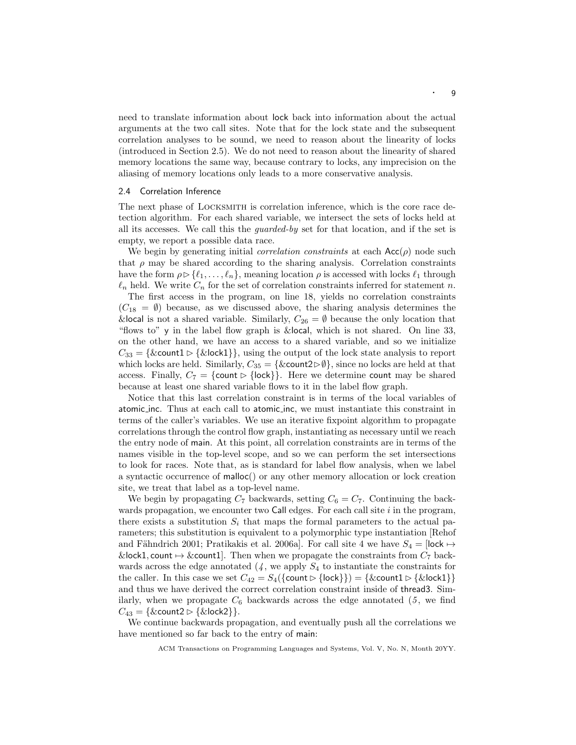need to translate information about lock back into information about the actual arguments at the two call sites. Note that for the lock state and the subsequent correlation analyses to be sound, we need to reason about the linearity of locks (introduced in Section 2.5). We do not need to reason about the linearity of shared memory locations the same way, because contrary to locks, any imprecision on the aliasing of memory locations only leads to a more conservative analysis.

## 2.4 Correlation Inference

The next phase of LOCKSMITH is correlation inference, which is the core race detection algorithm. For each shared variable, we intersect the sets of locks held at all its accesses. We call this the *guarded-by* set for that location, and if the set is empty, we report a possible data race.

We begin by generating initial *correlation constraints* at each $\mathsf{Acc}(\rho)$ node such that $\rho$ may be shared according to the sharing analysis. Correlation constraints have the form $\rho \rhd \{\ell_1, \ldots, \ell_n\}$, meaning location $\rho$ is accessed with locks $\ell_1$ through $\ell_n$ held. We write $C_n$ for the set of correlation constraints inferred for statement $n$.

The first access in the program, on line 18, yields no correlation constraints ($C_{18} = \emptyset$) because, as we discussed above, the sharing analysis determines the &local is not a shared variable. Similarly, $C_{26} = \emptyset$ because the only location that "flows to" y in the label flow graph is &local, which is not shared. On line 33, on the other hand, we have an access to a shared variable, and so we initialize $C_{33} = \{\&\mathsf{count1} \rhd \{\&\mathsf{lock1}\}\}$, using the output of the lock state analysis to report which locks are held. Similarly, $C_{35} = \{\&\mathsf{count2} \rhd \emptyset\}$, since no locks are held at that access. Finally, $C_7 = \{\mathsf{count} \rhd \{\mathsf{lock}\}\}$. Here we determine count may be shared because at least one shared variable flows to it in the label flow graph.

Notice that this last correlation constraint is in terms of the local variables of atomic_inc. Thus at each call to atomic_inc, we must instantiate this constraint in terms of the caller's variables. We use an iterative fixpoint algorithm to propagate correlations through the control flow graph, instantiating as necessary until we reach the entry node of main. At this point, all correlation constraints are in terms of the names visible in the top-level scope, and so we can perform the set intersections to look for races. Note that, as is standard for label flow analysis, when we label a syntactic occurrence of malloc() or any other memory allocation or lock creation site, we treat that label as a top-level name.

We begin by propagating $C_7$ backwards, setting $C_6 = C_7$. Continuing the backwards propagation, we encounter two Call edges. For each call site $i$ in the program, there exists a substitution $S_i$ that maps the formal parameters to the actual parameters; this substitution is equivalent to a polymorphic type instantiation [Rehof and Fähndrich 2001; Pratikakis et al. 2006a]. For call site 4 we have $S_4 = [\mathsf{lock} \mapsto \&\mathsf{lock1}, \mathsf{count} \mapsto \&\mathsf{count1}]$. Then when we propagate the constraints from $C_7$ backwards across the edge annotated $(_4$, we apply $S_4$ to instantiate the constraints for the caller. In this case we set $C_{42} = S_4(\{\mathsf{count} \rhd \{\mathsf{lock}\}\}) = \{\&\mathsf{count1} \rhd \{\&\mathsf{lock1}\}\}$ and thus we have derived the correct correlation constraint inside of thread3. Similarly, when we propagate $C_6$ backwards across the edge annotated $(_5$, we find $C_{43} = \{\&\mathsf{count2} \rhd \{\&\mathsf{lock2}\}\}$.

We continue backwards propagation, and eventually push all the correlations we have mentioned so far back to the entry of main: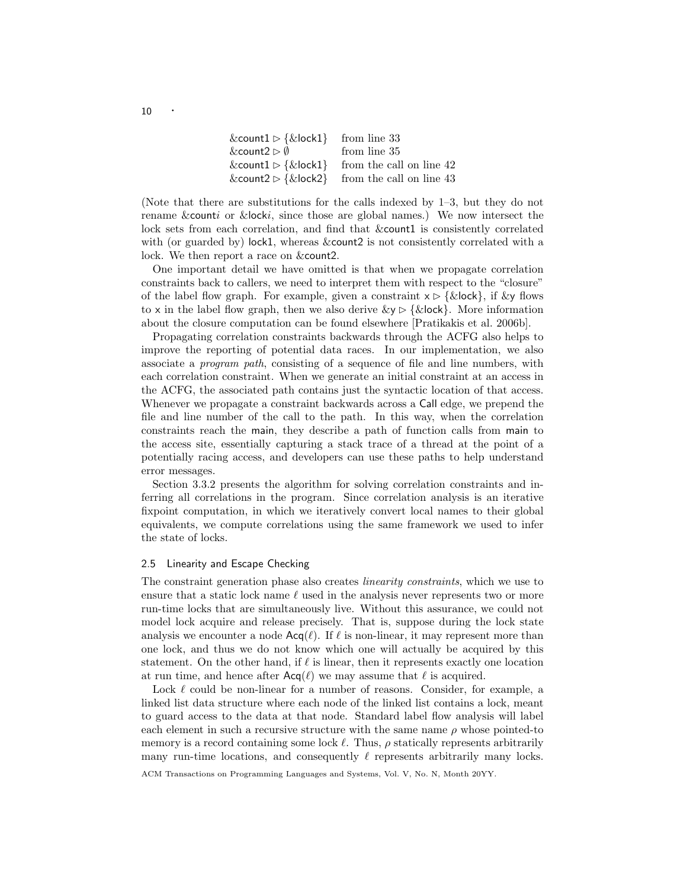| | |
|---|---|
| $\&\mathsf{count1} \rhd \{\&\mathsf{lock1}\}$ | from line 33 |
| $\&\mathsf{count2} \rhd \emptyset$ | from line 35 |
| $\&\mathsf{count1} \rhd \{\&\mathsf{lock1}\}$ | from the call on line 42 |
| $\&\mathsf{count2} \rhd \{\&\mathsf{lock2}\}$ | from the call on line 43 |

(Note that there are substitutions for the calls indexed by 1–3, but they do not rename &count$i$ or &lock$i$, since those are global names.) We now intersect the lock sets from each correlation, and find that &count1 is consistently correlated with (or guarded by) lock1, whereas &count2 is not consistently correlated with a lock. We then report a race on &count2.

One important detail we have omitted is that when we propagate correlation constraints back to callers, we need to interpret them with respect to the "closure" of the label flow graph. For example, given a constraint $\mathsf{x} \rhd \{\&\mathsf{lock}\}$, if &y flows to x in the label flow graph, then we also derive $\&\mathsf{y} \rhd \{\&\mathsf{lock}\}$. More information about the closure computation can be found elsewhere [Pratikakis et al. 2006b].

Propagating correlation constraints backwards through the ACFG also helps to improve the reporting of potential data races. In our implementation, we also associate a *program path*, consisting of a sequence of file and line numbers, with each correlation constraint. When we generate an initial constraint at an access in the ACFG, the associated path contains just the syntactic location of that access. Whenever we propagate a constraint backwards across a Call edge, we prepend the file and line number of the call to the path. In this way, when the correlation constraints reach the main, they describe a path of function calls from main to the access site, essentially capturing a stack trace of a thread at the point of a potentially racing access, and developers can use these paths to help understand error messages.

Section 3.3.2 presents the algorithm for solving correlation constraints and inferring all correlations in the program. Since correlation analysis is an iterative fixpoint computation, in which we iteratively convert local names to their global equivalents, we compute correlations using the same framework we used to infer the state of locks.

### 2.5 Linearity and Escape Checking

The constraint generation phase also creates *linearity constraints*, which we use to ensure that a static lock name $\ell$ used in the analysis never represents two or more run-time locks that are simultaneously live. Without this assurance, we could not model lock acquire and release precisely. That is, suppose during the lock state analysis we encounter a node $\mathsf{Acq}(\ell)$. If $\ell$ is non-linear, it may represent more than one lock, and thus we do not know which one will actually be acquired by this statement. On the other hand, if $\ell$ is linear, then it represents exactly one location at run time, and hence after $\mathsf{Acq}(\ell)$ we may assume that $\ell$ is acquired.

Lock $\ell$ could be non-linear for a number of reasons. Consider, for example, a linked list data structure where each node of the linked list contains a lock, meant to guard access to the data at that node. Standard label flow analysis will label each element in such a recursive structure with the same name $\rho$ whose pointed-to memory is a record containing some lock $\ell$. Thus, $\rho$ statically represents arbitrarily many run-time locations, and consequently $\ell$ represents arbitrarily many locks.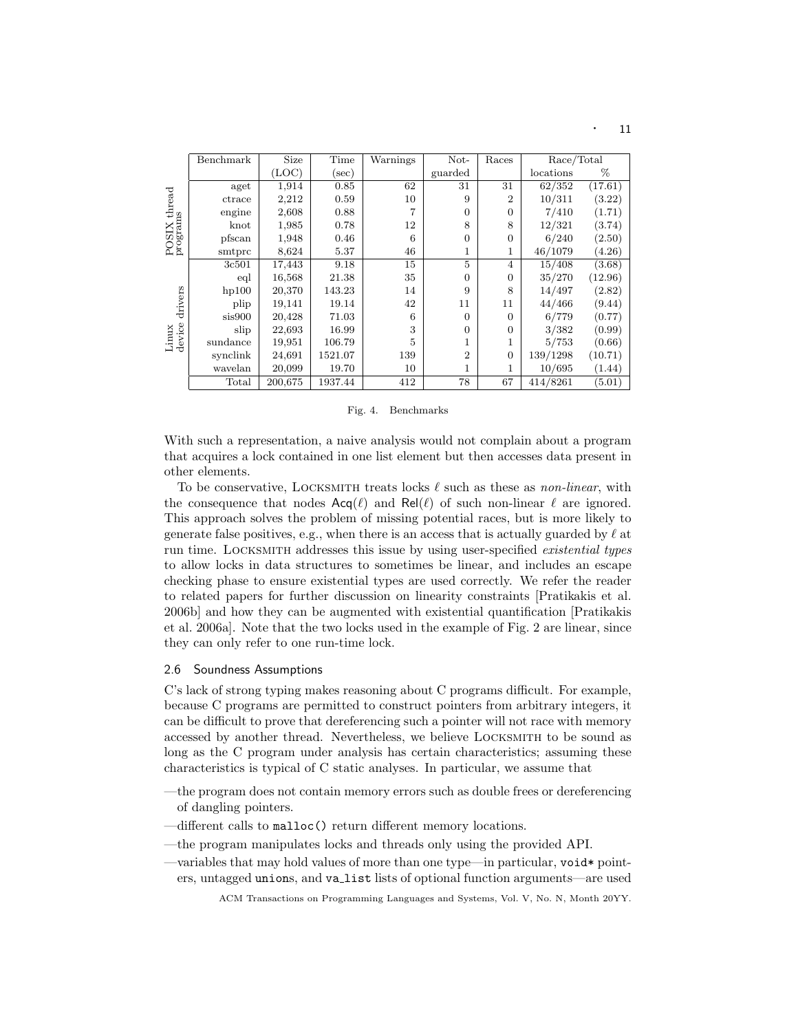| | Benchmark | Size (LOC) | Time (sec) | Warnings | Not-guarded | Races | Race/Total locations | % |
|---|---|---|---|---|---|---|---|---|
| POSIX thread programs | aget | 1,914 | 0.85 | 62 | 31 | 31 | 62/352 | (17.61) |
| | ctrace | 2,212 | 0.59 | 10 | 9 | 2 | 10/311 | (3.22) |
| | engine | 2,608 | 0.88 | 7 | 0 | 0 | 7/410 | (1.71) |
| | knot | 1,985 | 0.78 | 12 | 8 | 8 | 12/321 | (3.74) |
| | pfscan | 1,948 | 0.46 | 6 | 0 | 0 | 6/240 | (2.50) |
| | smtprc | 8,624 | 5.37 | 46 | 1 | 1 | 46/1079 | (4.26) |
| Linux device drivers | 3c501 | 17,443 | 9.18 | 15 | 5 | 4 | 15/408 | (3.68) |
| | eql | 16,568 | 21.38 | 35 | 0 | 0 | 35/270 | (12.96) |
| | hp100 | 20,370 | 143.23 | 14 | 9 | 8 | 14/497 | (2.82) |
| | plip | 19,141 | 19.14 | 42 | 11 | 11 | 44/466 | (9.44) |
| | sis900 | 20,428 | 71.03 | 6 | 0 | 0 | 6/779 | (0.77) |
| | slip | 22,693 | 16.99 | 3 | 0 | 0 | 3/382 | (0.99) |
| | sundance | 19,951 | 106.79 | 5 | 1 | 1 | 5/753 | (0.66) |
| | synclink | 24,691 | 1521.07 | 139 | 2 | 0 | 139/1298 | (10.71) |
| | wavelan | 20,099 | 19.70 | 10 | 1 | 1 | 10/695 | (1.44) |
| | Total | 200,675 | 1937.44 | 412 | 78 | 67 | 414/8261 | (5.01) |

Fig. 4. Benchmarks

With such a representation, a naive analysis would not complain about a program that acquires a lock contained in one list element but then accesses data present in other elements.

To be conservative, LOCKSMITH treats locks $\ell$ such as these as *non-linear*, with the consequence that nodes $\mathsf{Acq}(\ell)$ and $\mathsf{Rel}(\ell)$ of such non-linear $\ell$ are ignored. This approach solves the problem of missing potential races, but is more likely to generate false positives, e.g., when there is an access that is actually guarded by $\ell$ at run time. LOCKSMITH addresses this issue by using user-specified *existential types* to allow locks in data structures to sometimes be linear, and includes an escape checking phase to ensure existential types are used correctly. We refer the reader to related papers for further discussion on linearity constraints [Pratikakis et al. 2006b] and how they can be augmented with existential quantification [Pratikakis et al. 2006a]. Note that the two locks used in the example of Fig. 2 are linear, since they can only refer to one run-time lock.

### 2.6 Soundness Assumptions

C's lack of strong typing makes reasoning about C programs difficult. For example, because C programs are permitted to construct pointers from arbitrary integers, it can be difficult to prove that dereferencing such a pointer will not race with memory accessed by another thread. Nevertheless, we believe LOCKSMITH to be sound as long as the C program under analysis has certain characteristics; assuming these characteristics is typical of C static analyses. In particular, we assume that

- the program does not contain memory errors such as double frees or dereferencing of dangling pointers.
- different calls to `malloc()` return different memory locations.
- the program manipulates locks and threads only using the provided API.
- variables that may hold values of more than one type—in particular, `void*` pointers, untagged `union`s, and `va_list` lists of optional function arguments—are used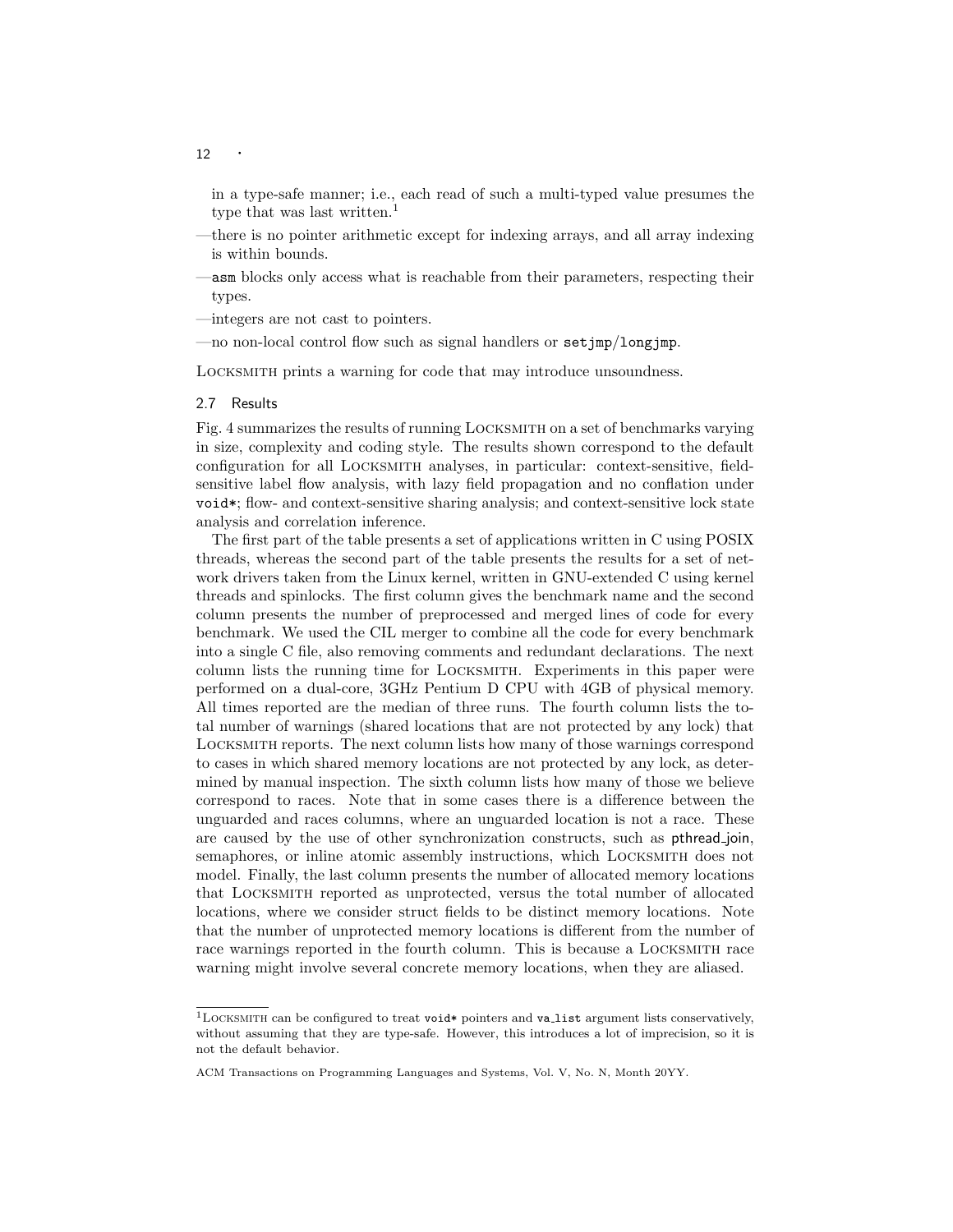in a type-safe manner; i.e., each read of such a multi-typed value presumes the type that was last written.[1]

—there is no pointer arithmetic except for indexing arrays, and all array indexing is within bounds.

—`asm` blocks only access what is reachable from their parameters, respecting their types.

—integers are not cast to pointers.

—no non-local control flow such as signal handlers or `setjmp`/`longjmp`.

LOCKSMITH prints a warning for code that may introduce unsoundness.

### 2.7 Results

Fig. 4 summarizes the results of running LOCKSMITH on a set of benchmarks varying in size, complexity and coding style. The results shown correspond to the default configuration for all LOCKSMITH analyses, in particular: context-sensitive, field-sensitive label flow analysis, with lazy field propagation and no conflation under `void*`; flow- and context-sensitive sharing analysis; and context-sensitive lock state analysis and correlation inference.

The first part of the table presents a set of applications written in C using POSIX threads, whereas the second part of the table presents the results for a set of network drivers taken from the Linux kernel, written in GNU-extended C using kernel threads and spinlocks. The first column gives the benchmark name and the second column presents the number of preprocessed and merged lines of code for every benchmark. We used the CIL merger to combine all the code for every benchmark into a single C file, also removing comments and redundant declarations. The next column lists the running time for LOCKSMITH. Experiments in this paper were performed on a dual-core, 3GHz Pentium D CPU with 4GB of physical memory. All times reported are the median of three runs. The fourth column lists the total number of warnings (shared locations that are not protected by any lock) that LOCKSMITH reports. The next column lists how many of those warnings correspond to cases in which shared memory locations are not protected by any lock, as determined by manual inspection. The sixth column lists how many of those we believe correspond to races. Note that in some cases there is a difference between the unguarded and races columns, where an unguarded location is not a race. These are caused by the use of other synchronization constructs, such as pthread_join, semaphores, or inline atomic assembly instructions, which LOCKSMITH does not model. Finally, the last column presents the number of allocated memory locations that LOCKSMITH reported as unprotected, versus the total number of allocated locations, where we consider struct fields to be distinct memory locations. Note that the number of unprotected memory locations is different from the number of race warnings reported in the fourth column. This is because a LOCKSMITH race warning might involve several concrete memory locations, when they are aliased.

[1] LOCKSMITH can be configured to treat `void*` pointers and `va_list` argument lists conservatively, without assuming that they are type-safe. However, this introduces a lot of imprecision, so it is not the default behavior.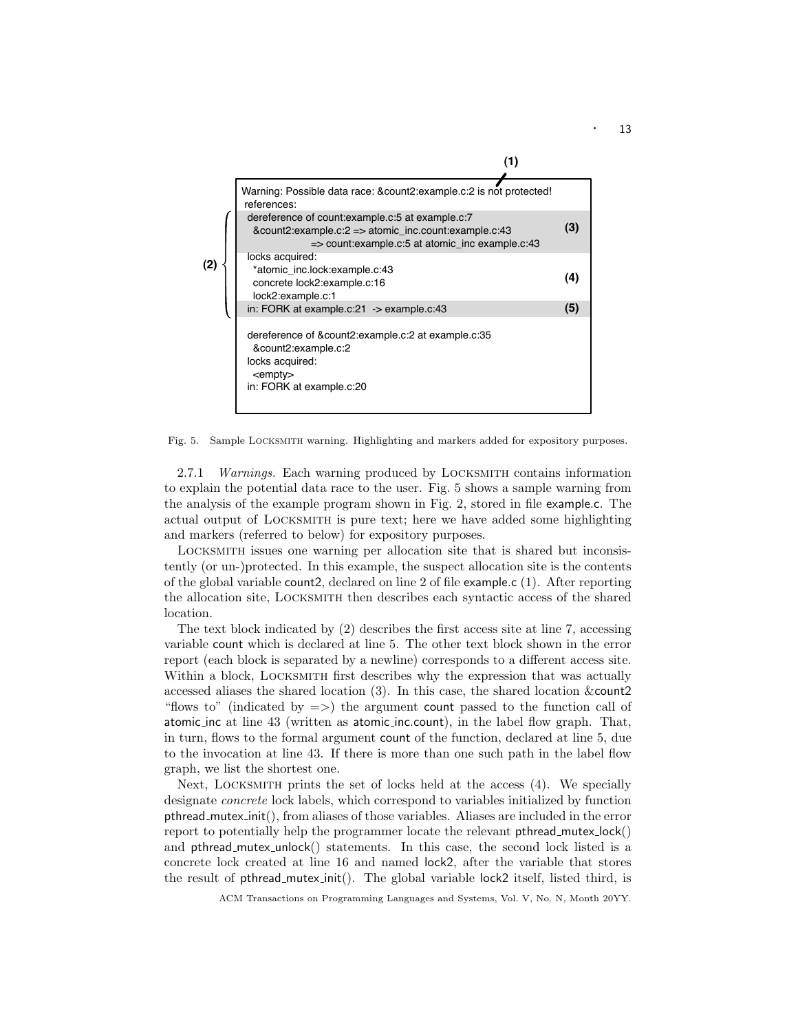```
Warning: Possible data race: &count2:example.c:2 is not protected!                (1)
 references:
  dereference of count:example.c:5 at example.c:7                                 (2)
   &count2:example.c:2 => atomic_inc.count:example.c:43                           (3)
                => count:example.c:5 at atomic_inc example.c:43
  locks acquired:
   *atomic_inc.lock:example.c:43                                                  (4)
   concrete lock2:example.c:16
   lock2:example.c:1
  in: FORK at example.c:21  -> example.c:43                                       (5)

  dereference of &count2:example.c:2 at example.c:35
   &count2:example.c:2
  locks acquired:
   <empty>
  in: FORK at example.c:20
```

Fig. 5. Sample LOCKSMITH warning. Highlighting and markers added for expository purposes.

2.7.1 *Warnings.* Each warning produced by LOCKSMITH contains information to explain the potential data race to the user. Fig. 5 shows a sample warning from the analysis of the example program shown in Fig. 2, stored in file example.c. The actual output of LOCKSMITH is pure text; here we have added some highlighting and markers (referred to below) for expository purposes.

LOCKSMITH issues one warning per allocation site that is shared but inconsistently (or un-)protected. In this example, the suspect allocation site is the contents of the global variable count2, declared on line 2 of file example.c (1). After reporting the allocation site, LOCKSMITH then describes each syntactic access of the shared location.

The text block indicated by (2) describes the first access site at line 7, accessing variable count which is declared at line 5. The other text block shown in the error report (each block is separated by a newline) corresponds to a different access site. Within a block, LOCKSMITH first describes why the expression that was actually accessed aliases the shared location (3). In this case, the shared location &count2 "flows to" (indicated by =>) the argument count passed to the function call of atomic_inc at line 43 (written as atomic_inc.count), in the label flow graph. That, in turn, flows to the formal argument count of the function, declared at line 5, due to the invocation at line 43. If there is more than one such path in the label flow graph, we list the shortest one.

Next, LOCKSMITH prints the set of locks held at the access (4). We specially designate *concrete* lock labels, which correspond to variables initialized by function pthread_mutex_init(), from aliases of those variables. Aliases are included in the error report to potentially help the programmer locate the relevant pthread_mutex_lock() and pthread_mutex_unlock() statements. In this case, the second lock listed is a concrete lock created at line 16 and named lock2, after the variable that stores the result of pthread_mutex_init(). The global variable lock2 itself, listed third, is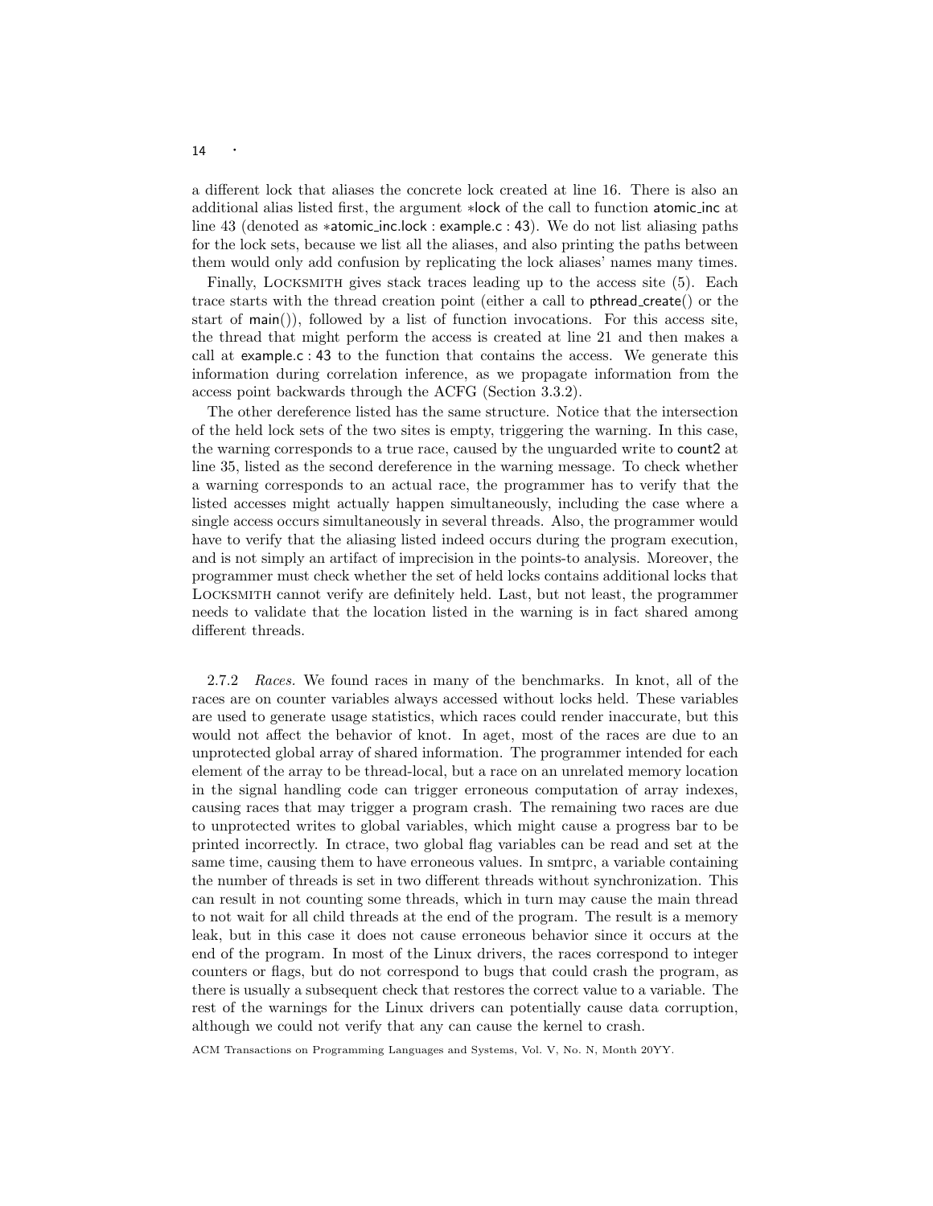a different lock that aliases the concrete lock created at line 16. There is also an additional alias listed first, the argument *lock of the call to function atomic_inc at line 43 (denoted as *atomic_inc.lock : example.c : 43). We do not list aliasing paths for the lock sets, because we list all the aliases, and also printing the paths between them would only add confusion by replicating the lock aliases' names many times.

Finally, LOCKSMITH gives stack traces leading up to the access site (5). Each trace starts with the thread creation point (either a call to pthread_create() or the start of main()), followed by a list of function invocations. For this access site, the thread that might perform the access is created at line 21 and then makes a call at example.c : 43 to the function that contains the access. We generate this information during correlation inference, as we propagate information from the access point backwards through the ACFG (Section 3.3.2).

The other dereference listed has the same structure. Notice that the intersection of the held lock sets of the two sites is empty, triggering the warning. In this case, the warning corresponds to a true race, caused by the unguarded write to count2 at line 35, listed as the second dereference in the warning message. To check whether a warning corresponds to an actual race, the programmer has to verify that the listed accesses might actually happen simultaneously, including the case where a single access occurs simultaneously in several threads. Also, the programmer would have to verify that the aliasing listed indeed occurs during the program execution, and is not simply an artifact of imprecision in the points-to analysis. Moreover, the programmer must check whether the set of held locks contains additional locks that LOCKSMITH cannot verify are definitely held. Last, but not least, the programmer needs to validate that the location listed in the warning is in fact shared among different threads.

2.7.2 *Races.* We found races in many of the benchmarks. In knot, all of the races are on counter variables always accessed without locks held. These variables are used to generate usage statistics, which races could render inaccurate, but this would not affect the behavior of knot. In aget, most of the races are due to an unprotected global array of shared information. The programmer intended for each element of the array to be thread-local, but a race on an unrelated memory location in the signal handling code can trigger erroneous computation of array indexes, causing races that may trigger a program crash. The remaining two races are due to unprotected writes to global variables, which might cause a progress bar to be printed incorrectly. In ctrace, two global flag variables can be read and set at the same time, causing them to have erroneous values. In smtprc, a variable containing the number of threads is set in two different threads without synchronization. This can result in not counting some threads, which in turn may cause the main thread to not wait for all child threads at the end of the program. The result is a memory leak, but in this case it does not cause erroneous behavior since it occurs at the end of the program. In most of the Linux drivers, the races correspond to integer counters or flags, but do not correspond to bugs that could crash the program, as there is usually a subsequent check that restores the correct value to a variable. The rest of the warnings for the Linux drivers can potentially cause data corruption, although we could not verify that any can cause the kernel to crash.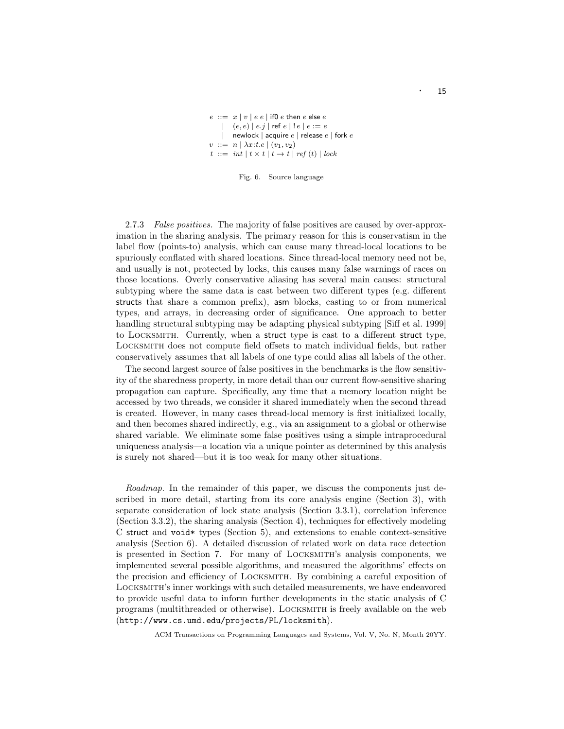$$
\begin{array}{rcl}
e & ::= & x \mid v \mid e\ e \mid \textsf{if0}\ e\ \textsf{then}\ e\ \textsf{else}\ e \\
 & \mid & (e, e) \mid e.j \mid \textsf{ref}\ e \mid !\,e \mid e := e \\
 & \mid & \textsf{newlock} \mid \textsf{acquire}\ e \mid \textsf{release}\ e \mid \textsf{fork}\ e \\
v & ::= & n \mid \lambda x{:}t.e \mid (v_1, v_2) \\
t & ::= & \mathit{int} \mid t \times t \mid t \rightarrow t \mid \mathit{ref}\ (t) \mid \mathit{lock}
\end{array}
$$

Fig. 6. Source language

2.7.3 *False positives.* The majority of false positives are caused by over-approximation in the sharing analysis. The primary reason for this is conservatism in the label flow (points-to) analysis, which can cause many thread-local locations to be spuriously conflated with shared locations. Since thread-local memory need not be, and usually is not, protected by locks, this causes many false warnings of races on those locations. Overly conservative aliasing has several main causes: structural subtyping where the same data is cast between two different types (e.g. different structs that share a common prefix), asm blocks, casting to or from numerical types, and arrays, in decreasing order of significance. One approach to better handling structural subtyping may be adapting physical subtyping [Siff et al. 1999] to Locksmith. Currently, when a struct type is cast to a different struct type, Locksmith does not compute field offsets to match individual fields, but rather conservatively assumes that all labels of one type could alias all labels of the other.

The second largest source of false positives in the benchmarks is the flow sensitivity of the sharedness property, in more detail than our current flow-sensitive sharing propagation can capture. Specifically, any time that a memory location might be accessed by two threads, we consider it shared immediately when the second thread is created. However, in many cases thread-local memory is first initialized locally, and then becomes shared indirectly, e.g., via an assignment to a global or otherwise shared variable. We eliminate some false positives using a simple intraprocedural uniqueness analysis—a location via a unique pointer as determined by this analysis is surely not shared—but it is too weak for many other situations.

*Roadmap.* In the remainder of this paper, we discuss the components just described in more detail, starting from its core analysis engine (Section 3), with separate consideration of lock state analysis (Section 3.3.1), correlation inference (Section 3.3.2), the sharing analysis (Section 4), techniques for effectively modeling C struct and `void*` types (Section 5), and extensions to enable context-sensitive analysis (Section 6). A detailed discussion of related work on data race detection is presented in Section 7. For many of Locksmith's analysis components, we implemented several possible algorithms, and measured the algorithms' effects on the precision and efficiency of Locksmith. By combining a careful exposition of Locksmith's inner workings with such detailed measurements, we have endeavored to provide useful data to inform further developments in the static analysis of C programs (multithreaded or otherwise). Locksmith is freely available on the web (`http://www.cs.umd.edu/projects/PL/locksmith`).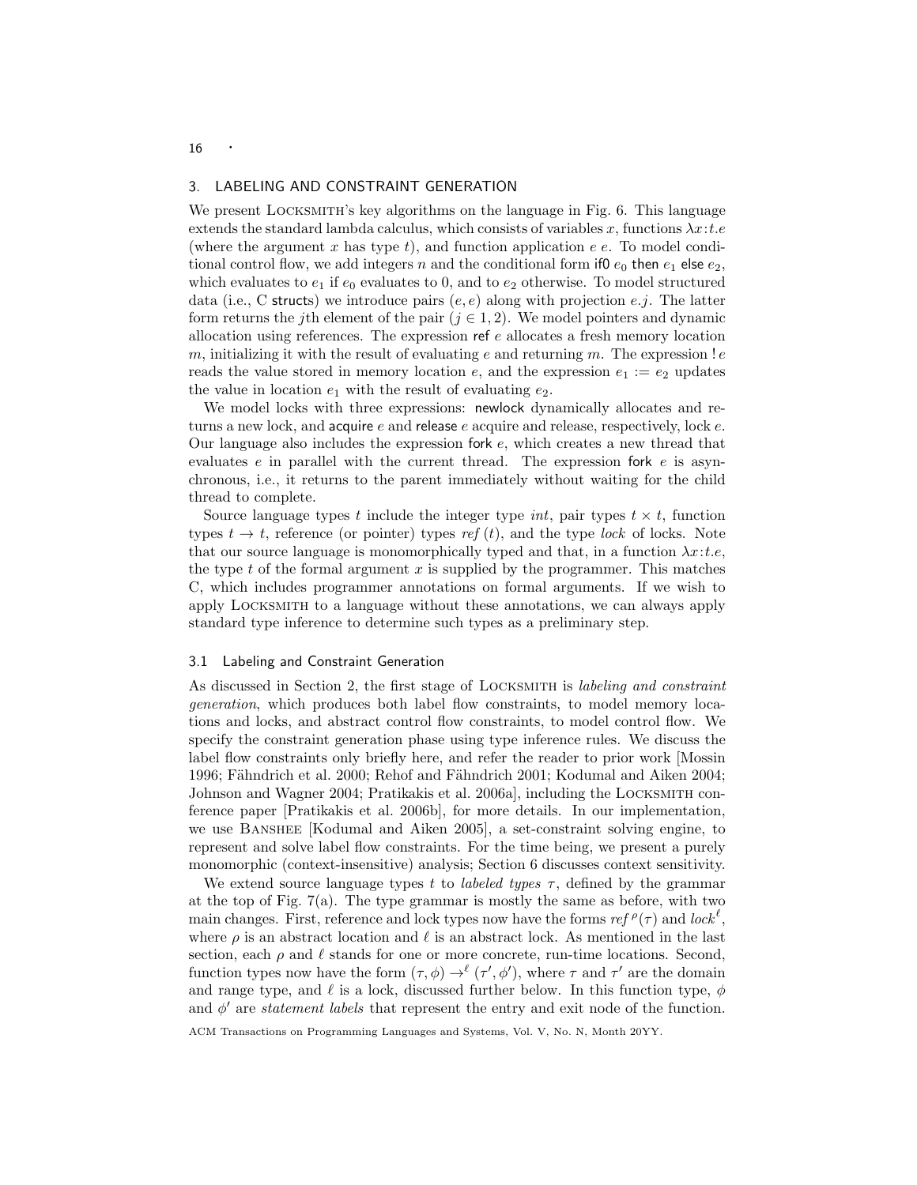## 3. LABELING AND CONSTRAINT GENERATION

We present LOCKSMITH's key algorithms on the language in Fig. 6. This language extends the standard lambda calculus, which consists of variables $x$, functions $\lambda x{:}t.e$ (where the argument $x$ has type $t$), and function application $e\ e$. To model conditional control flow, we add integers $n$ and the conditional form $\mathsf{if0}\ e_0\ \mathsf{then}\ e_1\ \mathsf{else}\ e_2$, which evaluates to $e_1$ if $e_0$ evaluates to 0, and to $e_2$ otherwise. To model structured data (i.e., C structs) we introduce pairs $(e, e)$ along with projection $e.j$. The latter form returns the $j$th element of the pair ($j \in 1, 2$). We model pointers and dynamic allocation using references. The expression $\mathsf{ref}\ e$ allocates a fresh memory location $m$, initializing it with the result of evaluating $e$ and returning $m$. The expression $!\,e$ reads the value stored in memory location $e$, and the expression $e_1 := e_2$ updates the value in location $e_1$ with the result of evaluating $e_2$.

We model locks with three expressions: newlock dynamically allocates and returns a new lock, and $\mathsf{acquire}\ e$ and $\mathsf{release}\ e$ acquire and release, respectively, lock $e$. Our language also includes the expression $\mathsf{fork}\ e$, which creates a new thread that evaluates $e$ in parallel with the current thread. The expression $\mathsf{fork}\ e$ is asynchronous, i.e., it returns to the parent immediately without waiting for the child thread to complete.

Source language types $t$ include the integer type $int$, pair types $t \times t$, function types $t \to t$, reference (or pointer) types $ref\,(t)$, and the type $lock$ of locks. Note that our source language is monomorphically typed and that, in a function $\lambda x{:}t.e$, the type $t$ of the formal argument $x$ is supplied by the programmer. This matches C, which includes programmer annotations on formal arguments. If we wish to apply LOCKSMITH to a language without these annotations, we can always apply standard type inference to determine such types as a preliminary step.

### 3.1 Labeling and Constraint Generation

As discussed in Section 2, the first stage of LOCKSMITH is *labeling and constraint generation*, which produces both label flow constraints, to model memory locations and locks, and abstract control flow constraints, to model control flow. We specify the constraint generation phase using type inference rules. We discuss the label flow constraints only briefly here, and refer the reader to prior work [Mossin 1996; Fähndrich et al. 2000; Rehof and Fähndrich 2001; Kodumal and Aiken 2004; Johnson and Wagner 2004; Pratikakis et al. 2006a], including the LOCKSMITH conference paper [Pratikakis et al. 2006b], for more details. In our implementation, we use BANSHEE [Kodumal and Aiken 2005], a set-constraint solving engine, to represent and solve label flow constraints. For the time being, we present a purely monomorphic (context-insensitive) analysis; Section 6 discusses context sensitivity.

We extend source language types $t$ to *labeled types* $\tau$, defined by the grammar at the top of Fig. 7(a). The type grammar is mostly the same as before, with two main changes. First, reference and lock types now have the forms $ref^{\,\rho}(\tau)$ and $lock^{\ell}$, where $\rho$ is an abstract location and $\ell$ is an abstract lock. As mentioned in the last section, each $\rho$ and $\ell$ stands for one or more concrete, run-time locations. Second, function types now have the form $(\tau, \phi) \to^{\ell} (\tau', \phi')$, where $\tau$ and $\tau'$ are the domain and range type, and $\ell$ is a lock, discussed further below. In this function type, $\phi$ and $\phi'$ are *statement labels* that represent the entry and exit node of the function.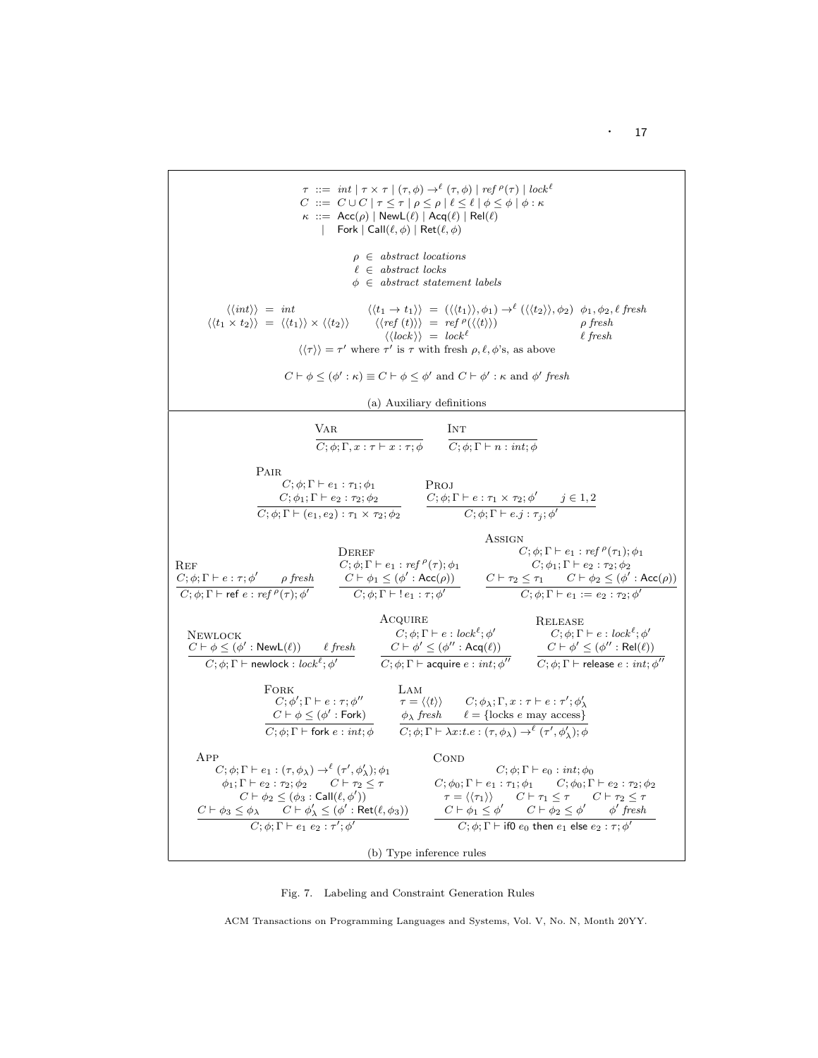$$
\begin{array}{rcl}
\tau & ::= & int \mid \tau \times \tau \mid (\tau, \phi) \rightarrow^{\ell} (\tau, \phi) \mid ref^{\,\rho}(\tau) \mid lock^{\ell} \\
C & ::= & C \cup C \mid \tau \leq \tau \mid \rho \leq \rho \mid \ell \leq \ell \mid \phi \leq \phi \mid \phi : \kappa \\
\kappa & ::= & \mathsf{Acc}(\rho) \mid \mathsf{NewL}(\ell) \mid \mathsf{Acq}(\ell) \mid \mathsf{Rel}(\ell) \\
& \mid & \mathsf{Fork} \mid \mathsf{Call}(\ell, \phi) \mid \mathsf{Ret}(\ell, \phi)
\end{array}
$$

$$
\begin{array}{l}
\rho \in \textit{abstract locations} \\
\ell \in \textit{abstract locks} \\
\phi \in \textit{abstract statement labels}
\end{array}
$$

$$
\begin{array}{rclrcll}
\langle\langle int \rangle\rangle & = & int & \langle\langle t_1 \rightarrow t_1 \rangle\rangle & = & (\langle\langle t_1 \rangle\rangle, \phi_1) \rightarrow^{\ell} (\langle\langle t_2 \rangle\rangle, \phi_2) & \phi_1, \phi_2, \ell \textit{ fresh} \\
\langle\langle t_1 \times t_2 \rangle\rangle & = & \langle\langle t_1 \rangle\rangle \times \langle\langle t_2 \rangle\rangle & \langle\langle ref\ (t) \rangle\rangle & = & ref^{\,\rho}(\langle\langle t \rangle\rangle) & \rho \textit{ fresh} \\
& & & \langle\langle lock \rangle\rangle & = & lock^{\ell} & \ell \textit{ fresh}
\end{array}
$$

$\langle\langle \tau \rangle\rangle = \tau'$ where $\tau'$ is $\tau$ with fresh $\rho, \ell, \phi$'s, as above

$$C \vdash \phi \leq (\phi' : \kappa) \equiv C \vdash \phi \leq \phi' \text{ and } C \vdash \phi' : \kappa \text{ and } \phi' \textit{ fresh}$$

(a) Auxiliary definitions

**Var**
$$\frac{}{C; \phi; \Gamma, x : \tau \vdash x : \tau; \phi}$$

**Int**
$$\frac{}{C; \phi; \Gamma \vdash n : int; \phi}$$

**Pair**
$$\frac{C; \phi; \Gamma \vdash e_1 : \tau_1; \phi_1 \qquad C; \phi_1; \Gamma \vdash e_2 : \tau_2; \phi_2}{C; \phi; \Gamma \vdash (e_1, e_2) : \tau_1 \times \tau_2; \phi_2}$$

**Proj**
$$\frac{C; \phi; \Gamma \vdash e : \tau_1 \times \tau_2; \phi' \qquad j \in 1, 2}{C; \phi; \Gamma \vdash e.j : \tau_j; \phi'}$$

**Ref**
$$\frac{C; \phi; \Gamma \vdash e : \tau; \phi' \qquad \rho \textit{ fresh}}{C; \phi; \Gamma \vdash \mathsf{ref}\ e : ref^{\,\rho}(\tau); \phi'}$$

**Deref**
$$\frac{C; \phi; \Gamma \vdash e_1 : ref^{\,\rho}(\tau); \phi_1 \qquad C \vdash \phi_1 \leq (\phi' : \mathsf{Acc}(\rho))}{C; \phi; \Gamma \vdash !\, e_1 : \tau; \phi'}$$

**Assign**
$$\frac{\begin{array}{c} C; \phi; \Gamma \vdash e_1 : ref^{\,\rho}(\tau_1); \phi_1 \\ C; \phi_1; \Gamma \vdash e_2 : \tau_2; \phi_2 \\ C \vdash \tau_2 \leq \tau_1 \qquad C \vdash \phi_2 \leq (\phi' : \mathsf{Acc}(\rho)) \end{array}}{C; \phi; \Gamma \vdash e_1 := e_2 : \tau_2; \phi'}$$

**Newlock**
$$\frac{C \vdash \phi \leq (\phi' : \mathsf{NewL}(\ell)) \qquad \ell \textit{ fresh}}{C; \phi; \Gamma \vdash \mathsf{newlock} : lock^{\ell}; \phi'}$$

**Acquire**
$$\frac{C; \phi; \Gamma \vdash e : lock^{\ell}; \phi' \qquad C \vdash \phi' \leq (\phi'' : \mathsf{Acq}(\ell))}{C; \phi; \Gamma \vdash \mathsf{acquire}\ e : int; \phi''}$$

**Release**
$$\frac{C; \phi; \Gamma \vdash e : lock^{\ell}; \phi' \qquad C \vdash \phi' \leq (\phi'' : \mathsf{Rel}(\ell))}{C; \phi; \Gamma \vdash \mathsf{release}\ e : int; \phi''}$$

**Fork**
$$\frac{C; \phi'; \Gamma \vdash e : \tau; \phi'' \qquad C \vdash \phi \leq (\phi' : \mathsf{Fork})}{C; \phi; \Gamma \vdash \mathsf{fork}\ e : int; \phi}$$

**Lam**
$$\frac{\begin{array}{c} \tau = \langle\langle t \rangle\rangle \qquad C; \phi_\lambda; \Gamma, x : \tau \vdash e : \tau'; \phi'_\lambda \\ \phi_\lambda \textit{ fresh} \qquad \ell = \{\text{locks } e \text{ may access}\} \end{array}}{C; \phi; \Gamma \vdash \lambda x{:}t.e : (\tau, \phi_\lambda) \rightarrow^{\ell} (\tau', \phi'_\lambda); \phi}$$

**App**
$$\frac{\begin{array}{c} C; \phi; \Gamma \vdash e_1 : (\tau, \phi_\lambda) \rightarrow^{\ell} (\tau', \phi'_\lambda); \phi_1 \\ \phi_1; \Gamma \vdash e_2 : \tau_2; \phi_2 \qquad C \vdash \tau_2 \leq \tau \\ C \vdash \phi_2 \leq (\phi_3 : \mathsf{Call}(\ell, \phi')) \\ C \vdash \phi_3 \leq \phi_\lambda \qquad C \vdash \phi'_\lambda \leq (\phi' : \mathsf{Ret}(\ell, \phi_3)) \end{array}}{C; \phi; \Gamma \vdash e_1\ e_2 : \tau'; \phi'}$$

**Cond**
$$\frac{\begin{array}{c} C; \phi; \Gamma \vdash e_0 : int; \phi_0 \\ C; \phi_0; \Gamma \vdash e_1 : \tau_1; \phi_1 \qquad C; \phi_0; \Gamma \vdash e_2 : \tau_2; \phi_2 \\ \tau = \langle\langle \tau_1 \rangle\rangle \qquad C \vdash \tau_1 \leq \tau \qquad C \vdash \tau_2 \leq \tau \\ C \vdash \phi_1 \leq \phi' \qquad C \vdash \phi_2 \leq \phi' \qquad \phi' \textit{ fresh} \end{array}}{C; \phi; \Gamma \vdash \mathsf{if0}\ e_0\ \mathsf{then}\ e_1\ \mathsf{else}\ e_2 : \tau; \phi'}$$

(b) Type inference rules

Fig. 7. Labeling and Constraint Generation Rules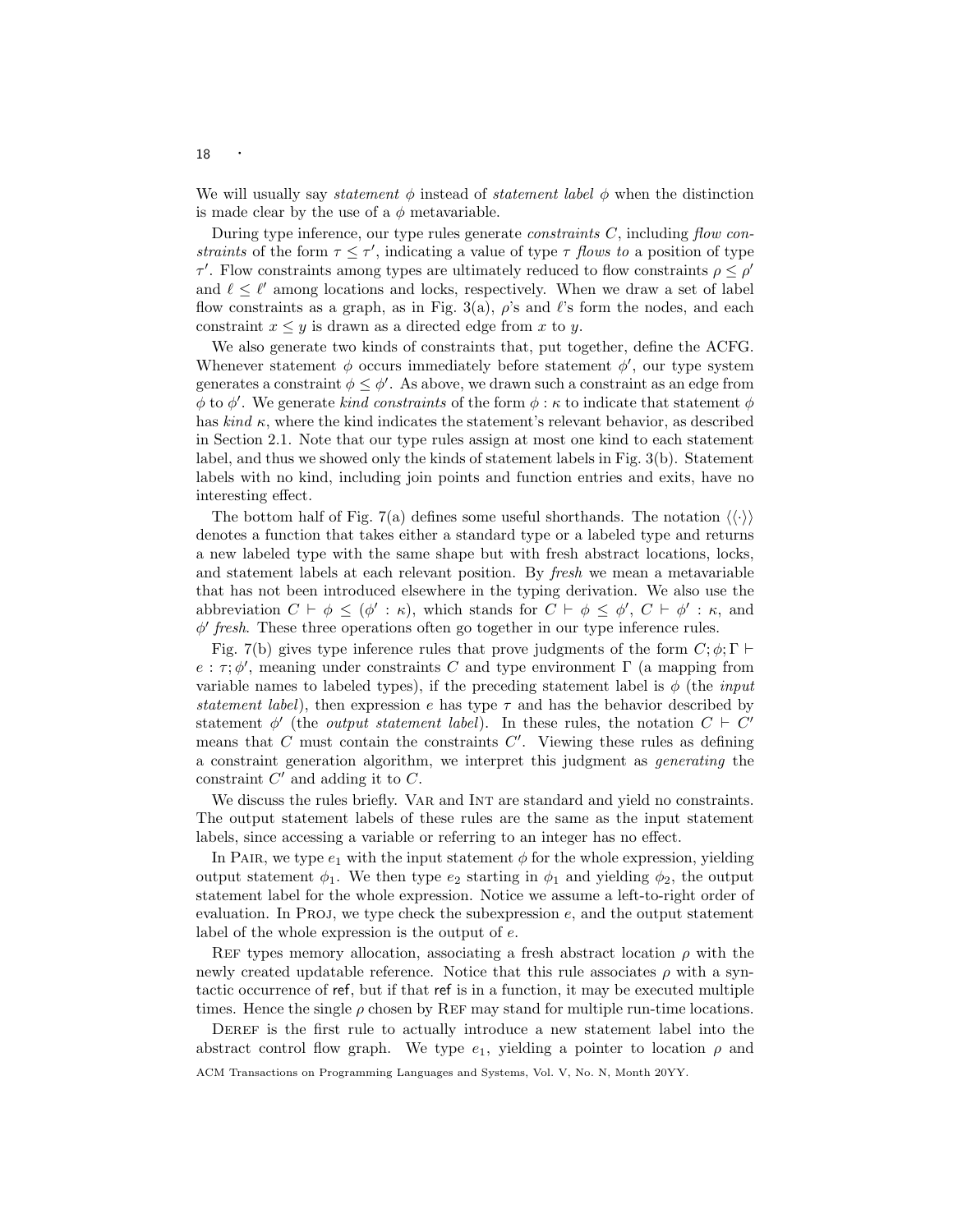We will usually say *statement* $\phi$ instead of *statement label* $\phi$ when the distinction is made clear by the use of a $\phi$ metavariable.

During type inference, our type rules generate *constraints* $C$, including *flow constraints* of the form $\tau \leq \tau'$, indicating a value of type $\tau$ *flows to* a position of type $\tau'$. Flow constraints among types are ultimately reduced to flow constraints $\rho \leq \rho'$ and $\ell \leq \ell'$ among locations and locks, respectively. When we draw a set of label flow constraints as a graph, as in Fig. 3(a), $\rho$'s and $\ell$'s form the nodes, and each constraint $x \leq y$ is drawn as a directed edge from $x$ to $y$.

We also generate two kinds of constraints that, put together, define the ACFG. Whenever statement $\phi$ occurs immediately before statement $\phi'$, our type system generates a constraint $\phi \leq \phi'$. As above, we drawn such a constraint as an edge from $\phi$ to $\phi'$. We generate *kind constraints* of the form $\phi : \kappa$ to indicate that statement $\phi$ has *kind* $\kappa$, where the kind indicates the statement's relevant behavior, as described in Section 2.1. Note that our type rules assign at most one kind to each statement label, and thus we showed only the kinds of statement labels in Fig. 3(b). Statement labels with no kind, including join points and function entries and exits, have no interesting effect.

The bottom half of Fig. 7(a) defines some useful shorthands. The notation $\langle\langle\cdot\rangle\rangle$ denotes a function that takes either a standard type or a labeled type and returns a new labeled type with the same shape but with fresh abstract locations, locks, and statement labels at each relevant position. By *fresh* we mean a metavariable that has not been introduced elsewhere in the typing derivation. We also use the abbreviation $C \vdash \phi \leq (\phi' : \kappa)$, which stands for $C \vdash \phi \leq \phi'$, $C \vdash \phi' : \kappa$, and $\phi'$ *fresh*. These three operations often go together in our type inference rules.

Fig. 7(b) gives type inference rules that prove judgments of the form $C; \phi; \Gamma \vdash e : \tau; \phi'$, meaning under constraints $C$ and type environment $\Gamma$ (a mapping from variable names to labeled types), if the preceding statement label is $\phi$ (the *input statement label*), then expression $e$ has type $\tau$ and has the behavior described by statement $\phi'$ (the *output statement label*). In these rules, the notation $C \vdash C'$ means that $C$ must contain the constraints $C'$. Viewing these rules as defining a constraint generation algorithm, we interpret this judgment as *generating* the constraint $C'$ and adding it to $C$.

We discuss the rules briefly. Var and Int are standard and yield no constraints. The output statement labels of these rules are the same as the input statement labels, since accessing a variable or referring to an integer has no effect.

In Pair, we type $e_1$ with the input statement $\phi$ for the whole expression, yielding output statement $\phi_1$. We then type $e_2$ starting in $\phi_1$ and yielding $\phi_2$, the output statement label for the whole expression. Notice we assume a left-to-right order of evaluation. In Proj, we type check the subexpression $e$, and the output statement label of the whole expression is the output of $e$.

Ref types memory allocation, associating a fresh abstract location $\rho$ with the newly created updatable reference. Notice that this rule associates $\rho$ with a syntactic occurrence of ref, but if that ref is in a function, it may be executed multiple times. Hence the single $\rho$ chosen by Ref may stand for multiple run-time locations.

Deref is the first rule to actually introduce a new statement label into the abstract control flow graph. We type $e_1$, yielding a pointer to location $\rho$ and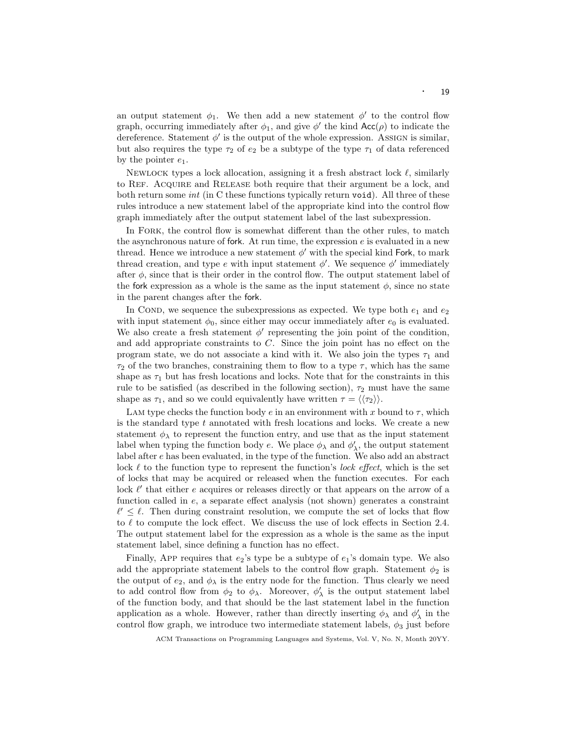an output statement $\phi_1$. We then add a new statement $\phi'$ to the control flow graph, occurring immediately after $\phi_1$, and give $\phi'$ the kind $\mathsf{Acc}(\rho)$ to indicate the dereference. Statement $\phi'$ is the output of the whole expression. Assign is similar, but also requires the type $\tau_2$ of $e_2$ be a subtype of the type $\tau_1$ of data referenced by the pointer $e_1$.

Newlock types a lock allocation, assigning it a fresh abstract lock $\ell$, similarly to Ref. Acquire and Release both require that their argument be a lock, and both return some *int* (in C these functions typically return `void`). All three of these rules introduce a new statement label of the appropriate kind into the control flow graph immediately after the output statement label of the last subexpression.

In Fork, the control flow is somewhat different than the other rules, to match the asynchronous nature of fork. At run time, the expression $e$ is evaluated in a new thread. Hence we introduce a new statement $\phi'$ with the special kind Fork, to mark thread creation, and type $e$ with input statement $\phi'$. We sequence $\phi'$ immediately after $\phi$, since that is their order in the control flow. The output statement label of the fork expression as a whole is the same as the input statement $\phi$, since no state in the parent changes after the fork.

In Cond, we sequence the subexpressions as expected. We type both $e_1$ and $e_2$ with input statement $\phi_0$, since either may occur immediately after $e_0$ is evaluated. We also create a fresh statement $\phi'$ representing the join point of the condition, and add appropriate constraints to $C$. Since the join point has no effect on the program state, we do not associate a kind with it. We also join the types $\tau_1$ and $\tau_2$ of the two branches, constraining them to flow to a type $\tau$, which has the same shape as $\tau_1$ but has fresh locations and locks. Note that for the constraints in this rule to be satisfied (as described in the following section), $\tau_2$ must have the same shape as $\tau_1$, and so we could equivalently have written $\tau = \langle\langle\tau_2\rangle\rangle$.

Lam type checks the function body $e$ in an environment with $x$ bound to $\tau$, which is the standard type $t$ annotated with fresh locations and locks. We create a new statement $\phi_\lambda$ to represent the function entry, and use that as the input statement label when typing the function body $e$. We place $\phi_\lambda$ and $\phi'_\lambda$, the output statement label after $e$ has been evaluated, in the type of the function. We also add an abstract lock $\ell$ to the function type to represent the function's *lock effect*, which is the set of locks that may be acquired or released when the function executes. For each lock $\ell'$ that either $e$ acquires or releases directly or that appears on the arrow of a function called in $e$, a separate effect analysis (not shown) generates a constraint $\ell' \leq \ell$. Then during constraint resolution, we compute the set of locks that flow to $\ell$ to compute the lock effect. We discuss the use of lock effects in Section 2.4. The output statement label for the expression as a whole is the same as the input statement label, since defining a function has no effect.

Finally, App requires that $e_2$'s type be a subtype of $e_1$'s domain type. We also add the appropriate statement labels to the control flow graph. Statement $\phi_2$ is the output of $e_2$, and $\phi_\lambda$ is the entry node for the function. Thus clearly we need to add control flow from $\phi_2$ to $\phi_\lambda$. Moreover, $\phi'_\lambda$ is the output statement label of the function body, and that should be the last statement label in the function application as a whole. However, rather than directly inserting $\phi_\lambda$ and $\phi'_\lambda$ in the control flow graph, we introduce two intermediate statement labels, $\phi_3$ just before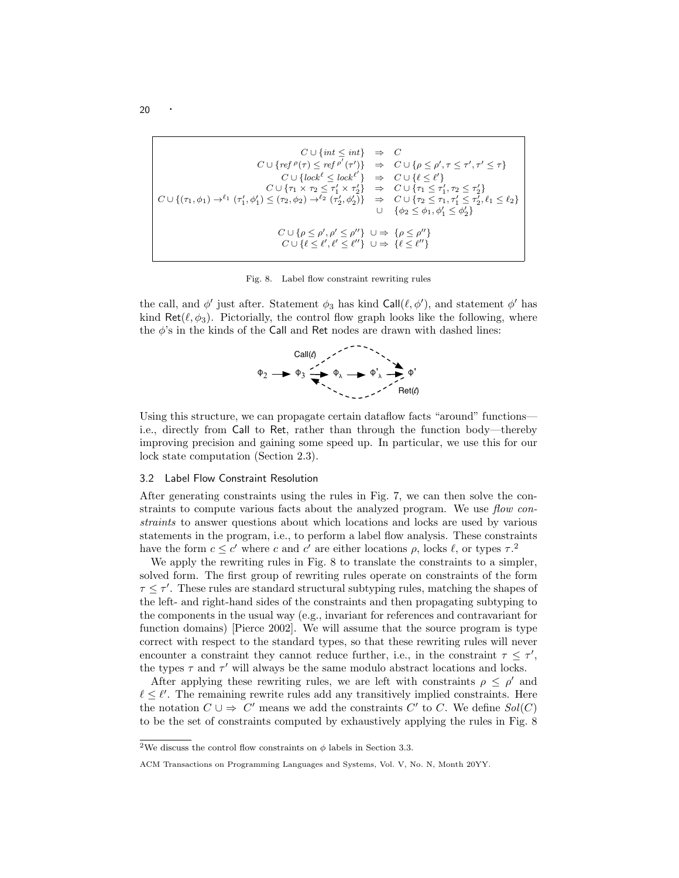$$
\begin{array}{rcl}
C \cup \{int \leq int\} & \Rightarrow & C \\
C \cup \{ref^{\rho}(\tau) \leq ref^{\rho'}(\tau')\} & \Rightarrow & C \cup \{\rho \leq \rho', \tau \leq \tau', \tau' \leq \tau\} \\
C \cup \{lock^{\ell} \leq lock^{\ell'}\} & \Rightarrow & C \cup \{\ell \leq \ell'\} \\
C \cup \{\tau_1 \times \tau_2 \leq \tau_1' \times \tau_2'\} & \Rightarrow & C \cup \{\tau_1 \leq \tau_1', \tau_2 \leq \tau_2'\} \\
C \cup \{(\tau_1, \phi_1) \rightarrow^{\ell_1} (\tau_1', \phi_1') \leq (\tau_2, \phi_2) \rightarrow^{\ell_2} (\tau_2', \phi_2')\} & \Rightarrow & C \cup \{\tau_2 \leq \tau_1, \tau_1' \leq \tau_2', \ell_1 \leq \ell_2\} \\
& \cup & \{\phi_2 \leq \phi_1, \phi_1' \leq \phi_2'\} \\
\\
C \cup \{\rho \leq \rho', \rho' \leq \rho''\} & \cup\Rightarrow & \{\rho \leq \rho''\} \\
C \cup \{\ell \leq \ell', \ell' \leq \ell''\} & \cup\Rightarrow & \{\ell \leq \ell''\}
\end{array}
$$

Fig. 8. Label flow constraint rewriting rules

the call, and $\phi'$ just after. Statement $\phi_3$ has kind $\mathsf{Call}(\ell, \phi')$, and statement $\phi'$ has kind $\mathsf{Ret}(\ell, \phi_3)$. Pictorially, the control flow graph looks like the following, where the $\phi$'s in the kinds of the Call and Ret nodes are drawn with dashed lines:

Using this structure, we can propagate certain dataflow facts "around" functions—i.e., directly from Call to Ret, rather than through the function body—thereby improving precision and gaining some speed up. In particular, we use this for our lock state computation (Section 2.3).

### 3.2 Label Flow Constraint Resolution

After generating constraints using the rules in Fig. 7, we can then solve the constraints to compute various facts about the analyzed program. We use *flow constraints* to answer questions about which locations and locks are used by various statements in the program, i.e., to perform a label flow analysis. These constraints have the form $c \leq c'$ where $c$ and $c'$ are either locations $\rho$, locks $\ell$, or types $\tau$.[2]

We apply the rewriting rules in Fig. 8 to translate the constraints to a simpler, solved form. The first group of rewriting rules operate on constraints of the form $\tau \leq \tau'$. These rules are standard structural subtyping rules, matching the shapes of the left- and right-hand sides of the constraints and then propagating subtyping to the components in the usual way (e.g., invariant for references and contravariant for function domains) [Pierce 2002]. We will assume that the source program is type correct with respect to the standard types, so that these rewriting rules will never encounter a constraint they cannot reduce further, i.e., in the constraint $\tau \leq \tau'$, the types $\tau$ and $\tau'$ will always be the same modulo abstract locations and locks.

After applying these rewriting rules, we are left with constraints $\rho \leq \rho'$ and $\ell \leq \ell'$. The remaining rewrite rules add any transitively implied constraints. Here the notation $C \cup\Rightarrow C'$ means we add the constraints $C'$ to $C$. We define $Sol(C)$ to be the set of constraints computed by exhaustively applying the rules in Fig. 8

[2] We discuss the control flow constraints on $\phi$ labels in Section 3.3.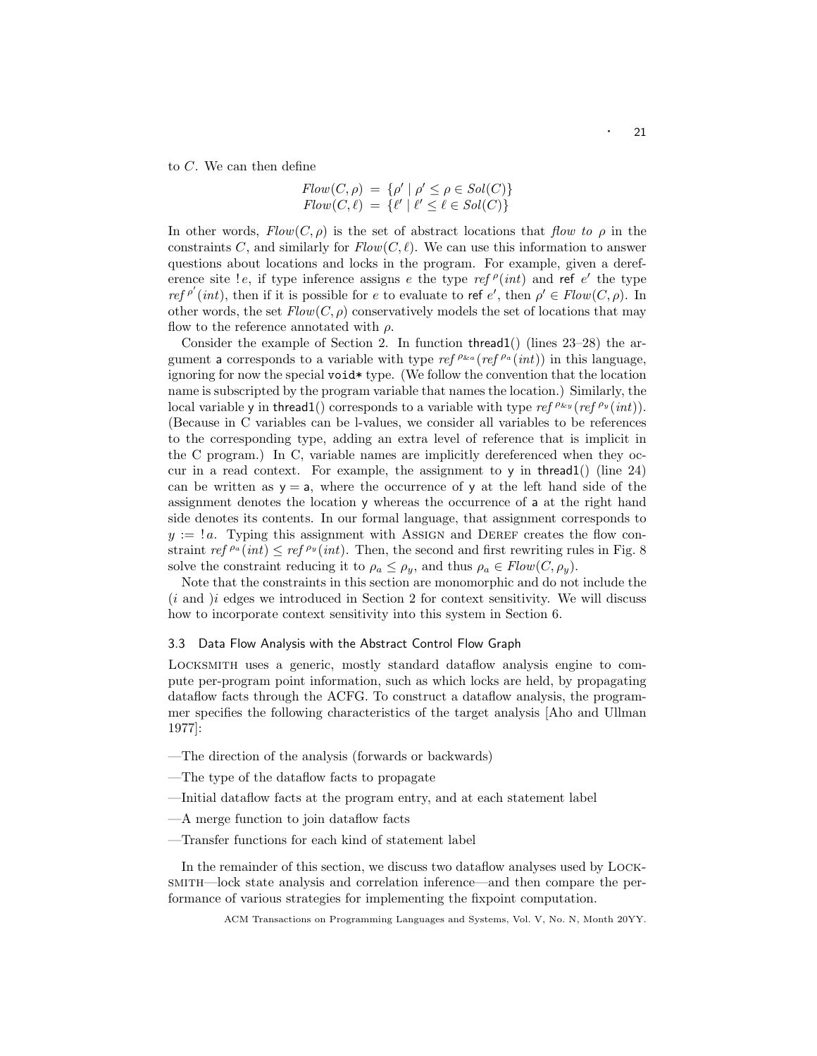to $C$. We can then define

$$Flow(C, \rho) = \{\rho' \mid \rho' \leq \rho \in Sol(C)\}$$
$$Flow(C, \ell) = \{\ell' \mid \ell' \leq \ell \in Sol(C)\}$$

In other words, $Flow(C, \rho)$ is the set of abstract locations that *flow to* $\rho$ in the constraints $C$, and similarly for $Flow(C, \ell)$. We can use this information to answer questions about locations and locks in the program. For example, given a dereference site $!e$, if type inference assigns $e$ the type $ref^{\rho}(int)$ and $\mathsf{ref}\ e'$ the type $ref^{\rho'}(int)$, then if it is possible for $e$ to evaluate to $\mathsf{ref}\ e'$, then $\rho' \in Flow(C, \rho)$. In other words, the set $Flow(C, \rho)$ conservatively models the set of locations that may flow to the reference annotated with $\rho$.

Consider the example of Section 2. In function thread1() (lines 23–28) the argument a corresponds to a variable with type $ref^{\rho_{\&a}}(ref^{\rho_a}(int))$ in this language, ignoring for now the special void* type. (We follow the convention that the location name is subscripted by the program variable that names the location.) Similarly, the local variable y in thread1() corresponds to a variable with type $ref^{\rho_{\&y}}(ref^{\rho_y}(int))$. (Because in C variables can be l-values, we consider all variables to be references to the corresponding type, adding an extra level of reference that is implicit in the C program.) In C, variable names are implicitly dereferenced when they occur in a read context. For example, the assignment to y in thread1() (line 24) can be written as y = a, where the occurrence of y at the left hand side of the assignment denotes the location y whereas the occurrence of a at the right hand side denotes its contents. In our formal language, that assignment corresponds to $y := !a$. Typing this assignment with Assign and Deref creates the flow constraint $ref^{\rho_a}(int) \leq ref^{\rho_y}(int)$. Then, the second and first rewriting rules in Fig. 8 solve the constraint reducing it to $\rho_a \leq \rho_y$, and thus $\rho_a \in Flow(C, \rho_y)$.

Note that the constraints in this section are monomorphic and do not include the $(i$ and $)i$ edges we introduced in Section 2 for context sensitivity. We will discuss how to incorporate context sensitivity into this system in Section 6.

### 3.3 Data Flow Analysis with the Abstract Control Flow Graph

Locksmith uses a generic, mostly standard dataflow analysis engine to compute per-program point information, such as which locks are held, by propagating dataflow facts through the ACFG. To construct a dataflow analysis, the programmer specifies the following characteristics of the target analysis [Aho and Ullman 1977]:

—The direction of the analysis (forwards or backwards)

—The type of the dataflow facts to propagate

—Initial dataflow facts at the program entry, and at each statement label

—A merge function to join dataflow facts

—Transfer functions for each kind of statement label

In the remainder of this section, we discuss two dataflow analyses used by Locksmith—lock state analysis and correlation inference—and then compare the performance of various strategies for implementing the fixpoint computation.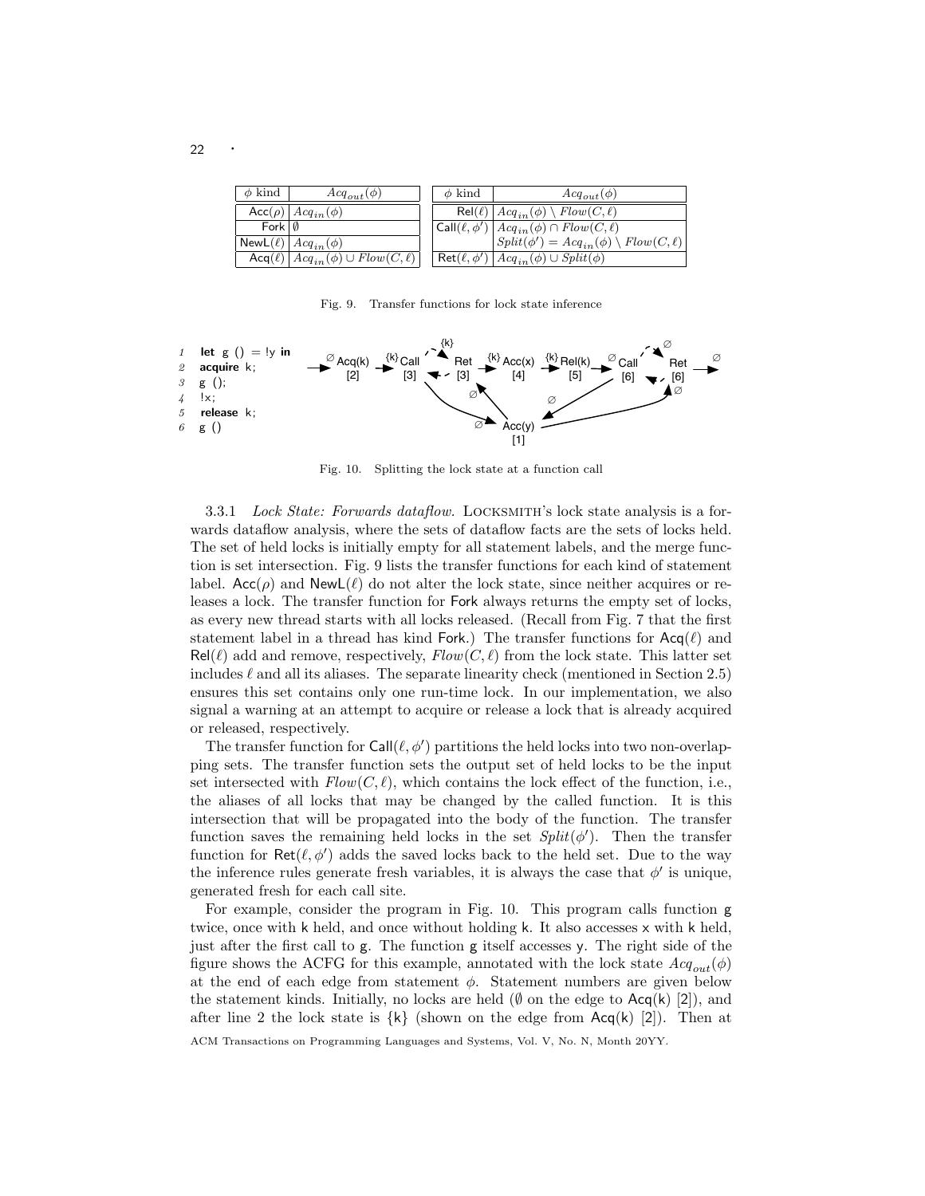| $\phi$ kind | $Acq_{out}(\phi)$ |
|---|---|
| $\mathsf{Acc}(\rho)$ | $Acq_{in}(\phi)$ |
| $\mathsf{Fork}$ | $\emptyset$ |
| $\mathsf{NewL}(\ell)$ | $Acq_{in}(\phi)$ |
| $\mathsf{Acq}(\ell)$ | $Acq_{in}(\phi) \cup Flow(C, \ell)$ |

| $\phi$ kind | $Acq_{out}(\phi)$ |
|---|---|
| $\mathsf{Rel}(\ell)$ | $Acq_{in}(\phi) \setminus Flow(C, \ell)$ |
| $\mathsf{Call}(\ell, \phi')$ | $Acq_{in}(\phi) \cap Flow(C, \ell)$ <br> $Split(\phi') = Acq_{in}(\phi) \setminus Flow(C, \ell)$ |
| $\mathsf{Ret}(\ell, \phi')$ | $Acq_{in}(\phi) \cup Split(\phi)$ |

Fig. 9. Transfer functions for lock state inference

```
1  let g () = !y in
2  acquire k;
3  g ();
4  !x;
5  release k;
6  g ()
```

Fig. 10. Splitting the lock state at a function call

3.3.1 *Lock State: Forwards dataflow.* LOCKSMITH's lock state analysis is a forwards dataflow analysis, where the sets of dataflow facts are the sets of locks held. The set of held locks is initially empty for all statement labels, and the merge function is set intersection. Fig. 9 lists the transfer functions for each kind of statement label. $\mathsf{Acc}(\rho)$ and $\mathsf{NewL}(\ell)$ do not alter the lock state, since neither acquires or releases a lock. The transfer function for $\mathsf{Fork}$ always returns the empty set of locks, as every new thread starts with all locks released. (Recall from Fig. 7 that the first statement label in a thread has kind $\mathsf{Fork}$.) The transfer functions for $\mathsf{Acq}(\ell)$ and $\mathsf{Rel}(\ell)$ add and remove, respectively, $Flow(C, \ell)$ from the lock state. This latter set includes $\ell$ and all its aliases. The separate linearity check (mentioned in Section 2.5) ensures this set contains only one run-time lock. In our implementation, we also signal a warning at an attempt to acquire or release a lock that is already acquired or released, respectively.

The transfer function for $\mathsf{Call}(\ell, \phi')$ partitions the held locks into two non-overlapping sets. The transfer function sets the output set of held locks to be the input set intersected with $Flow(C, \ell)$, which contains the lock effect of the function, i.e., the aliases of all locks that may be changed by the called function. It is this intersection that will be propagated into the body of the function. The transfer function saves the remaining held locks in the set $Split(\phi')$. Then the transfer function for $\mathsf{Ret}(\ell, \phi')$ adds the saved locks back to the held set. Due to the way the inference rules generate fresh variables, it is always the case that $\phi'$ is unique, generated fresh for each call site.

For example, consider the program in Fig. 10. This program calls function g twice, once with k held, and once without holding k. It also accesses x with k held, just after the first call to g. The function g itself accesses y. The right side of the figure shows the ACFG for this example, annotated with the lock state $Acq_{out}(\phi)$ at the end of each edge from statement $\phi$. Statement numbers are given below the statement kinds. Initially, no locks are held ($\emptyset$ on the edge to $\mathsf{Acq}(\mathsf{k})$ [2]), and after line 2 the lock state is $\{\mathsf{k}\}$ (shown on the edge from $\mathsf{Acq}(\mathsf{k})$ [2]). Then at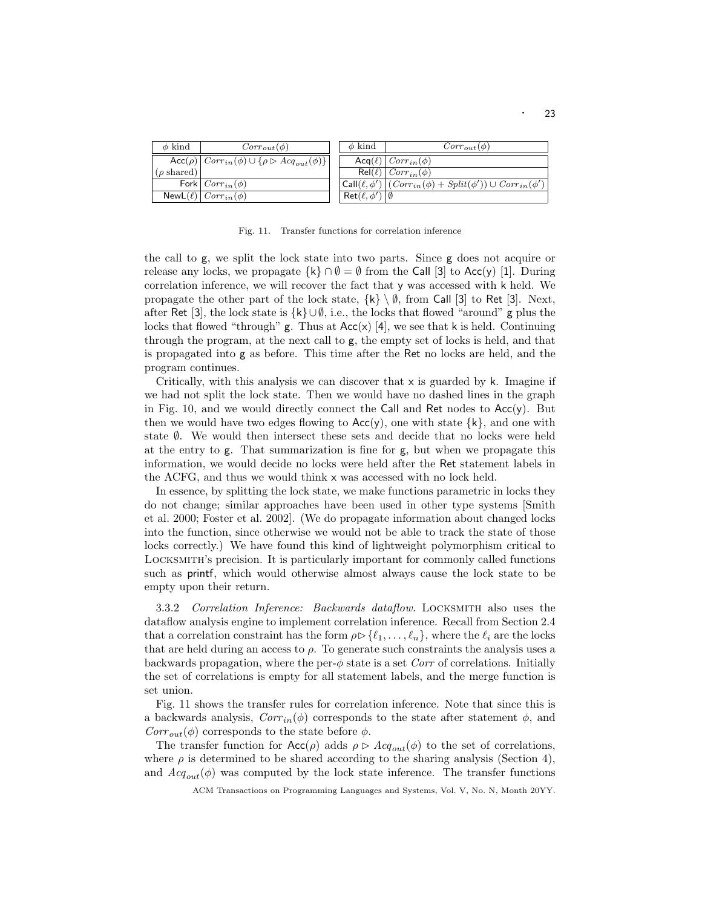| $\phi$ kind | $Corr_{out}(\phi)$ |
|---|---|
| $\mathsf{Acc}(\rho)$ ($\rho$ shared) | $Corr_{in}(\phi) \cup \{\rho \rhd Acq_{out}(\phi)\}$ |
| Fork | $Corr_{in}(\phi)$ |
| $\mathsf{NewL}(\ell)$ | $Corr_{in}(\phi)$ |

| $\phi$ kind | $Corr_{out}(\phi)$ |
|---|---|
| $\mathsf{Acq}(\ell)$ | $Corr_{in}(\phi)$ |
| $\mathsf{Rel}(\ell)$ | $Corr_{in}(\phi)$ |
| $\mathsf{Call}(\ell, \phi')$ | $(Corr_{in}(\phi) + Split(\phi')) \cup Corr_{in}(\phi')$ |
| $\mathsf{Ret}(\ell, \phi')$ | $\emptyset$ |

Fig. 11. Transfer functions for correlation inference

the call to g, we split the lock state into two parts. Since g does not acquire or release any locks, we propagate $\{\mathsf{k}\} \cap \emptyset = \emptyset$ from the Call [3] to Acc(y) [1]. During correlation inference, we will recover the fact that y was accessed with k held. We propagate the other part of the lock state, $\{\mathsf{k}\} \setminus \emptyset$, from Call [3] to Ret [3]. Next, after Ret [3], the lock state is $\{\mathsf{k}\} \cup \emptyset$, i.e., the locks that flowed "around" g plus the locks that flowed "through" g. Thus at Acc(x) [4], we see that k is held. Continuing through the program, at the next call to g, the empty set of locks is held, and that is propagated into g as before. This time after the Ret no locks are held, and the program continues.

Critically, with this analysis we can discover that x is guarded by k. Imagine if we had not split the lock state. Then we would have no dashed lines in the graph in Fig. 10, and we would directly connect the Call and Ret nodes to Acc(y). But then we would have two edges flowing to Acc(y), one with state $\{\mathsf{k}\}$, and one with state $\emptyset$. We would then intersect these sets and decide that no locks were held at the entry to g. That summarization is fine for g, but when we propagate this information, we would decide no locks were held after the Ret statement labels in the ACFG, and thus we would think x was accessed with no lock held.

In essence, by splitting the lock state, we make functions parametric in locks they do not change; similar approaches have been used in other type systems [Smith et al. 2000; Foster et al. 2002]. (We do propagate information about changed locks into the function, since otherwise we would not be able to track the state of those locks correctly.) We have found this kind of lightweight polymorphism critical to Locksmith's precision. It is particularly important for commonly called functions such as printf, which would otherwise almost always cause the lock state to be empty upon their return.

3.3.2 *Correlation Inference: Backwards dataflow.* Locksmith also uses the dataflow analysis engine to implement correlation inference. Recall from Section 2.4 that a correlation constraint has the form $\rho \rhd \{\ell_1, \ldots, \ell_n\}$, where the $\ell_i$ are the locks that are held during an access to $\rho$. To generate such constraints the analysis uses a backwards propagation, where the per-$\phi$ state is a set *Corr* of correlations. Initially the set of correlations is empty for all statement labels, and the merge function is set union.

Fig. 11 shows the transfer rules for correlation inference. Note that since this is a backwards analysis, $Corr_{in}(\phi)$ corresponds to the state after statement $\phi$, and $Corr_{out}(\phi)$ corresponds to the state before $\phi$.

The transfer function for $\mathsf{Acc}(\rho)$ adds $\rho \rhd Acq_{out}(\phi)$ to the set of correlations, where $\rho$ is determined to be shared according to the sharing analysis (Section 4), and $Acq_{out}(\phi)$ was computed by the lock state inference. The transfer functions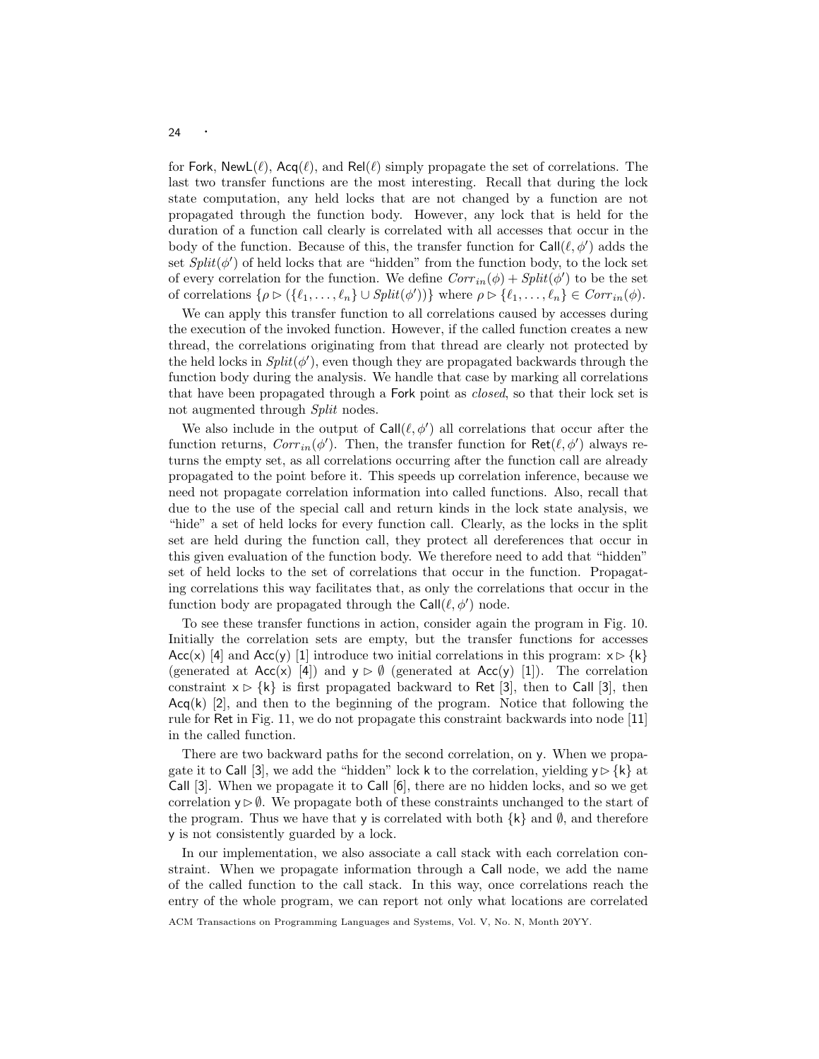for Fork, NewL($\ell$), Acq($\ell$), and Rel($\ell$) simply propagate the set of correlations. The last two transfer functions are the most interesting. Recall that during the lock state computation, any held locks that are not changed by a function are not propagated through the function body. However, any lock that is held for the duration of a function call clearly is correlated with all accesses that occur in the body of the function. Because of this, the transfer function for Call($\ell, \phi'$) adds the set $Split(\phi')$ of held locks that are "hidden" from the function body, to the lock set of every correlation for the function. We define $Corr_{in}(\phi) + Split(\phi')$ to be the set of correlations $\{\rho \rhd (\{\ell_1, \ldots, \ell_n\} \cup Split(\phi'))\}$ where $\rho \rhd \{\ell_1, \ldots, \ell_n\} \in Corr_{in}(\phi)$.

We can apply this transfer function to all correlations caused by accesses during the execution of the invoked function. However, if the called function creates a new thread, the correlations originating from that thread are clearly not protected by the held locks in $Split(\phi')$, even though they are propagated backwards through the function body during the analysis. We handle that case by marking all correlations that have been propagated through a Fork point as *closed*, so that their lock set is not augmented through *Split* nodes.

We also include in the output of Call($\ell, \phi'$) all correlations that occur after the function returns, $Corr_{in}(\phi')$. Then, the transfer function for Ret($\ell, \phi'$) always returns the empty set, as all correlations occurring after the function call are already propagated to the point before it. This speeds up correlation inference, because we need not propagate correlation information into called functions. Also, recall that due to the use of the special call and return kinds in the lock state analysis, we "hide" a set of held locks for every function call. Clearly, as the locks in the split set are held during the function call, they protect all dereferences that occur in this given evaluation of the function body. We therefore need to add that "hidden" set of held locks to the set of correlations that occur in the function. Propagating correlations this way facilitates that, as only the correlations that occur in the function body are propagated through the Call($\ell, \phi'$) node.

To see these transfer functions in action, consider again the program in Fig. 10. Initially the correlation sets are empty, but the transfer functions for accesses Acc(x) [4] and Acc(y) [1] introduce two initial correlations in this program: $\mathsf{x} \rhd \{\mathsf{k}\}$ (generated at Acc(x) [4]) and $\mathsf{y} \rhd \emptyset$ (generated at Acc(y) [1]). The correlation constraint $\mathsf{x} \rhd \{\mathsf{k}\}$ is first propagated backward to Ret [3], then to Call [3], then Acq(k) [2], and then to the beginning of the program. Notice that following the rule for Ret in Fig. 11, we do not propagate this constraint backwards into node [11] in the called function.

There are two backward paths for the second correlation, on y. When we propagate it to Call [3], we add the "hidden" lock k to the correlation, yielding $\mathsf{y} \rhd \{\mathsf{k}\}$ at Call [3]. When we propagate it to Call [6], there are no hidden locks, and so we get correlation $\mathsf{y} \rhd \emptyset$. We propagate both of these constraints unchanged to the start of the program. Thus we have that y is correlated with both $\{\mathsf{k}\}$ and $\emptyset$, and therefore y is not consistently guarded by a lock.

In our implementation, we also associate a call stack with each correlation constraint. When we propagate information through a Call node, we add the name of the called function to the call stack. In this way, once correlations reach the entry of the whole program, we can report not only what locations are correlated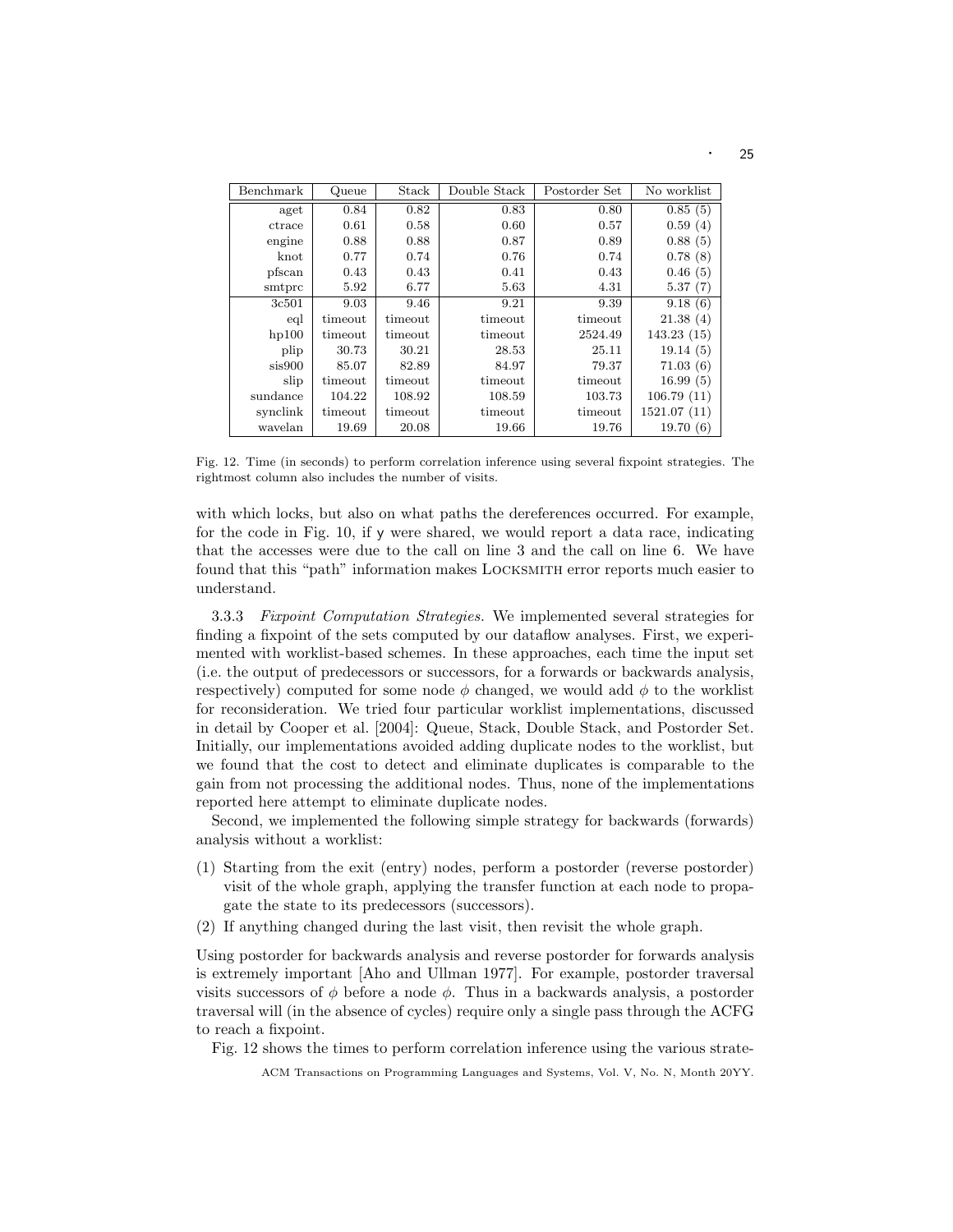| Benchmark | Queue | Stack | Double Stack | Postorder Set | No worklist |
|---|---|---|---|---|---|
| aget | 0.84 | 0.82 | 0.83 | 0.80 | 0.85 (5) |
| ctrace | 0.61 | 0.58 | 0.60 | 0.57 | 0.59 (4) |
| engine | 0.88 | 0.88 | 0.87 | 0.89 | 0.88 (5) |
| knot | 0.77 | 0.74 | 0.76 | 0.74 | 0.78 (8) |
| pfscan | 0.43 | 0.43 | 0.41 | 0.43 | 0.46 (5) |
| smtprc | 5.92 | 6.77 | 5.63 | 4.31 | 5.37 (7) |
| 3c501 | 9.03 | 9.46 | 9.21 | 9.39 | 9.18 (6) |
| eql | timeout | timeout | timeout | timeout | 21.38 (4) |
| hp100 | timeout | timeout | timeout | 2524.49 | 143.23 (15) |
| plip | 30.73 | 30.21 | 28.53 | 25.11 | 19.14 (5) |
| sis900 | 85.07 | 82.89 | 84.97 | 79.37 | 71.03 (6) |
| slip | timeout | timeout | timeout | timeout | 16.99 (5) |
| sundance | 104.22 | 108.92 | 108.59 | 103.73 | 106.79 (11) |
| synclink | timeout | timeout | timeout | timeout | 1521.07 (11) |
| wavelan | 19.69 | 20.08 | 19.66 | 19.76 | 19.70 (6) |

Fig. 12. Time (in seconds) to perform correlation inference using several fixpoint strategies. The rightmost column also includes the number of visits.

with which locks, but also on what paths the dereferences occurred. For example, for the code in Fig. 10, if y were shared, we would report a data race, indicating that the accesses were due to the call on line 3 and the call on line 6. We have found that this "path" information makes LOCKSMITH error reports much easier to understand.

3.3.3 *Fixpoint Computation Strategies.* We implemented several strategies for finding a fixpoint of the sets computed by our dataflow analyses. First, we experimented with worklist-based schemes. In these approaches, each time the input set (i.e. the output of predecessors or successors, for a forwards or backwards analysis, respectively) computed for some node $\phi$ changed, we would add $\phi$ to the worklist for reconsideration. We tried four particular worklist implementations, discussed in detail by Cooper et al. [2004]: Queue, Stack, Double Stack, and Postorder Set. Initially, our implementations avoided adding duplicate nodes to the worklist, but we found that the cost to detect and eliminate duplicates is comparable to the gain from not processing the additional nodes. Thus, none of the implementations reported here attempt to eliminate duplicate nodes.

Second, we implemented the following simple strategy for backwards (forwards) analysis without a worklist:

(1) Starting from the exit (entry) nodes, perform a postorder (reverse postorder) visit of the whole graph, applying the transfer function at each node to propagate the state to its predecessors (successors).

(2) If anything changed during the last visit, then revisit the whole graph.

Using postorder for backwards analysis and reverse postorder for forwards analysis is extremely important [Aho and Ullman 1977]. For example, postorder traversal visits successors of $\phi$ before a node $\phi$. Thus in a backwards analysis, a postorder traversal will (in the absence of cycles) require only a single pass through the ACFG to reach a fixpoint.

Fig. 12 shows the times to perform correlation inference using the various strate-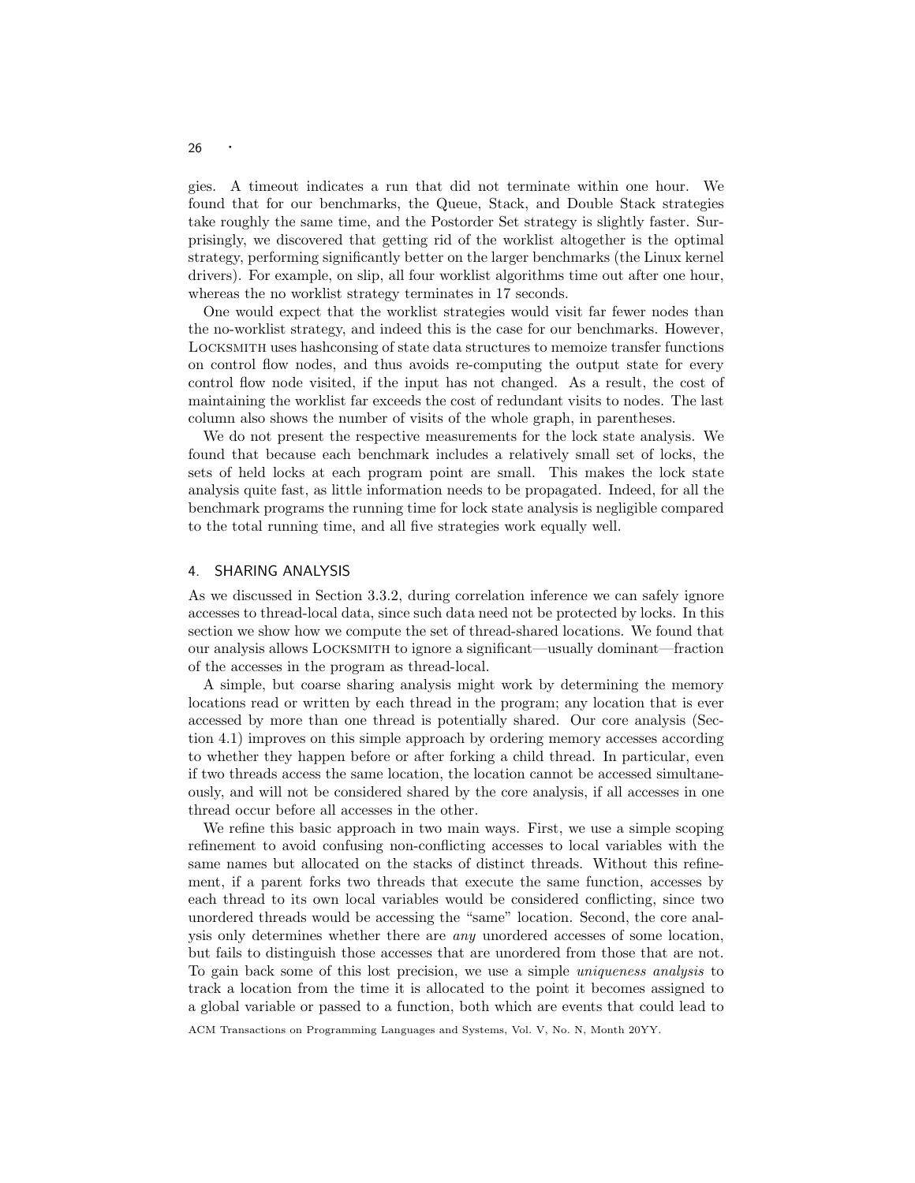gies. A timeout indicates a run that did not terminate within one hour. We found that for our benchmarks, the Queue, Stack, and Double Stack strategies take roughly the same time, and the Postorder Set strategy is slightly faster. Surprisingly, we discovered that getting rid of the worklist altogether is the optimal strategy, performing significantly better on the larger benchmarks (the Linux kernel drivers). For example, on slip, all four worklist algorithms time out after one hour, whereas the no worklist strategy terminates in 17 seconds.

One would expect that the worklist strategies would visit far fewer nodes than the no-worklist strategy, and indeed this is the case for our benchmarks. However, Locksmith uses hashconsing of state data structures to memoize transfer functions on control flow nodes, and thus avoids re-computing the output state for every control flow node visited, if the input has not changed. As a result, the cost of maintaining the worklist far exceeds the cost of redundant visits to nodes. The last column also shows the number of visits of the whole graph, in parentheses.

We do not present the respective measurements for the lock state analysis. We found that because each benchmark includes a relatively small set of locks, the sets of held locks at each program point are small. This makes the lock state analysis quite fast, as little information needs to be propagated. Indeed, for all the benchmark programs the running time for lock state analysis is negligible compared to the total running time, and all five strategies work equally well.

## 4. SHARING ANALYSIS

As we discussed in Section 3.3.2, during correlation inference we can safely ignore accesses to thread-local data, since such data need not be protected by locks. In this section we show how we compute the set of thread-shared locations. We found that our analysis allows Locksmith to ignore a significant—usually dominant—fraction of the accesses in the program as thread-local.

A simple, but coarse sharing analysis might work by determining the memory locations read or written by each thread in the program; any location that is ever accessed by more than one thread is potentially shared. Our core analysis (Section 4.1) improves on this simple approach by ordering memory accesses according to whether they happen before or after forking a child thread. In particular, even if two threads access the same location, the location cannot be accessed simultaneously, and will not be considered shared by the core analysis, if all accesses in one thread occur before all accesses in the other.

We refine this basic approach in two main ways. First, we use a simple scoping refinement to avoid confusing non-conflicting accesses to local variables with the same names but allocated on the stacks of distinct threads. Without this refinement, if a parent forks two threads that execute the same function, accesses by each thread to its own local variables would be considered conflicting, since two unordered threads would be accessing the "same" location. Second, the core analysis only determines whether there are *any* unordered accesses of some location, but fails to distinguish those accesses that are unordered from those that are not. To gain back some of this lost precision, we use a simple *uniqueness analysis* to track a location from the time it is allocated to the point it becomes assigned to a global variable or passed to a function, both which are events that could lead to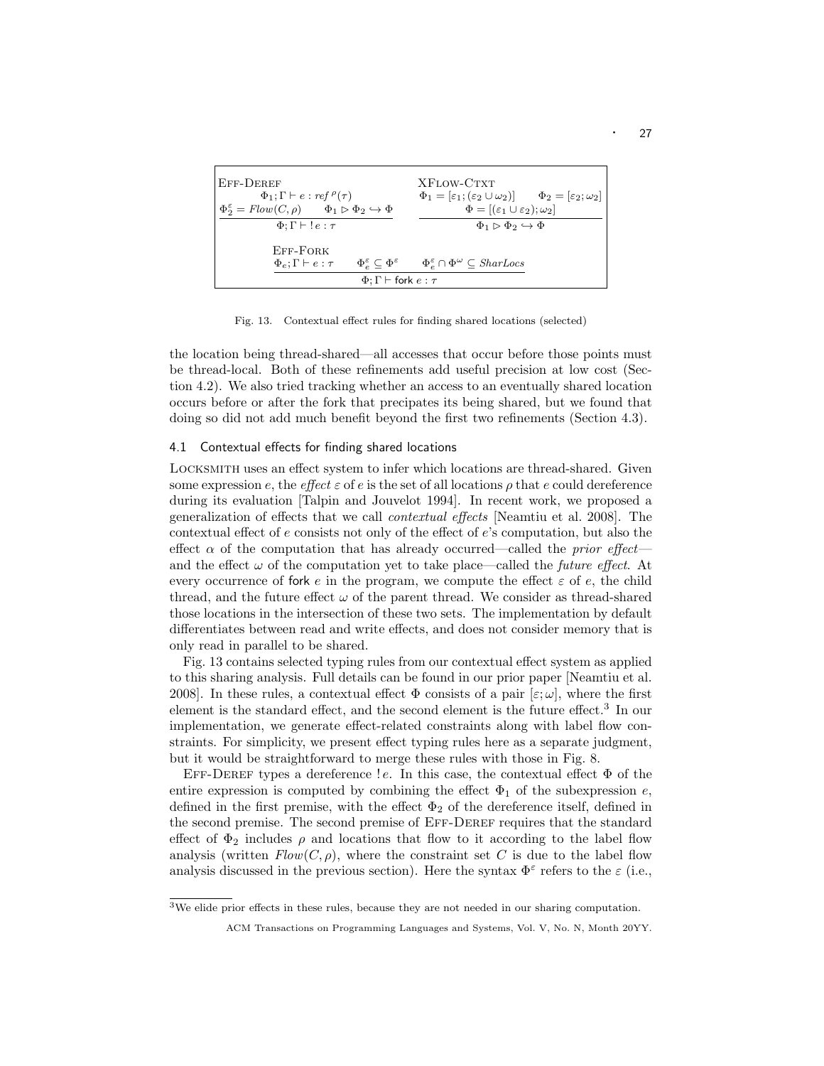$$\frac{\Phi_1; \Gamma \vdash e : ref^{\rho}(\tau) \qquad \Phi_2^{\varepsilon} = Flow(C, \rho) \qquad \Phi_1 \rhd \Phi_2 \hookrightarrow \Phi}{\Phi; \Gamma \vdash\ !e : \tau} \text{ (Eff-Deref)}$$

$$\frac{\Phi_1 = [\varepsilon_1; (\varepsilon_2 \cup \omega_2)] \qquad \Phi_2 = [\varepsilon_2; \omega_2] \qquad \Phi = [(\varepsilon_1 \cup \varepsilon_2); \omega_2]}{\Phi_1 \rhd \Phi_2 \hookrightarrow \Phi} \text{ (XFlow-Ctxt)}$$

$$\frac{\Phi_e; \Gamma \vdash e : \tau \qquad \Phi_e^{\varepsilon} \subseteq \Phi^{\varepsilon} \qquad \Phi_e^{\varepsilon} \cap \Phi^{\omega} \subseteq SharLocs}{\Phi; \Gamma \vdash \textsf{fork}\ e : \tau} \text{ (Eff-Fork)}$$

Fig. 13. Contextual effect rules for finding shared locations (selected)

the location being thread-shared—all accesses that occur before those points must be thread-local. Both of these refinements add useful precision at low cost (Section 4.2). We also tried tracking whether an access to an eventually shared location occurs before or after the fork that precipates its being shared, but we found that doing so did not add much benefit beyond the first two refinements (Section 4.3).

### 4.1 Contextual effects for finding shared locations

Locksmith uses an effect system to infer which locations are thread-shared. Given some expression $e$, the *effect* $\varepsilon$ of $e$ is the set of all locations $\rho$ that $e$ could dereference during its evaluation [Talpin and Jouvelot 1994]. In recent work, we proposed a generalization of effects that we call *contextual effects* [Neamtiu et al. 2008]. The contextual effect of $e$ consists not only of the effect of $e$'s computation, but also the effect $\alpha$ of the computation that has already occurred—called the *prior effect*—and the effect $\omega$ of the computation yet to take place—called the *future effect*. At every occurrence of fork $e$ in the program, we compute the effect $\varepsilon$ of $e$, the child thread, and the future effect $\omega$ of the parent thread. We consider as thread-shared those locations in the intersection of these two sets. The implementation by default differentiates between read and write effects, and does not consider memory that is only read in parallel to be shared.

Fig. 13 contains selected typing rules from our contextual effect system as applied to this sharing analysis. Full details can be found in our prior paper [Neamtiu et al. 2008]. In these rules, a contextual effect $\Phi$ consists of a pair $[\varepsilon; \omega]$, where the first element is the standard effect, and the second element is the future effect.[3] In our implementation, we generate effect-related constraints along with label flow constraints. For simplicity, we present effect typing rules here as a separate judgment, but it would be straightforward to merge these rules with those in Fig. 8.

Eff-Deref types a dereference $!e$. In this case, the contextual effect $\Phi$ of the entire expression is computed by combining the effect $\Phi_1$ of the subexpression $e$, defined in the first premise, with the effect $\Phi_2$ of the dereference itself, defined in the second premise. The second premise of Eff-Deref requires that the standard effect of $\Phi_2$ includes $\rho$ and locations that flow to it according to the label flow analysis (written $Flow(C, \rho)$, where the constraint set $C$ is due to the label flow analysis discussed in the previous section). Here the syntax $\Phi^{\varepsilon}$ refers to the $\varepsilon$ (i.e.,

[3] We elide prior effects in these rules, because they are not needed in our sharing computation.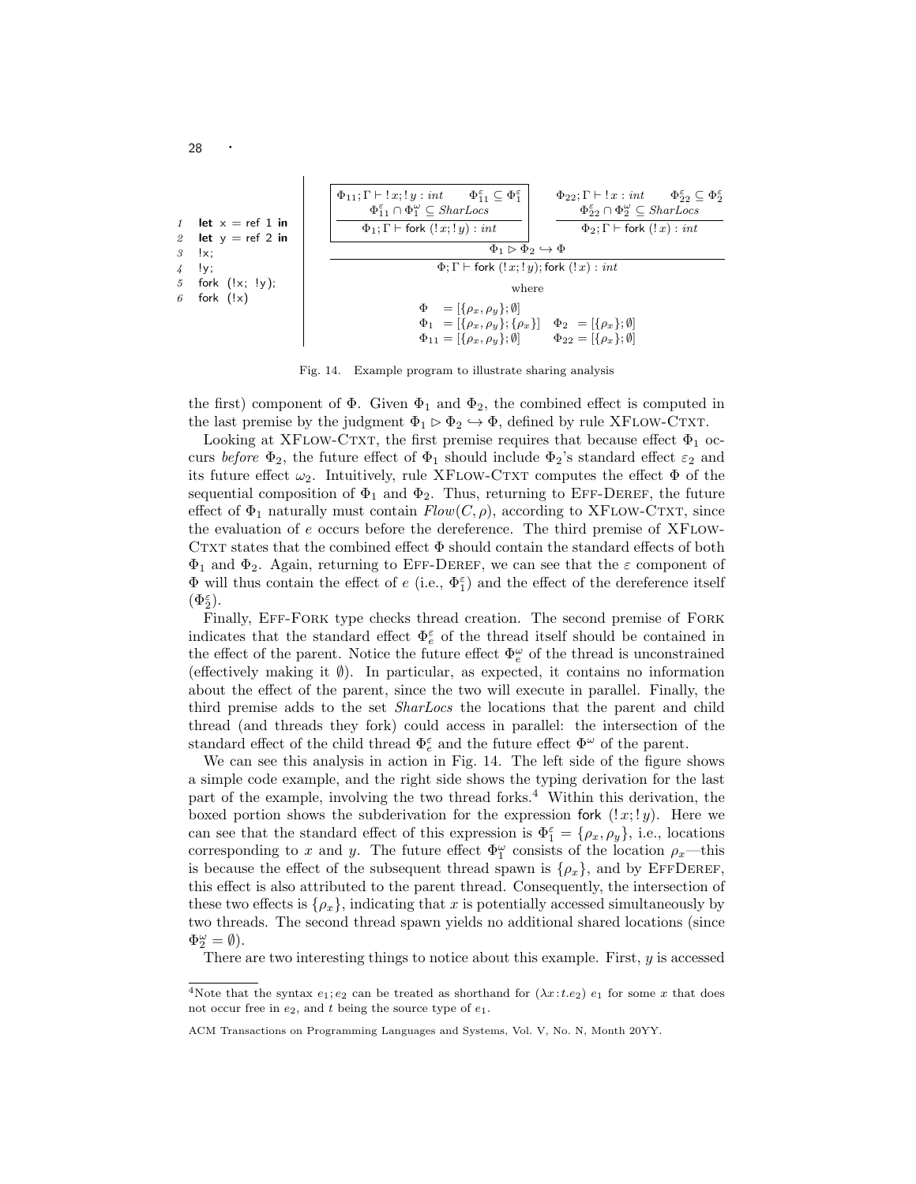```
1  let x = ref 1 in
2  let y = ref 2 in
3  !x;
4  !y;
5  fork (!x; !y);
6  fork (!x)
```

$$
\dfrac{
\boxed{\dfrac{\Phi_{11};\Gamma \vdash !x;!y : int \qquad \Phi_{11}^{\varepsilon} \subseteq \Phi_1^{\varepsilon} \qquad \Phi_{11}^{\varepsilon} \cap \Phi_1^{\omega} \subseteq \mathit{SharLocs}}{\Phi_1;\Gamma \vdash \mathsf{fork}\ (!x;!y) : int}}
\qquad
\dfrac{\Phi_{22};\Gamma \vdash !x : int \qquad \Phi_{22}^{\varepsilon} \subseteq \Phi_2^{\varepsilon} \qquad \Phi_{22}^{\varepsilon} \cap \Phi_2^{\omega} \subseteq \mathit{SharLocs}}{\Phi_2;\Gamma \vdash \mathsf{fork}\ (!x) : int}
\qquad
\Phi_1 \rhd \Phi_2 \hookrightarrow \Phi
}{
\Phi;\Gamma \vdash \mathsf{fork}\ (!x;!y); \mathsf{fork}\ (!x) : int
}
$$

where

$$
\begin{array}{ll}
\Phi = [\{\rho_x,\rho_y\};\emptyset] & \\
\Phi_1 = [\{\rho_x,\rho_y\};\{\rho_x\}] & \Phi_2 = [\{\rho_x\};\emptyset] \\
\Phi_{11} = [\{\rho_x,\rho_y\};\emptyset] & \Phi_{22} = [\{\rho_x\};\emptyset]
\end{array}
$$

Fig. 14. Example program to illustrate sharing analysis

the first) component of $\Phi$. Given $\Phi_1$ and $\Phi_2$, the combined effect is computed in the last premise by the judgment $\Phi_1 \rhd \Phi_2 \hookrightarrow \Phi$, defined by rule XFlow-Ctxt.

Looking at XFlow-Ctxt, the first premise requires that because effect $\Phi_1$ occurs *before* $\Phi_2$, the future effect of $\Phi_1$ should include $\Phi_2$'s standard effect $\varepsilon_2$ and its future effect $\omega_2$. Intuitively, rule XFlow-Ctxt computes the effect $\Phi$ of the sequential composition of $\Phi_1$ and $\Phi_2$. Thus, returning to Eff-Deref, the future effect of $\Phi_1$ naturally must contain $\mathit{Flow}(C, \rho)$, according to XFlow-Ctxt, since the evaluation of $e$ occurs before the dereference. The third premise of XFlow-Ctxt states that the combined effect $\Phi$ should contain the standard effects of both $\Phi_1$ and $\Phi_2$. Again, returning to Eff-Deref, we can see that the $\varepsilon$ component of $\Phi$ will thus contain the effect of $e$ (i.e., $\Phi_1^{\varepsilon}$) and the effect of the dereference itself ($\Phi_2^{\varepsilon}$).

Finally, Eff-Fork type checks thread creation. The second premise of Fork indicates that the standard effect $\Phi_e^{\varepsilon}$ of the thread itself should be contained in the effect of the parent. Notice the future effect $\Phi_e^{\omega}$ of the thread is unconstrained (effectively making it $\emptyset$). In particular, as expected, it contains no information about the effect of the parent, since the two will execute in parallel. Finally, the third premise adds to the set *SharLocs* the locations that the parent and child thread (and threads they fork) could access in parallel: the intersection of the standard effect of the child thread $\Phi_e^{\varepsilon}$ and the future effect $\Phi^{\omega}$ of the parent.

We can see this analysis in action in Fig. 14. The left side of the figure shows a simple code example, and the right side shows the typing derivation for the last part of the example, involving the two thread forks.[4] Within this derivation, the boxed portion shows the subderivation for the expression $\mathsf{fork}\ (!x;!y)$. Here we can see that the standard effect of this expression is $\Phi_1^{\varepsilon} = \{\rho_x, \rho_y\}$, i.e., locations corresponding to $x$ and $y$. The future effect $\Phi_1^{\omega}$ consists of the location $\rho_x$—this is because the effect of the subsequent thread spawn is $\{\rho_x\}$, and by EffDeref, this effect is also attributed to the parent thread. Consequently, the intersection of these two effects is $\{\rho_x\}$, indicating that $x$ is potentially accessed simultaneously by two threads. The second thread spawn yields no additional shared locations (since $\Phi_2^{\omega} = \emptyset$).

There are two interesting things to notice about this example. First, $y$ is accessed

[4] Note that the syntax $e_1; e_2$ can be treated as shorthand for $(\lambda x{:}t.e_2)\ e_1$ for some $x$ that does not occur free in $e_2$, and $t$ being the source type of $e_1$.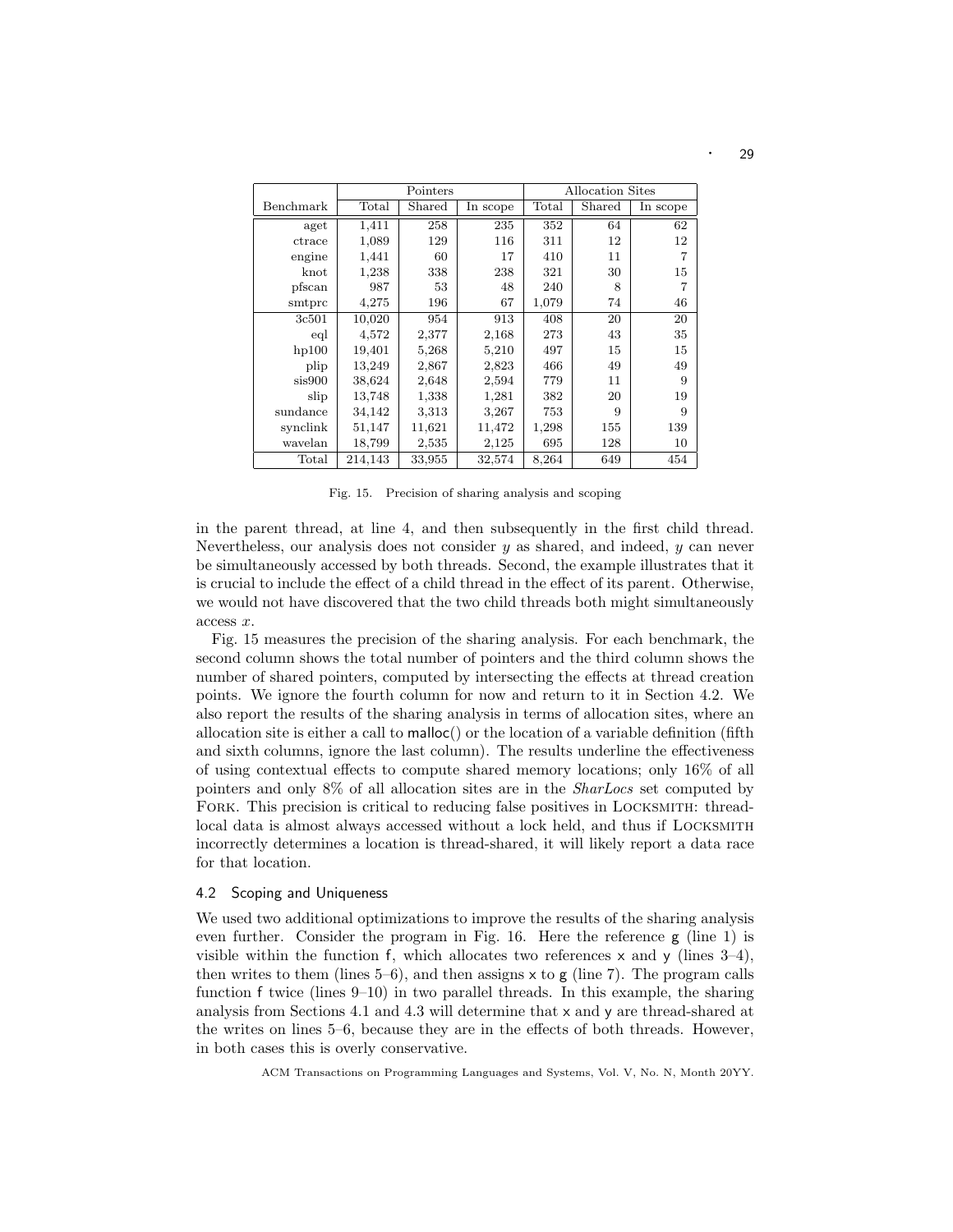| | Pointers | | | Allocation Sites | | |
|---|---|---|---|---|---|---|
| Benchmark | Total | Shared | In scope | Total | Shared | In scope |
| aget | 1,411 | 258 | 235 | 352 | 64 | 62 |
| ctrace | 1,089 | 129 | 116 | 311 | 12 | 12 |
| engine | 1,441 | 60 | 17 | 410 | 11 | 7 |
| knot | 1,238 | 338 | 238 | 321 | 30 | 15 |
| pfscan | 987 | 53 | 48 | 240 | 8 | 7 |
| smtprc | 4,275 | 196 | 67 | 1,079 | 74 | 46 |
| 3c501 | 10,020 | 954 | 913 | 408 | 20 | 20 |
| eql | 4,572 | 2,377 | 2,168 | 273 | 43 | 35 |
| hp100 | 19,401 | 5,268 | 5,210 | 497 | 15 | 15 |
| plip | 13,249 | 2,867 | 2,823 | 466 | 49 | 49 |
| sis900 | 38,624 | 2,648 | 2,594 | 779 | 11 | 9 |
| slip | 13,748 | 1,338 | 1,281 | 382 | 20 | 19 |
| sundance | 34,142 | 3,313 | 3,267 | 753 | 9 | 9 |
| synclink | 51,147 | 11,621 | 11,472 | 1,298 | 155 | 139 |
| wavelan | 18,799 | 2,535 | 2,125 | 695 | 128 | 10 |
| Total | 214,143 | 33,955 | 32,574 | 8,264 | 649 | 454 |

Fig. 15. Precision of sharing analysis and scoping

in the parent thread, at line 4, and then subsequently in the first child thread. Nevertheless, our analysis does not consider $y$ as shared, and indeed, $y$ can never be simultaneously accessed by both threads. Second, the example illustrates that it is crucial to include the effect of a child thread in the effect of its parent. Otherwise, we would not have discovered that the two child threads both might simultaneously access $x$.

Fig. 15 measures the precision of the sharing analysis. For each benchmark, the second column shows the total number of pointers and the third column shows the number of shared pointers, computed by intersecting the effects at thread creation points. We ignore the fourth column for now and return to it in Section 4.2. We also report the results of the sharing analysis in terms of allocation sites, where an allocation site is either a call to malloc() or the location of a variable definition (fifth and sixth columns, ignore the last column). The results underline the effectiveness of using contextual effects to compute shared memory locations; only 16% of all pointers and only 8% of all allocation sites are in the *SharLocs* set computed by Fork. This precision is critical to reducing false positives in Locksmith: thread-local data is almost always accessed without a lock held, and thus if Locksmith incorrectly determines a location is thread-shared, it will likely report a data race for that location.

### 4.2 Scoping and Uniqueness

We used two additional optimizations to improve the results of the sharing analysis even further. Consider the program in Fig. 16. Here the reference g (line 1) is visible within the function f, which allocates two references x and y (lines 3–4), then writes to them (lines 5–6), and then assigns x to g (line 7). The program calls function f twice (lines 9–10) in two parallel threads. In this example, the sharing analysis from Sections 4.1 and 4.3 will determine that x and y are thread-shared at the writes on lines 5–6, because they are in the effects of both threads. However, in both cases this is overly conservative.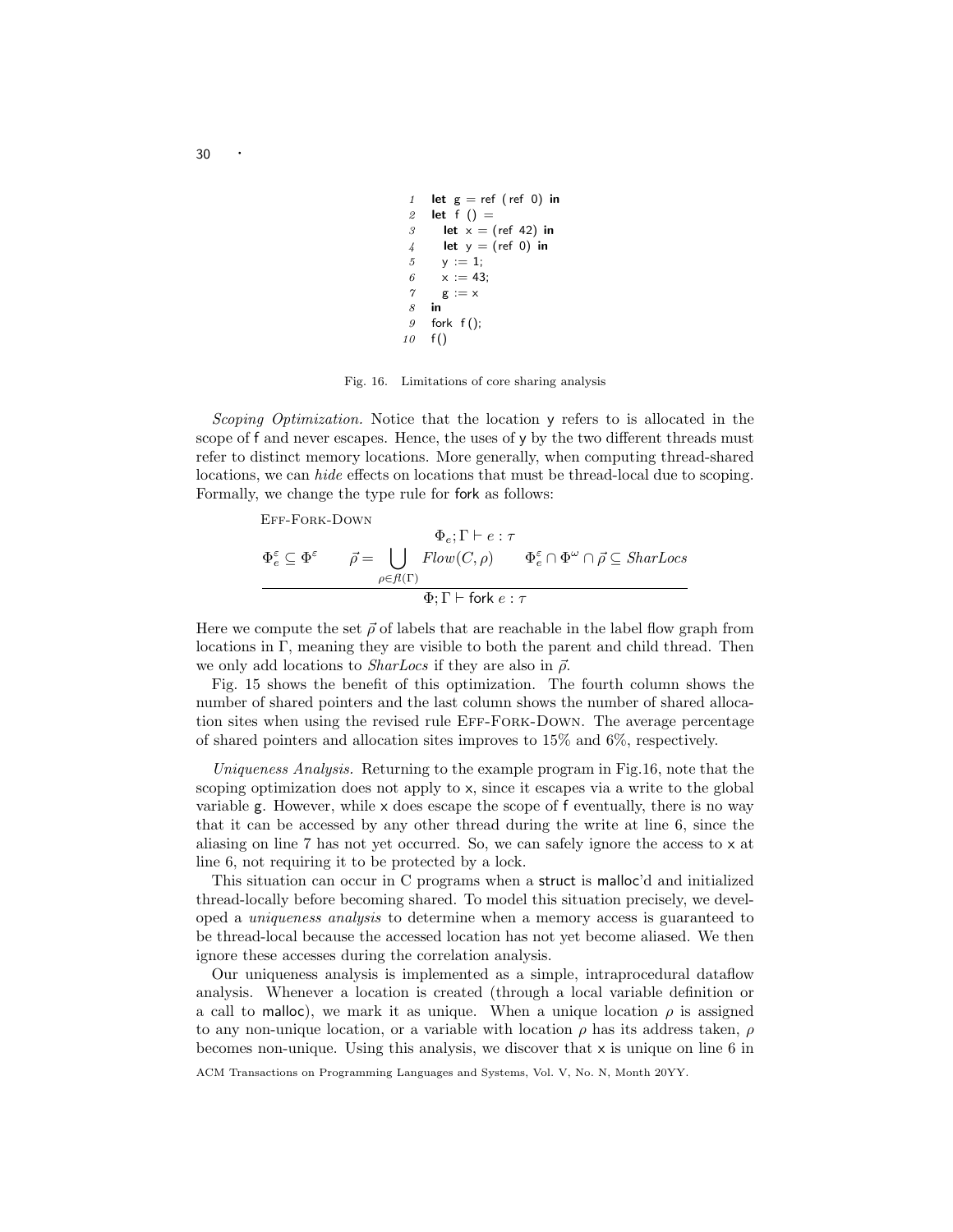```
1  let g = ref (ref 0) in
2  let f () =
3    let x = (ref 42) in
4    let y = (ref 0) in
5    y := 1;
6    x := 43;
7    g := x
8  in
9  fork f();
10 f()
```

Fig. 16. Limitations of core sharing analysis

*Scoping Optimization.* Notice that the location y refers to is allocated in the scope of f and never escapes. Hence, the uses of y by the two different threads must refer to distinct memory locations. More generally, when computing thread-shared locations, we can *hide* effects on locations that must be thread-local due to scoping. Formally, we change the type rule for fork as follows:

$$\textsc{Eff-Fork-Down}\quad \frac{\Phi_e^{\varepsilon} \subseteq \Phi^{\varepsilon} \qquad \begin{array}{c}\Phi_e;\Gamma \vdash e : \tau \\ \vec{\rho} = \bigcup_{\rho \in \mathit{fl}(\Gamma)} \mathit{Flow}(C, \rho)\end{array} \qquad \Phi_e^{\varepsilon} \cap \Phi^{\omega} \cap \vec{\rho} \subseteq \mathit{SharLocs}}{\Phi;\Gamma \vdash \mathsf{fork}\ e : \tau}$$

Here we compute the set $\vec{\rho}$ of labels that are reachable in the label flow graph from locations in $\Gamma$, meaning they are visible to both the parent and child thread. Then we only add locations to *SharLocs* if they are also in $\vec{\rho}$.

Fig. 15 shows the benefit of this optimization. The fourth column shows the number of shared pointers and the last column shows the number of shared allocation sites when using the revised rule Eff-Fork-Down. The average percentage of shared pointers and allocation sites improves to 15% and 6%, respectively.

*Uniqueness Analysis.* Returning to the example program in Fig.16, note that the scoping optimization does not apply to x, since it escapes via a write to the global variable g. However, while x does escape the scope of f eventually, there is no way that it can be accessed by any other thread during the write at line 6, since the aliasing on line 7 has not yet occurred. So, we can safely ignore the access to x at line 6, not requiring it to be protected by a lock.

This situation can occur in C programs when a struct is malloc'd and initialized thread-locally before becoming shared. To model this situation precisely, we developed a *uniqueness analysis* to determine when a memory access is guaranteed to be thread-local because the accessed location has not yet become aliased. We then ignore these accesses during the correlation analysis.

Our uniqueness analysis is implemented as a simple, intraprocedural dataflow analysis. Whenever a location is created (through a local variable definition or a call to malloc), we mark it as unique. When a unique location $\rho$ is assigned to any non-unique location, or a variable with location $\rho$ has its address taken, $\rho$ becomes non-unique. Using this analysis, we discover that x is unique on line 6 in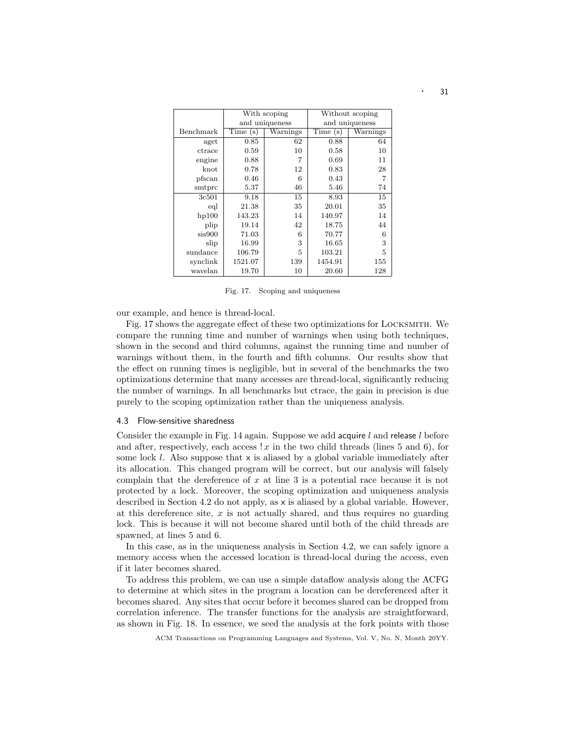| | With scoping and uniqueness | | Without scoping and uniqueness | |
|---|---|---|---|---|
| Benchmark | Time (s) | Warnings | Time (s) | Warnings |
| aget | 0.85 | 62 | 0.88 | 64 |
| ctrace | 0.59 | 10 | 0.58 | 10 |
| engine | 0.88 | 7 | 0.69 | 11 |
| knot | 0.78 | 12 | 0.83 | 28 |
| pfscan | 0.46 | 6 | 0.43 | 7 |
| smtprc | 5.37 | 46 | 5.46 | 74 |
| 3c501 | 9.18 | 15 | 8.93 | 15 |
| eql | 21.38 | 35 | 20.01 | 35 |
| hp100 | 143.23 | 14 | 140.97 | 14 |
| plip | 19.14 | 42 | 18.75 | 44 |
| sis900 | 71.03 | 6 | 70.77 | 6 |
| slip | 16.99 | 3 | 16.65 | 3 |
| sundance | 106.79 | 5 | 103.21 | 5 |
| synclink | 1521.07 | 139 | 1454.91 | 155 |
| wavelan | 19.70 | 10 | 20.60 | 128 |

Fig. 17. Scoping and uniqueness

our example, and hence is thread-local.

Fig. 17 shows the aggregate effect of these two optimizations for LOCKSMITH. We compare the running time and number of warnings when using both techniques, shown in the second and third columns, against the running time and number of warnings without them, in the fourth and fifth columns. Our results show that the effect on running times is negligible, but in several of the benchmarks the two optimizations determine that many accesses are thread-local, significantly reducing the number of warnings. In all benchmarks but ctrace, the gain in precision is due purely to the scoping optimization rather than the uniqueness analysis.

### 4.3 Flow-sensitive sharedness

Consider the example in Fig. 14 again. Suppose we add acquire $l$ and release $l$ before and after, respectively, each access $!x$ in the two child threads (lines 5 and 6), for some lock $l$. Also suppose that x is aliased by a global variable immediately after its allocation. This changed program will be correct, but our analysis will falsely complain that the dereference of $x$ at line 3 is a potential race because it is not protected by a lock. Moreover, the scoping optimization and uniqueness analysis described in Section 4.2 do not apply, as x is aliased by a global variable. However, at this dereference site, $x$ is not actually shared, and thus requires no guarding lock. This is because it will not become shared until both of the child threads are spawned, at lines 5 and 6.

In this case, as in the uniqueness analysis in Section 4.2, we can safely ignore a memory access when the accessed location is thread-local during the access, even if it later becomes shared.

To address this problem, we can use a simple dataflow analysis along the ACFG to determine at which sites in the program a location can be dereferenced after it becomes shared. Any sites that occur before it becomes shared can be dropped from correlation inference. The transfer functions for the analysis are straightforward, as shown in Fig. 18. In essence, we seed the analysis at the fork points with those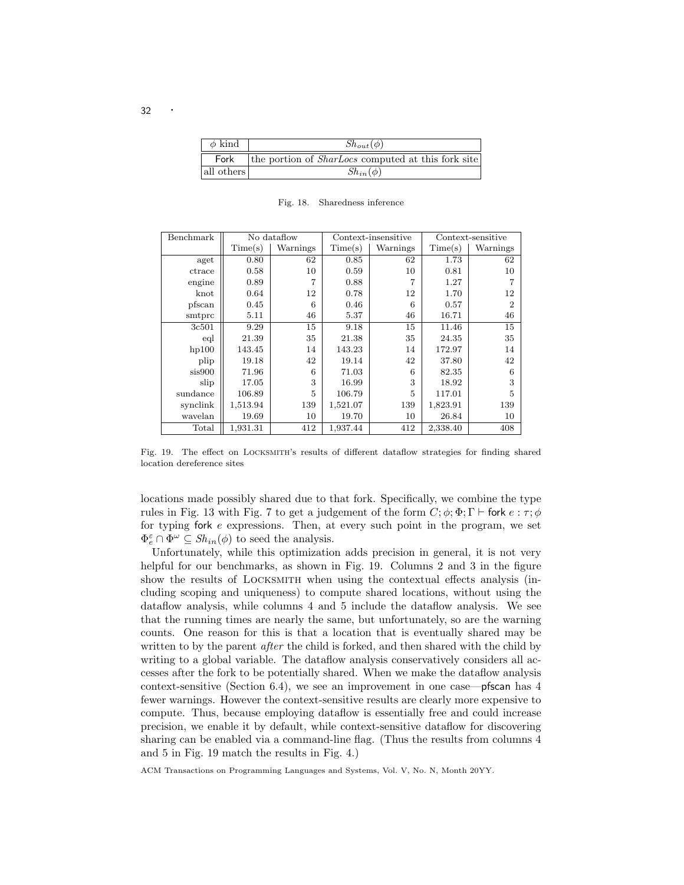| $\phi$ kind | $Sh_{out}(\phi)$ |
|---|---|
| Fork | the portion of *SharLocs* computed at this fork site |
| all others | $Sh_{in}(\phi)$ |

Fig. 18. Sharedness inference

| Benchmark | No dataflow | | Context-insensitive | | Context-sensitive | |
|---|---|---|---|---|---|---|
| | Time(s) | Warnings | Time(s) | Warnings | Time(s) | Warnings |
| aget | 0.80 | 62 | 0.85 | 62 | 1.73 | 62 |
| ctrace | 0.58 | 10 | 0.59 | 10 | 0.81 | 10 |
| engine | 0.89 | 7 | 0.88 | 7 | 1.27 | 7 |
| knot | 0.64 | 12 | 0.78 | 12 | 1.70 | 12 |
| pfscan | 0.45 | 6 | 0.46 | 6 | 0.57 | 2 |
| smtprc | 5.11 | 46 | 5.37 | 46 | 16.71 | 46 |
| 3c501 | 9.29 | 15 | 9.18 | 15 | 11.46 | 15 |
| eql | 21.39 | 35 | 21.38 | 35 | 24.35 | 35 |
| hp100 | 143.45 | 14 | 143.23 | 14 | 172.97 | 14 |
| plip | 19.18 | 42 | 19.14 | 42 | 37.80 | 42 |
| sis900 | 71.96 | 6 | 71.03 | 6 | 82.35 | 6 |
| slip | 17.05 | 3 | 16.99 | 3 | 18.92 | 3 |
| sundance | 106.89 | 5 | 106.79 | 5 | 117.01 | 5 |
| synclink | 1,513.94 | 139 | 1,521.07 | 139 | 1,823.91 | 139 |
| wavelan | 19.69 | 10 | 19.70 | 10 | 26.84 | 10 |
| Total | 1,931.31 | 412 | 1,937.44 | 412 | 2,338.40 | 408 |

Fig. 19. The effect on LOCKSMITH's results of different dataflow strategies for finding shared location dereference sites

locations made possibly shared due to that fork. Specifically, we combine the type rules in Fig. 13 with Fig. 7 to get a judgement of the form $C; \phi; \Phi; \Gamma \vdash \mathsf{fork}\ e : \tau; \phi$ for typing fork $e$ expressions. Then, at every such point in the program, we set $\Phi^{\varepsilon}_{e} \cap \Phi^{\omega} \subseteq Sh_{in}(\phi)$ to seed the analysis.

Unfortunately, while this optimization adds precision in general, it is not very helpful for our benchmarks, as shown in Fig. 19. Columns 2 and 3 in the figure show the results of LOCKSMITH when using the contextual effects analysis (including scoping and uniqueness) to compute shared locations, without using the dataflow analysis, while columns 4 and 5 include the dataflow analysis. We see that the running times are nearly the same, but unfortunately, so are the warning counts. One reason for this is that a location that is eventually shared may be written to by the parent *after* the child is forked, and then shared with the child by writing to a global variable. The dataflow analysis conservatively considers all accesses after the fork to be potentially shared. When we make the dataflow analysis context-sensitive (Section 6.4), we see an improvement in one case—pfscan has 4 fewer warnings. However the context-sensitive results are clearly more expensive to compute. Thus, because employing dataflow is essentially free and could increase precision, we enable it by default, while context-sensitive dataflow for discovering sharing can be enabled via a command-line flag. (Thus the results from columns 4 and 5 in Fig. 19 match the results in Fig. 4.)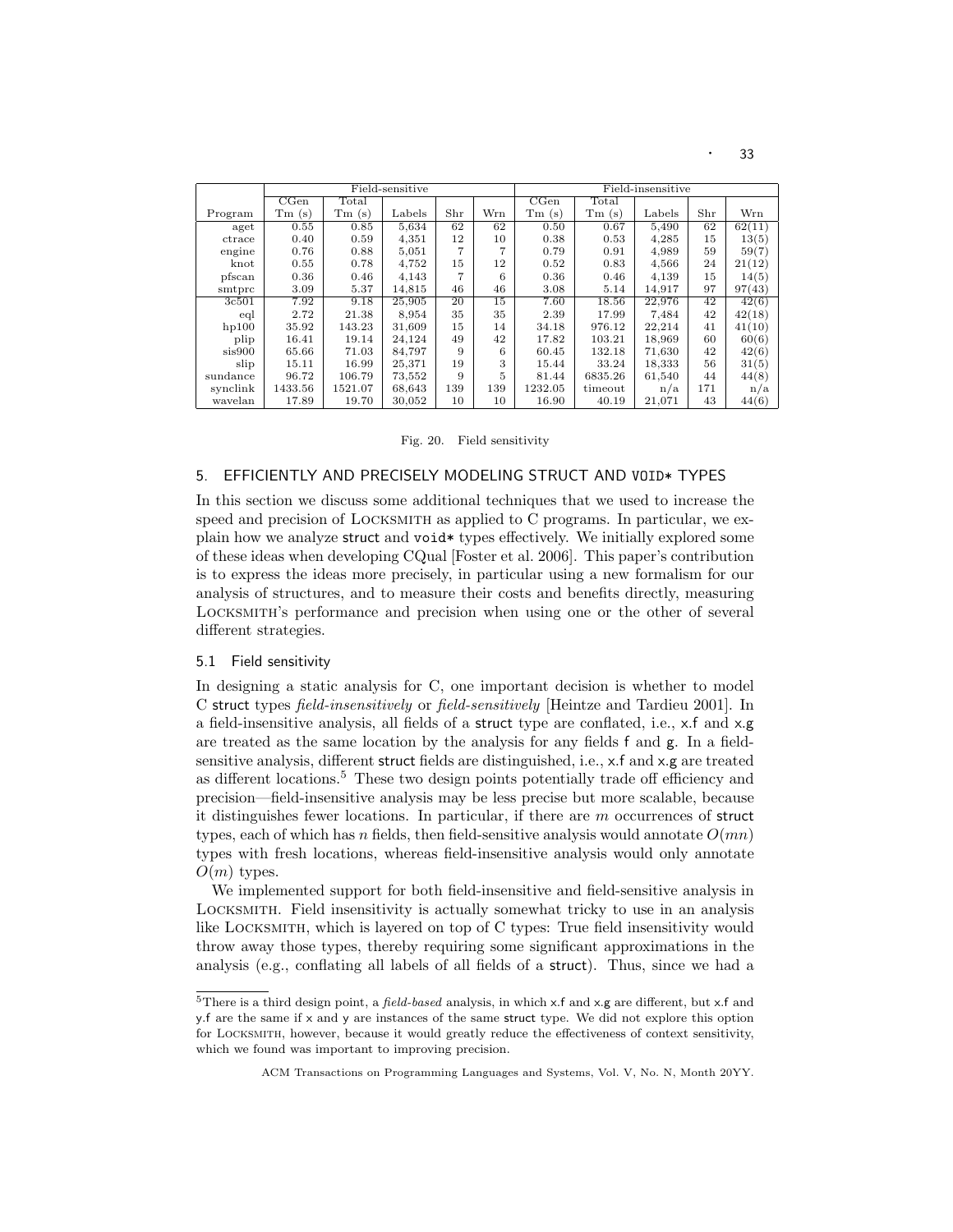| | Field-sensitive | | | | | Field-insensitive | | | | |
|---|---|---|---|---|---|---|---|---|---|---|
| | CGen | Total | | | | CGen | Total | | | |
| Program | Tm (s) | Tm (s) | Labels | Shr | Wrn | Tm (s) | Tm (s) | Labels | Shr | Wrn |
| aget | 0.55 | 0.85 | 5,634 | 62 | 62 | 0.50 | 0.67 | 5,490 | 62 | 62(11) |
| ctrace | 0.40 | 0.59 | 4,351 | 12 | 10 | 0.38 | 0.53 | 4,285 | 15 | 13(5) |
| engine | 0.76 | 0.88 | 5,051 | 7 | 7 | 0.79 | 0.91 | 4,989 | 59 | 59(7) |
| knot | 0.55 | 0.78 | 4,752 | 15 | 12 | 0.52 | 0.83 | 4,566 | 24 | 21(12) |
| pfscan | 0.36 | 0.46 | 4,143 | 7 | 6 | 0.36 | 0.46 | 4,139 | 15 | 14(5) |
| smtprc | 3.09 | 5.37 | 14,815 | 46 | 46 | 3.08 | 5.14 | 14,917 | 97 | 97(43) |
| 3c501 | 7.92 | 9.18 | 25,905 | 20 | 15 | 7.60 | 18.56 | 22,976 | 42 | 42(6) |
| eql | 2.72 | 21.38 | 8,954 | 35 | 35 | 2.39 | 17.99 | 7,484 | 42 | 42(18) |
| hp100 | 35.92 | 143.23 | 31,609 | 15 | 14 | 34.18 | 976.12 | 22,214 | 41 | 41(10) |
| plip | 16.41 | 19.14 | 24,124 | 49 | 42 | 17.82 | 103.21 | 18,969 | 60 | 60(6) |
| sis900 | 65.66 | 71.03 | 84,797 | 9 | 6 | 60.45 | 132.18 | 71,630 | 42 | 42(6) |
| slip | 15.11 | 16.99 | 25,371 | 19 | 3 | 15.44 | 33.24 | 18,333 | 56 | 31(5) |
| sundance | 96.72 | 106.79 | 73,552 | 9 | 5 | 81.44 | 6835.26 | 61,540 | 44 | 44(8) |
| synclink | 1433.56 | 1521.07 | 68,643 | 139 | 139 | 1232.05 | timeout | n/a | 171 | n/a |
| wavelan | 17.89 | 19.70 | 30,052 | 10 | 10 | 16.90 | 40.19 | 21,071 | 43 | 44(6) |

Fig. 20. Field sensitivity

## 5. EFFICIENTLY AND PRECISELY MODELING STRUCT AND VOID* TYPES

In this section we discuss some additional techniques that we used to increase the speed and precision of Locksmith as applied to C programs. In particular, we explain how we analyze struct and void* types effectively. We initially explored some of these ideas when developing CQual [Foster et al. 2006]. This paper's contribution is to express the ideas more precisely, in particular using a new formalism for our analysis of structures, and to measure their costs and benefits directly, measuring Locksmith's performance and precision when using one or the other of several different strategies.

### 5.1 Field sensitivity

In designing a static analysis for C, one important decision is whether to model C struct types *field-insensitively* or *field-sensitively* [Heintze and Tardieu 2001]. In a field-insensitive analysis, all fields of a struct type are conflated, i.e., x.f and x.g are treated as the same location by the analysis for any fields f and g. In a field-sensitive analysis, different struct fields are distinguished, i.e., x.f and x.g are treated as different locations.[5] These two design points potentially trade off efficiency and precision—field-insensitive analysis may be less precise but more scalable, because it distinguishes fewer locations. In particular, if there are $m$ occurrences of struct types, each of which has $n$ fields, then field-sensitive analysis would annotate $O(mn)$ types with fresh locations, whereas field-insensitive analysis would only annotate $O(m)$ types.

We implemented support for both field-insensitive and field-sensitive analysis in Locksmith. Field insensitivity is actually somewhat tricky to use in an analysis like Locksmith, which is layered on top of C types: True field insensitivity would throw away those types, thereby requiring some significant approximations in the analysis (e.g., conflating all labels of all fields of a struct). Thus, since we had a

[5] There is a third design point, a *field-based* analysis, in which x.f and x.g are different, but x.f and y.f are the same if x and y are instances of the same struct type. We did not explore this option for Locksmith, however, because it would greatly reduce the effectiveness of context sensitivity, which we found was important to improving precision.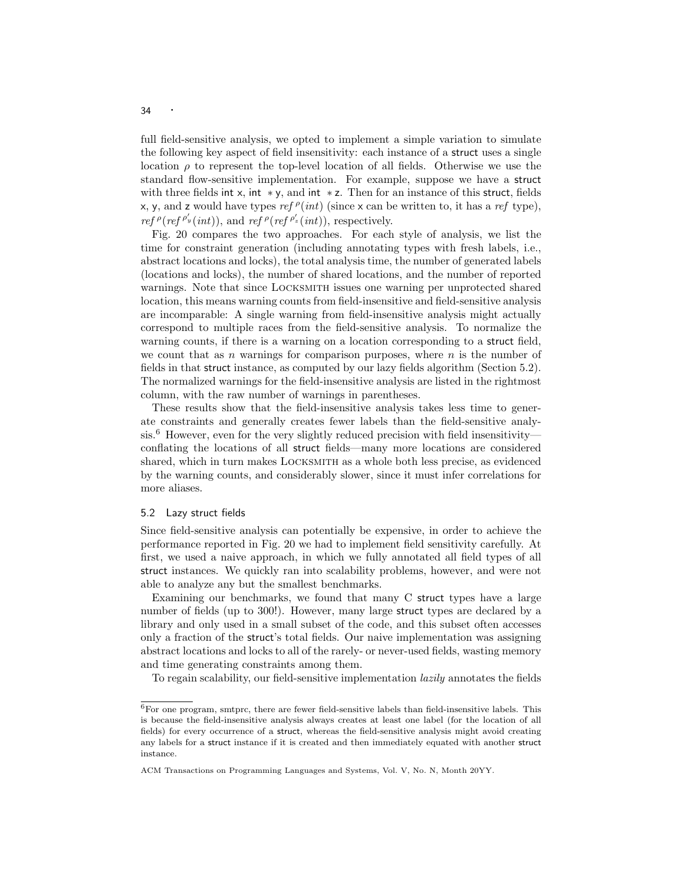full field-sensitive analysis, we opted to implement a simple variation to simulate the following key aspect of field insensitivity: each instance of a struct uses a single location $\rho$ to represent the top-level location of all fields. Otherwise we use the standard flow-sensitive implementation. For example, suppose we have a struct with three fields int x, int *y, and int *z. Then for an instance of this struct, fields x, y, and z would have types $ref^{\rho}(int)$ (since x can be written to, it has a *ref* type), $ref^{\rho}(ref^{\rho'_y}(int))$, and $ref^{\rho}(ref^{\rho'_z}(int))$, respectively.

Fig. 20 compares the two approaches. For each style of analysis, we list the time for constraint generation (including annotating types with fresh labels, i.e., abstract locations and locks), the total analysis time, the number of generated labels (locations and locks), the number of shared locations, and the number of reported warnings. Note that since LOCKSMITH issues one warning per unprotected shared location, this means warning counts from field-insensitive and field-sensitive analysis are incomparable: A single warning from field-insensitive analysis might actually correspond to multiple races from the field-sensitive analysis. To normalize the warning counts, if there is a warning on a location corresponding to a struct field, we count that as $n$ warnings for comparison purposes, where $n$ is the number of fields in that struct instance, as computed by our lazy fields algorithm (Section 5.2). The normalized warnings for the field-insensitive analysis are listed in the rightmost column, with the raw number of warnings in parentheses.

These results show that the field-insensitive analysis takes less time to generate constraints and generally creates fewer labels than the field-sensitive analysis.[6] However, even for the very slightly reduced precision with field insensitivity—conflating the locations of all struct fields—many more locations are considered shared, which in turn makes LOCKSMITH as a whole both less precise, as evidenced by the warning counts, and considerably slower, since it must infer correlations for more aliases.

## 5.2 Lazy struct fields

Since field-sensitive analysis can potentially be expensive, in order to achieve the performance reported in Fig. 20 we had to implement field sensitivity carefully. At first, we used a naive approach, in which we fully annotated all field types of all struct instances. We quickly ran into scalability problems, however, and were not able to analyze any but the smallest benchmarks.

Examining our benchmarks, we found that many C struct types have a large number of fields (up to 300!). However, many large struct types are declared by a library and only used in a small subset of the code, and this subset often accesses only a fraction of the struct's total fields. Our naive implementation was assigning abstract locations and locks to all of the rarely- or never-used fields, wasting memory and time generating constraints among them.

To regain scalability, our field-sensitive implementation *lazily* annotates the fields

[6] For one program, smtprc, there are fewer field-sensitive labels than field-insensitive labels. This is because the field-insensitive analysis always creates at least one label (for the location of all fields) for every occurrence of a struct, whereas the field-sensitive analysis might avoid creating any labels for a struct instance if it is created and then immediately equated with another struct instance.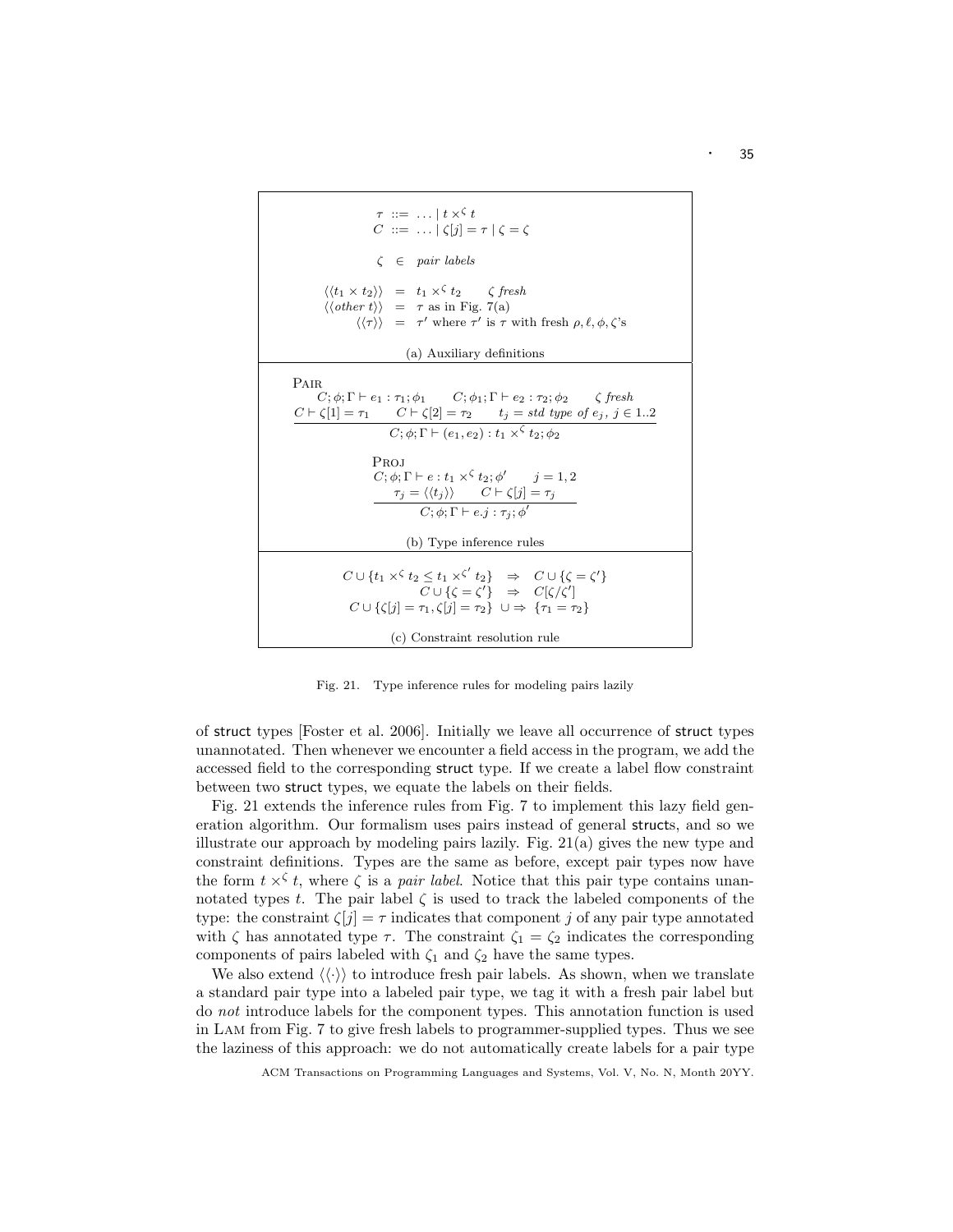$$\tau ::= \ldots \mid t \times^{\zeta} t$$
$$C ::= \ldots \mid \zeta[j] = \tau \mid \zeta = \zeta$$

$$\zeta \in \textit{pair labels}$$

$$\langle\langle t_1 \times t_2 \rangle\rangle = t_1 \times^{\zeta} t_2 \qquad \zeta \textit{ fresh}$$
$$\langle\langle \textit{other } t \rangle\rangle = \tau \text{ as in Fig. 7(a)}$$
$$\langle\langle \tau \rangle\rangle = \tau' \text{ where } \tau' \text{ is } \tau \text{ with fresh } \rho, \ell, \phi, \zeta\text{'s}$$

(a) Auxiliary definitions

Pair

$$\frac{\begin{array}{c} C;\phi;\Gamma \vdash e_1 : \tau_1;\phi_1 \qquad C;\phi_1;\Gamma \vdash e_2 : \tau_2;\phi_2 \qquad \zeta \textit{ fresh} \\ C \vdash \zeta[1] = \tau_1 \qquad C \vdash \zeta[2] = \tau_2 \qquad t_j = \textit{std type of } e_j,\ j \in 1..2 \end{array}}{C;\phi;\Gamma \vdash (e_1, e_2) : t_1 \times^{\zeta} t_2;\phi_2}$$

Proj

$$\frac{\begin{array}{c} C;\phi;\Gamma \vdash e : t_1 \times^{\zeta} t_2;\phi' \qquad j = 1, 2 \\ \tau_j = \langle\langle t_j \rangle\rangle \qquad C \vdash \zeta[j] = \tau_j \end{array}}{C;\phi;\Gamma \vdash e.j : \tau_j;\phi'}$$

(b) Type inference rules

$$C \cup \{t_1 \times^{\zeta} t_2 \leq t_1 \times^{\zeta'} t_2\} \Rightarrow C \cup \{\zeta = \zeta'\}$$
$$C \cup \{\zeta = \zeta'\} \Rightarrow C[\zeta/\zeta']$$
$$C \cup \{\zeta[j] = \tau_1, \zeta[j] = \tau_2\} \cup\!\Rightarrow \{\tau_1 = \tau_2\}$$

(c) Constraint resolution rule

Fig. 21. Type inference rules for modeling pairs lazily

of struct types [Foster et al. 2006]. Initially we leave all occurrence of struct types unannotated. Then whenever we encounter a field access in the program, we add the accessed field to the corresponding struct type. If we create a label flow constraint between two struct types, we equate the labels on their fields.

Fig. 21 extends the inference rules from Fig. 7 to implement this lazy field generation algorithm. Our formalism uses pairs instead of general structs, and so we illustrate our approach by modeling pairs lazily. Fig. 21(a) gives the new type and constraint definitions. Types are the same as before, except pair types now have the form $t \times^{\zeta} t$, where $\zeta$ is a *pair label*. Notice that this pair type contains unannotated types $t$. The pair label $\zeta$ is used to track the labeled components of the type: the constraint $\zeta[j] = \tau$ indicates that component $j$ of any pair type annotated with $\zeta$ has annotated type $\tau$. The constraint $\zeta_1 = \zeta_2$ indicates the corresponding components of pairs labeled with $\zeta_1$ and $\zeta_2$ have the same types.

We also extend $\langle\langle\cdot\rangle\rangle$ to introduce fresh pair labels. As shown, when we translate a standard pair type into a labeled pair type, we tag it with a fresh pair label but do *not* introduce labels for the component types. This annotation function is used in Lam from Fig. 7 to give fresh labels to programmer-supplied types. Thus we see the laziness of this approach: we do not automatically create labels for a pair type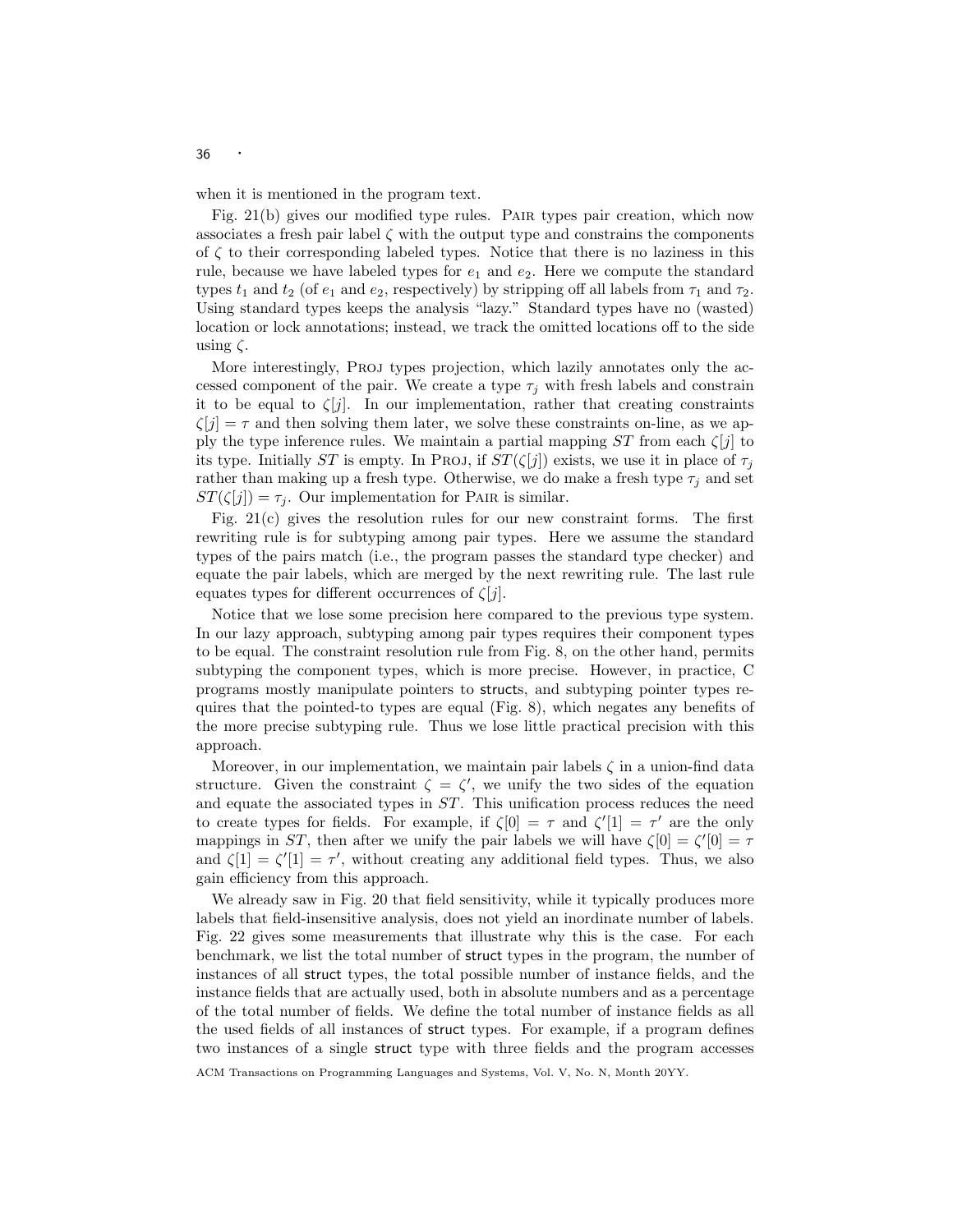when it is mentioned in the program text.

Fig. 21(b) gives our modified type rules. Pair types pair creation, which now associates a fresh pair label $\zeta$ with the output type and constrains the components of $\zeta$ to their corresponding labeled types. Notice that there is no laziness in this rule, because we have labeled types for $e_1$ and $e_2$. Here we compute the standard types $t_1$ and $t_2$ (of $e_1$ and $e_2$, respectively) by stripping off all labels from $\tau_1$ and $\tau_2$. Using standard types keeps the analysis "lazy." Standard types have no (wasted) location or lock annotations; instead, we track the omitted locations off to the side using $\zeta$.

More interestingly, Proj types projection, which lazily annotates only the accessed component of the pair. We create a type $\tau_j$ with fresh labels and constrain it to be equal to $\zeta[j]$. In our implementation, rather that creating constraints $\zeta[j] = \tau$ and then solving them later, we solve these constraints on-line, as we apply the type inference rules. We maintain a partial mapping $ST$ from each $\zeta[j]$ to its type. Initially $ST$ is empty. In Proj, if $ST(\zeta[j])$ exists, we use it in place of $\tau_j$ rather than making up a fresh type. Otherwise, we do make a fresh type $\tau_j$ and set $ST(\zeta[j]) = \tau_j$. Our implementation for Pair is similar.

Fig. 21(c) gives the resolution rules for our new constraint forms. The first rewriting rule is for subtyping among pair types. Here we assume the standard types of the pairs match (i.e., the program passes the standard type checker) and equate the pair labels, which are merged by the next rewriting rule. The last rule equates types for different occurrences of $\zeta[j]$.

Notice that we lose some precision here compared to the previous type system. In our lazy approach, subtyping among pair types requires their component types to be equal. The constraint resolution rule from Fig. 8, on the other hand, permits subtyping the component types, which is more precise. However, in practice, C programs mostly manipulate pointers to structs, and subtyping pointer types requires that the pointed-to types are equal (Fig. 8), which negates any benefits of the more precise subtyping rule. Thus we lose little practical precision with this approach.

Moreover, in our implementation, we maintain pair labels $\zeta$ in a union-find data structure. Given the constraint $\zeta = \zeta'$, we unify the two sides of the equation and equate the associated types in $ST$. This unification process reduces the need to create types for fields. For example, if $\zeta[0] = \tau$ and $\zeta'[1] = \tau'$ are the only mappings in $ST$, then after we unify the pair labels we will have $\zeta[0] = \zeta'[0] = \tau$ and $\zeta[1] = \zeta'[1] = \tau'$, without creating any additional field types. Thus, we also gain efficiency from this approach.

We already saw in Fig. 20 that field sensitivity, while it typically produces more labels that field-insensitive analysis, does not yield an inordinate number of labels. Fig. 22 gives some measurements that illustrate why this is the case. For each benchmark, we list the total number of struct types in the program, the number of instances of all struct types, the total possible number of instance fields, and the instance fields that are actually used, both in absolute numbers and as a percentage of the total number of fields. We define the total number of instance fields as all the used fields of all instances of struct types. For example, if a program defines two instances of a single struct type with three fields and the program accesses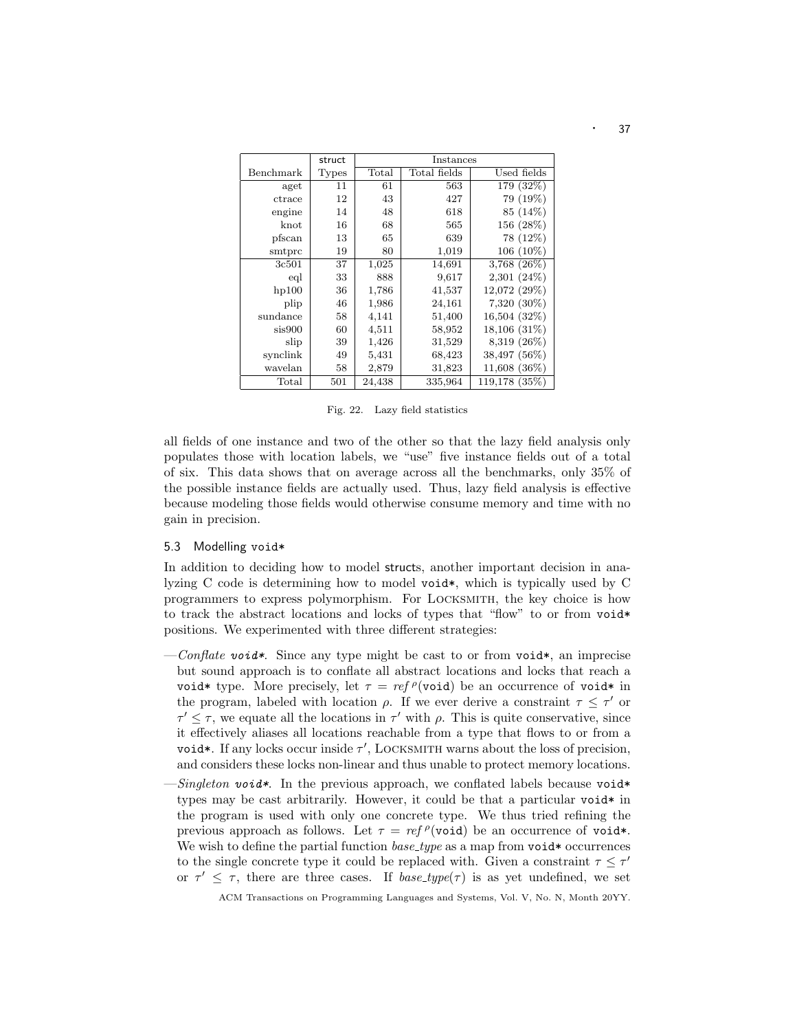| Benchmark | struct Types | Instances | | |
|---|---|---|---|---|
| | | Total | Total fields | Used fields |
| aget | 11 | 61 | 563 | 179 (32%) |
| ctrace | 12 | 43 | 427 | 79 (19%) |
| engine | 14 | 48 | 618 | 85 (14%) |
| knot | 16 | 68 | 565 | 156 (28%) |
| pfscan | 13 | 65 | 639 | 78 (12%) |
| smtprc | 19 | 80 | 1,019 | 106 (10%) |
| 3c501 | 37 | 1,025 | 14,691 | 3,768 (26%) |
| eql | 33 | 888 | 9,617 | 2,301 (24%) |
| hp100 | 36 | 1,786 | 41,537 | 12,072 (29%) |
| plip | 46 | 1,986 | 24,161 | 7,320 (30%) |
| sundance | 58 | 4,141 | 51,400 | 16,504 (32%) |
| sis900 | 60 | 4,511 | 58,952 | 18,106 (31%) |
| slip | 39 | 1,426 | 31,529 | 8,319 (26%) |
| synclink | 49 | 5,431 | 68,423 | 38,497 (56%) |
| wavelan | 58 | 2,879 | 31,823 | 11,608 (36%) |
| Total | 501 | 24,438 | 335,964 | 119,178 (35%) |

Fig. 22. Lazy field statistics

all fields of one instance and two of the other so that the lazy field analysis only populates those with location labels, we "use" five instance fields out of a total of six. This data shows that on average across all the benchmarks, only 35% of the possible instance fields are actually used. Thus, lazy field analysis is effective because modeling those fields would otherwise consume memory and time with no gain in precision.

### 5.3 Modelling `void*`

In addition to deciding how to model structs, another important decision in analyzing C code is determining how to model `void*`, which is typically used by C programmers to express polymorphism. For LOCKSMITH, the key choice is how to track the abstract locations and locks of types that "flow" to or from `void*` positions. We experimented with three different strategies:

—*Conflate `void*`*. Since any type might be cast to or from `void*`, an imprecise but sound approach is to conflate all abstract locations and locks that reach a `void*` type. More precisely, let $\tau = \mathit{ref}^{\rho}(\mathtt{void})$ be an occurrence of `void*` in the program, labeled with location $\rho$. If we ever derive a constraint $\tau \leq \tau'$ or $\tau' \leq \tau$, we equate all the locations in $\tau'$ with $\rho$. This is quite conservative, since it effectively aliases all locations reachable from a type that flows to or from a `void*`. If any locks occur inside $\tau'$, LOCKSMITH warns about the loss of precision, and considers these locks non-linear and thus unable to protect memory locations.

—*Singleton `void*`*. In the previous approach, we conflated labels because `void*` types may be cast arbitrarily. However, it could be that a particular `void*` in the program is used with only one concrete type. We thus tried refining the previous approach as follows. Let $\tau = \mathit{ref}^{\rho}(\mathtt{void})$ be an occurrence of `void*`. We wish to define the partial function *base_type* as a map from `void*` occurrences to the single concrete type it could be replaced with. Given a constraint $\tau \leq \tau'$ or $\tau' \leq \tau$, there are three cases. If $\mathit{base\_type}(\tau)$ is as yet undefined, we set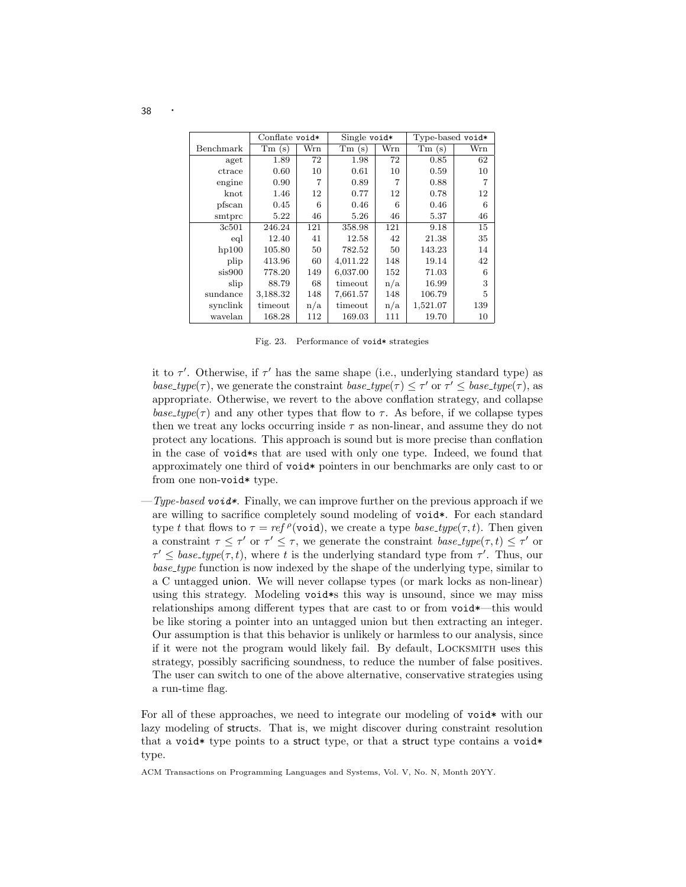| | Conflate `void*` | | Single `void*` | | Type-based `void*` | |
|---|---|---|---|---|---|---|
| Benchmark | Tm (s) | Wrn | Tm (s) | Wrn | Tm (s) | Wrn |
| aget | 1.89 | 72 | 1.98 | 72 | 0.85 | 62 |
| ctrace | 0.60 | 10 | 0.61 | 10 | 0.59 | 10 |
| engine | 0.90 | 7 | 0.89 | 7 | 0.88 | 7 |
| knot | 1.46 | 12 | 0.77 | 12 | 0.78 | 12 |
| pfscan | 0.45 | 6 | 0.46 | 6 | 0.46 | 6 |
| smtprc | 5.22 | 46 | 5.26 | 46 | 5.37 | 46 |
| 3c501 | 246.24 | 121 | 358.98 | 121 | 9.18 | 15 |
| eql | 12.40 | 41 | 12.58 | 42 | 21.38 | 35 |
| hp100 | 105.80 | 50 | 782.52 | 50 | 143.23 | 14 |
| plip | 413.96 | 60 | 4,011.22 | 148 | 19.14 | 42 |
| sis900 | 778.20 | 149 | 6,037.00 | 152 | 71.03 | 6 |
| slip | 88.79 | 68 | timeout | n/a | 16.99 | 3 |
| sundance | 3,188.32 | 148 | 7,661.57 | 148 | 106.79 | 5 |
| synclink | timeout | n/a | timeout | n/a | 1,521.07 | 139 |
| wavelan | 168.28 | 112 | 169.03 | 111 | 19.70 | 10 |

Fig. 23. Performance of `void*` strategies

it to $\tau'$. Otherwise, if $\tau'$ has the same shape (i.e., underlying standard type) as $base\_type(\tau)$, we generate the constraint $base\_type(\tau) \leq \tau'$ or $\tau' \leq base\_type(\tau)$, as appropriate. Otherwise, we revert to the above conflation strategy, and collapse $base\_type(\tau)$ and any other types that flow to $\tau$. As before, if we collapse types then we treat any locks occurring inside $\tau$ as non-linear, and assume they do not protect any locations. This approach is sound but is more precise than conflation in the case of `void*`s that are used with only one type. Indeed, we found that approximately one third of `void*` pointers in our benchmarks are only cast to or from one non-`void*` type.

—*Type-based* ***void****. Finally, we can improve further on the previous approach if we are willing to sacrifice completely sound modeling of `void*`. For each standard type $t$ that flows to $\tau = ref^{\rho}(\texttt{void})$, we create a type $base\_type(\tau, t)$. Then given a constraint $\tau \leq \tau'$ or $\tau' \leq \tau$, we generate the constraint $base\_type(\tau, t) \leq \tau'$ or $\tau' \leq base\_type(\tau, t)$, where $t$ is the underlying standard type from $\tau'$. Thus, our $base\_type$ function is now indexed by the shape of the underlying type, similar to a C untagged union. We will never collapse types (or mark locks as non-linear) using this strategy. Modeling `void*`s this way is unsound, since we may miss relationships among different types that are cast to or from `void*`—this would be like storing a pointer into an untagged union but then extracting an integer. Our assumption is that this behavior is unlikely or harmless to our analysis, since if it were not the program would likely fail. By default, LOCKSMITH uses this strategy, possibly sacrificing soundness, to reduce the number of false positives. The user can switch to one of the above alternative, conservative strategies using a run-time flag.

For all of these approaches, we need to integrate our modeling of `void*` with our lazy modeling of structs. That is, we might discover during constraint resolution that a `void*` type points to a struct type, or that a struct type contains a `void*` type.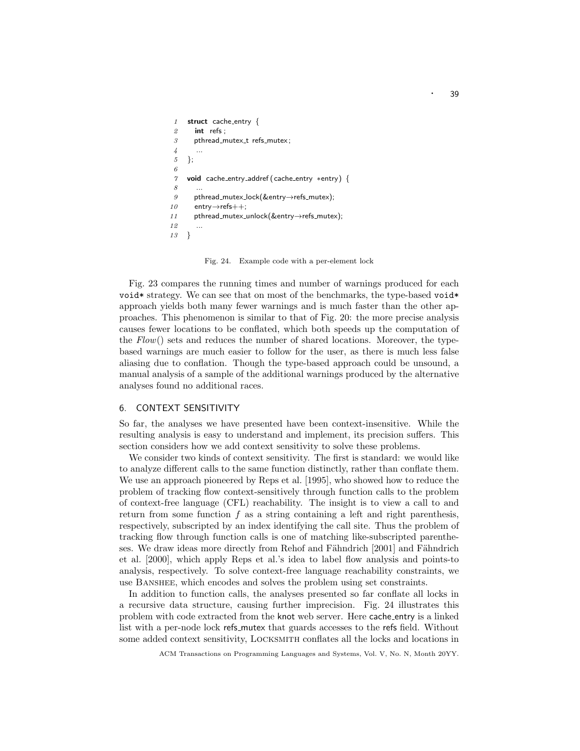```
1  struct cache_entry {
2    int refs;
3    pthread_mutex_t refs_mutex;
4    ...
5  };
6
7  void cache_entry_addref(cache_entry *entry) {
8    ...
9    pthread_mutex_lock(&entry→refs_mutex);
10   entry→refs++;
11   pthread_mutex_unlock(&entry→refs_mutex);
12   ...
13 }
```

Fig. 24. Example code with a per-element lock

Fig. 23 compares the running times and number of warnings produced for each `void*` strategy. We can see that on most of the benchmarks, the type-based `void*` approach yields both many fewer warnings and is much faster than the other approaches. This phenomenon is similar to that of Fig. 20: the more precise analysis causes fewer locations to be conflated, which both speeds up the computation of the *Flow*() sets and reduces the number of shared locations. Moreover, the type-based warnings are much easier to follow for the user, as there is much less false aliasing due to conflation. Though the type-based approach could be unsound, a manual analysis of a sample of the additional warnings produced by the alternative analyses found no additional races.

## 6. CONTEXT SENSITIVITY

So far, the analyses we have presented have been context-insensitive. While the resulting analysis is easy to understand and implement, its precision suffers. This section considers how we add context sensitivity to solve these problems.

We consider two kinds of context sensitivity. The first is standard: we would like to analyze different calls to the same function distinctly, rather than conflate them. We use an approach pioneered by Reps et al. [1995], who showed how to reduce the problem of tracking flow context-sensitively through function calls to the problem of context-free language (CFL) reachability. The insight is to view a call to and return from some function $f$ as a string containing a left and right parenthesis, respectively, subscripted by an index identifying the call site. Thus the problem of tracking flow through function calls is one of matching like-subscripted parentheses. We draw ideas more directly from Rehof and Fähndrich [2001] and Fähndrich et al. [2000], which apply Reps et al.'s idea to label flow analysis and points-to analysis, respectively. To solve context-free language reachability constraints, we use Banshee, which encodes and solves the problem using set constraints.

In addition to function calls, the analyses presented so far conflate all locks in a recursive data structure, causing further imprecision. Fig. 24 illustrates this problem with code extracted from the knot web server. Here cache_entry is a linked list with a per-node lock refs_mutex that guards accesses to the refs field. Without some added context sensitivity, Locksmith conflates all the locks and locations in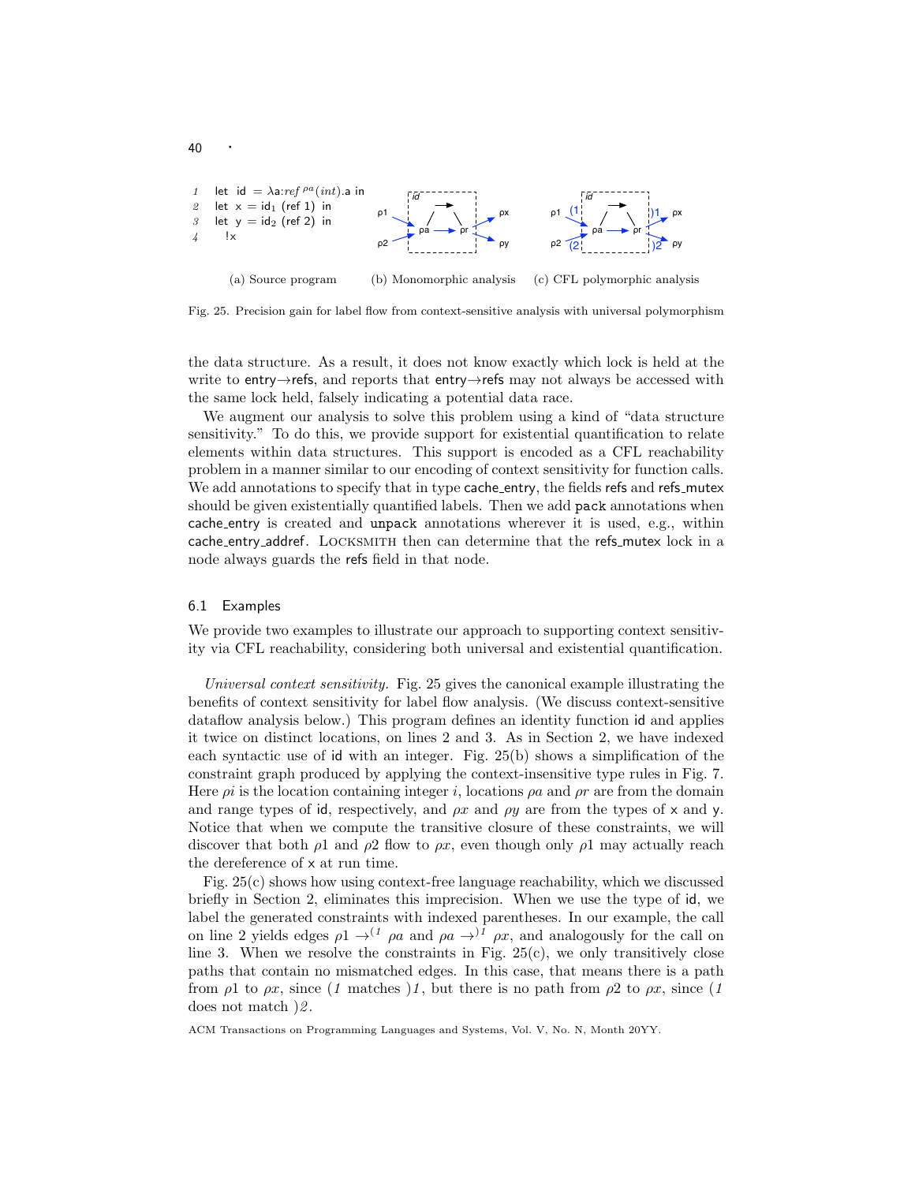```
1  let id = λa:ref ρa (int).a in
2  let x = id1 (ref 1) in
3  let y = id2 (ref 2) in
4    !x
```

(a) Source program (b) Monomorphic analysis (c) CFL polymorphic analysis

Fig. 25. Precision gain for label flow from context-sensitive analysis with universal polymorphism

the data structure. As a result, it does not know exactly which lock is held at the write to entry→refs, and reports that entry→refs may not always be accessed with the same lock held, falsely indicating a potential data race.

We augment our analysis to solve this problem using a kind of "data structure sensitivity." To do this, we provide support for existential quantification to relate elements within data structures. This support is encoded as a CFL reachability problem in a manner similar to our encoding of context sensitivity for function calls. We add annotations to specify that in type cache_entry, the fields refs and refs_mutex should be given existentially quantified labels. Then we add `pack` annotations when cache_entry is created and `unpack` annotations wherever it is used, e.g., within cache_entry_addref. LOCKSMITH then can determine that the refs_mutex lock in a node always guards the refs field in that node.

### 6.1 Examples

We provide two examples to illustrate our approach to supporting context sensitivity via CFL reachability, considering both universal and existential quantification.

*Universal context sensitivity.* Fig. 25 gives the canonical example illustrating the benefits of context sensitivity for label flow analysis. (We discuss context-sensitive dataflow analysis below.) This program defines an identity function id and applies it twice on distinct locations, on lines 2 and 3. As in Section 2, we have indexed each syntactic use of id with an integer. Fig. 25(b) shows a simplification of the constraint graph produced by applying the context-insensitive type rules in Fig. 7. Here $\rho i$ is the location containing integer $i$, locations $\rho a$ and $\rho r$ are from the domain and range types of id, respectively, and $\rho x$ and $\rho y$ are from the types of x and y. Notice that when we compute the transitive closure of these constraints, we will discover that both $\rho 1$ and $\rho 2$ flow to $\rho x$, even though only $\rho 1$ may actually reach the dereference of x at run time.

Fig. 25(c) shows how using context-free language reachability, which we discussed briefly in Section 2, eliminates this imprecision. When we use the type of id, we label the generated constraints with indexed parentheses. In our example, the call on line 2 yields edges $\rho 1 \rightarrow^{(1} \rho a$ and $\rho a \rightarrow^{)1} \rho x$, and analogously for the call on line 3. When we resolve the constraints in Fig. 25(c), we only transitively close paths that contain no mismatched edges. In this case, that means there is a path from $\rho 1$ to $\rho x$, since $(_1$ matches $)_1$, but there is no path from $\rho 2$ to $\rho x$, since $(_1$ does not match $)_2$.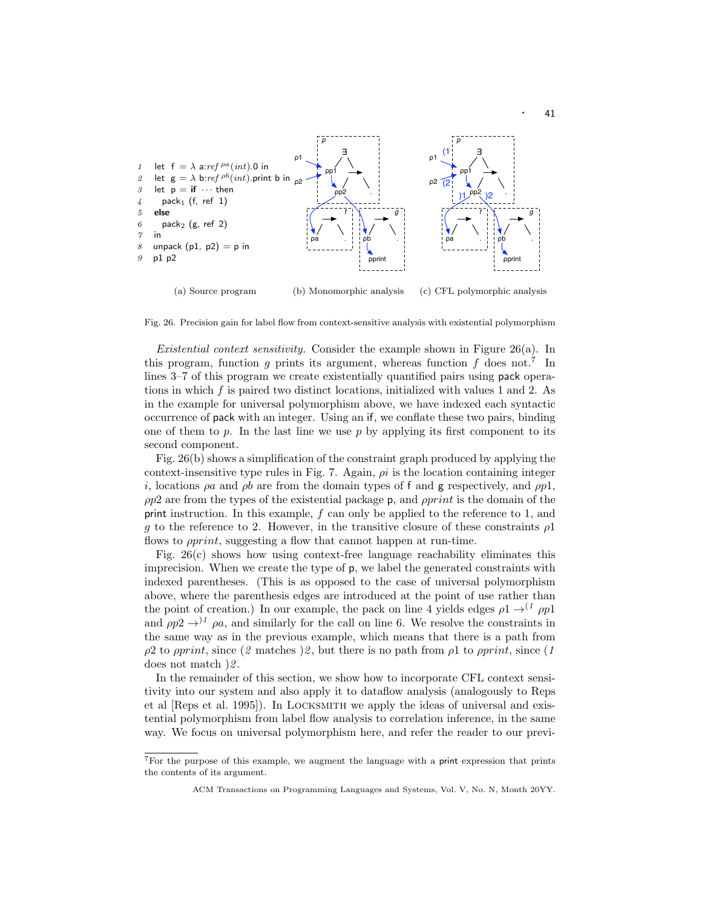```
1  let  f = λ a:ref^ρa(int).0 in
2  let  g = λ b:ref^ρb(int).print b in
3  let  p = if ··· then
4    pack1 (f, ref 1)
5  else
6    pack2 (g, ref 2)
7  in
8  unpack (p1, p2) = p in
9  p1 p2
```

(a) Source program (b) Monomorphic analysis (c) CFL polymorphic analysis

Fig. 26. Precision gain for label flow from context-sensitive analysis with existential polymorphism

*Existential context sensitivity.* Consider the example shown in Figure 26(a). In this program, function $g$ prints its argument, whereas function $f$ does not.[7] In lines 3–7 of this program we create existentially quantified pairs using pack operations in which $f$ is paired two distinct locations, initialized with values 1 and 2. As in the example for universal polymorphism above, we have indexed each syntactic occurrence of pack with an integer. Using an if, we conflate these two pairs, binding one of them to $p$. In the last line we use $p$ by applying its first component to its second component.

Fig. 26(b) shows a simplification of the constraint graph produced by applying the context-insensitive type rules in Fig. 7. Again, $\rho i$ is the location containing integer $i$, locations $\rho a$ and $\rho b$ are from the domain types of f and g respectively, and $\rho p1$, $\rho p2$ are from the types of the existential package p, and $\rho print$ is the domain of the print instruction. In this example, $f$ can only be applied to the reference to 1, and $g$ to the reference to 2. However, in the transitive closure of these constraints $\rho 1$ flows to $\rho print$, suggesting a flow that cannot happen at run-time.

Fig. 26(c) shows how using context-free language reachability eliminates this imprecision. When we create the type of p, we label the generated constraints with indexed parentheses. (This is as opposed to the case of universal polymorphism above, where the parenthesis edges are introduced at the point of use rather than the point of creation.) In our example, the pack on line 4 yields edges $\rho 1 \rightarrow^{(1} \rho p1$ and $\rho p2 \rightarrow^{)1} \rho a$, and similarly for the call on line 6. We resolve the constraints in the same way as in the previous example, which means that there is a path from $\rho 2$ to $\rho print$, since $(2$ matches $)2$, but there is no path from $\rho 1$ to $\rho print$, since $(1$ does not match $)2$.

In the remainder of this section, we show how to incorporate CFL context sensitivity into our system and also apply it to dataflow analysis (analogously to Reps et al [Reps et al. 1995]). In Locksmith we apply the ideas of universal and existential polymorphism from label flow analysis to correlation inference, in the same way. We focus on universal polymorphism here, and refer the reader to our previ-

[7] For the purpose of this example, we augment the language with a print expression that prints the contents of its argument.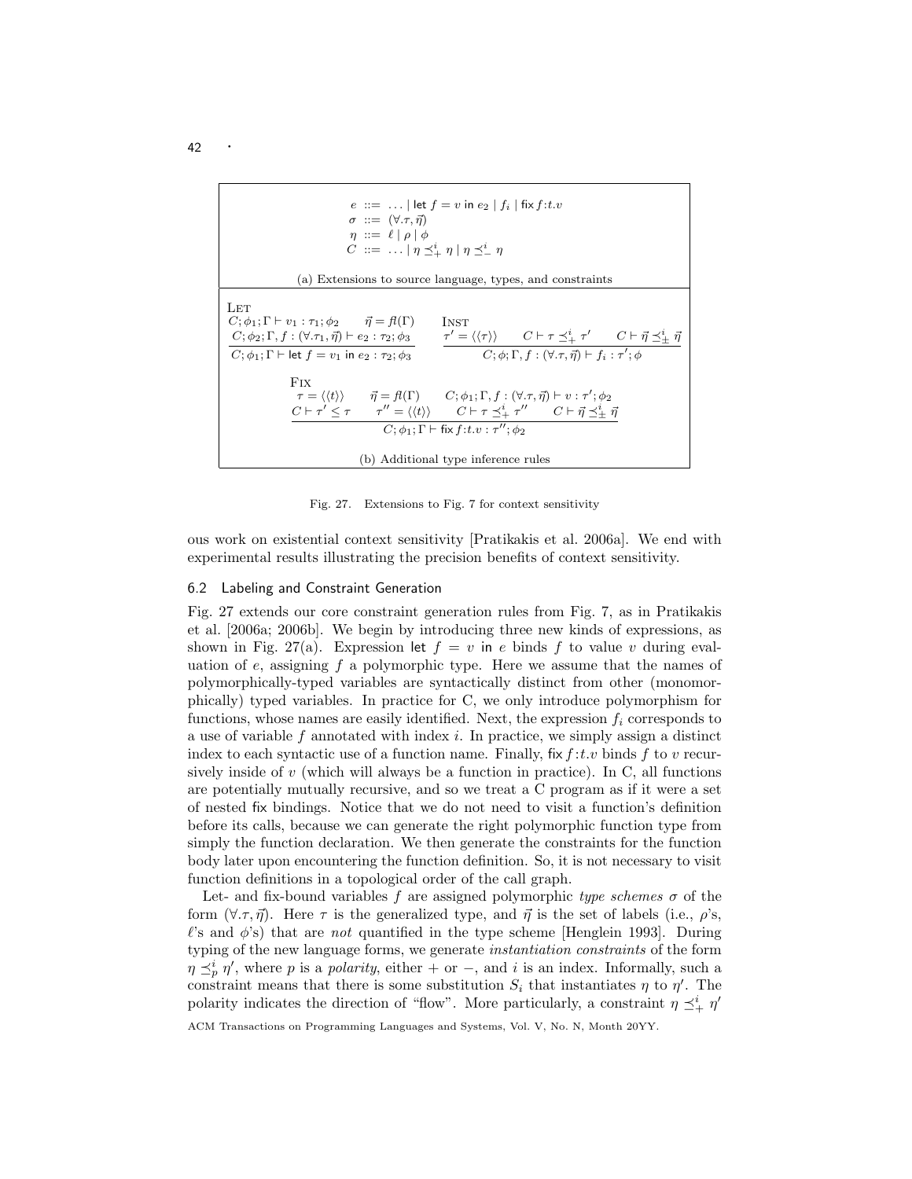$$
\begin{aligned}
e &::= \ \ldots \mid \mathsf{let}\ f = v\ \mathsf{in}\ e_2 \mid f_i \mid \mathsf{fix}\, f{:}t.v \\
\sigma &::= \ (\forall.\tau, \vec{\eta}) \\
\eta &::= \ \ell \mid \rho \mid \phi \\
C &::= \ \ldots \mid \eta \preceq^i_+ \eta \mid \eta \preceq^i_- \eta
\end{aligned}
$$

(a) Extensions to source language, types, and constraints

Let

$$
\frac{C;\phi_1;\Gamma \vdash v_1 : \tau_1;\phi_2 \qquad \vec{\eta} = \mathit{fl}(\Gamma) \qquad C;\phi_2;\Gamma, f:(\forall.\tau_1,\vec{\eta}) \vdash e_2 : \tau_2;\phi_3}{C;\phi_1;\Gamma \vdash \mathsf{let}\ f = v_1\ \mathsf{in}\ e_2 : \tau_2;\phi_3}
$$

Inst

$$
\frac{\tau' = \langle\langle \tau \rangle\rangle \qquad C \vdash \tau \preceq^i_+ \tau' \qquad C \vdash \vec{\eta} \preceq^i_\pm \vec{\eta}}{C;\phi;\Gamma, f:(\forall.\tau,\vec{\eta}) \vdash f_i : \tau';\phi}
$$

Fix

$$
\frac{\tau = \langle\langle t \rangle\rangle \qquad \vec{\eta} = \mathit{fl}(\Gamma) \qquad C;\phi_1;\Gamma, f:(\forall.\tau,\vec{\eta}) \vdash v : \tau';\phi_2 \qquad C \vdash \tau' \leq \tau \qquad \tau'' = \langle\langle t \rangle\rangle \qquad C \vdash \tau \preceq^i_+ \tau'' \qquad C \vdash \vec{\eta} \preceq^i_\pm \vec{\eta}}{C;\phi_1;\Gamma \vdash \mathsf{fix}\, f{:}t.v : \tau'';\phi_2}
$$

(b) Additional type inference rules

Fig. 27. Extensions to Fig. 7 for context sensitivity

ous work on existential context sensitivity [Pratikakis et al. 2006a]. We end with experimental results illustrating the precision benefits of context sensitivity.

### 6.2 Labeling and Constraint Generation

Fig. 27 extends our core constraint generation rules from Fig. 7, as in Pratikakis et al. [2006a; 2006b]. We begin by introducing three new kinds of expressions, as shown in Fig. 27(a). Expression let $f = v$ in $e$ binds $f$ to value $v$ during evaluation of $e$, assigning $f$ a polymorphic type. Here we assume that the names of polymorphically-typed variables are syntactically distinct from other (monomorphically) typed variables. In practice for C, we only introduce polymorphism for functions, whose names are easily identified. Next, the expression $f_i$ corresponds to a use of variable $f$ annotated with index $i$. In practice, we simply assign a distinct index to each syntactic use of a function name. Finally, fix $f{:}t.v$ binds $f$ to $v$ recursively inside of $v$ (which will always be a function in practice). In C, all functions are potentially mutually recursive, and so we treat a C program as if it were a set of nested fix bindings. Notice that we do not need to visit a function's definition before its calls, because we can generate the right polymorphic function type from simply the function declaration. We then generate the constraints for the function body later upon encountering the function definition. So, it is not necessary to visit function definitions in a topological order of the call graph.

Let- and fix-bound variables $f$ are assigned polymorphic *type schemes* $\sigma$ of the form $(\forall.\tau, \vec{\eta})$. Here $\tau$ is the generalized type, and $\vec{\eta}$ is the set of labels (i.e., $\rho$'s, $\ell$'s and $\phi$'s) that are *not* quantified in the type scheme [Henglein 1993]. During typing of the new language forms, we generate *instantiation constraints* of the form $\eta \preceq^i_p \eta'$, where $p$ is a *polarity*, either $+$ or $-$, and $i$ is an index. Informally, such a constraint means that there is some substitution $S_i$ that instantiates $\eta$ to $\eta'$. The polarity indicates the direction of "flow". More particularly, a constraint $\eta \preceq^i_+ \eta'$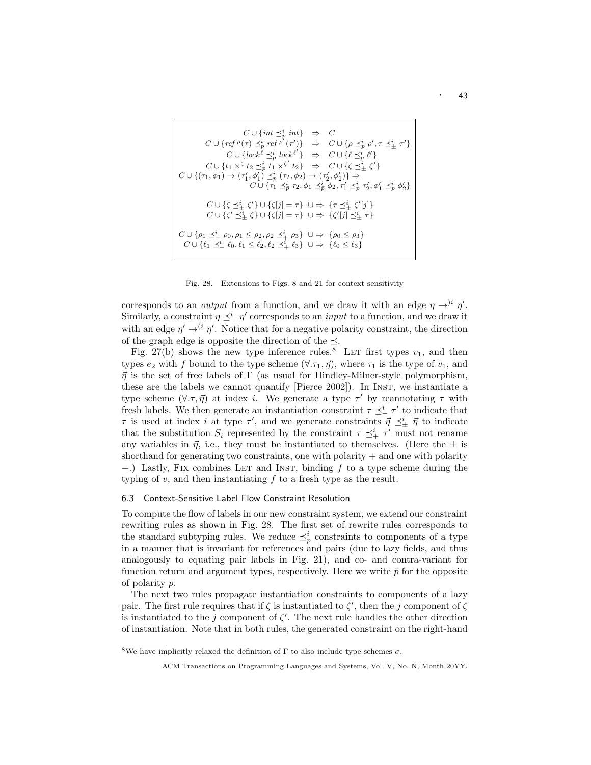$$
\begin{array}{rcl}
C \cup \{int \preceq_p^i int\} & \Rightarrow & C \\
C \cup \{ref^{\rho}(\tau) \preceq_p^i ref^{\rho'}(\tau')\} & \Rightarrow & C \cup \{\rho \preceq_p^i \rho', \tau \preceq_\pm^i \tau'\} \\
C \cup \{lock^{\ell} \preceq_p^i lock^{\ell'}\} & \Rightarrow & C \cup \{\ell \preceq_p^i \ell'\} \\
C \cup \{t_1 \times^{\zeta} t_2 \preceq_p^i t_1 \times^{\zeta'} t_2\} & \Rightarrow & C \cup \{\zeta \preceq_\pm^i \zeta'\} \\
\multicolumn{3}{l}{C \cup \{(\tau_1, \phi_1) \to (\tau_1', \phi_1') \preceq_p^i (\tau_2, \phi_2) \to (\tau_2', \phi_2')\} \Rightarrow} \\
\multicolumn{3}{r}{C \cup \{\tau_1 \preceq_{\bar{p}}^i \tau_2, \phi_1 \preceq_{\bar{p}}^i \phi_2, \tau_1' \preceq_p^i \tau_2', \phi_1' \preceq_p^i \phi_2'\}} \\
\\
C \cup \{\zeta \preceq_\pm^i \zeta'\} \cup \{\zeta[j] = \tau\} & \cup \Rightarrow & \{\tau \preceq_\pm^i \zeta'[j]\} \\
C \cup \{\zeta' \preceq_\pm^i \zeta\} \cup \{\zeta[j] = \tau\} & \cup \Rightarrow & \{\zeta'[j] \preceq_\pm^i \tau\} \\
\\
C \cup \{\rho_1 \preceq_-^i \rho_0, \rho_1 \leq \rho_2, \rho_2 \preceq_+^i \rho_3\} & \cup \Rightarrow & \{\rho_0 \leq \rho_3\} \\
C \cup \{\ell_1 \preceq_-^i \ell_0, \ell_1 \leq \ell_2, \ell_2 \preceq_+^i \ell_3\} & \cup \Rightarrow & \{\ell_0 \leq \ell_3\}
\end{array}
$$

Fig. 28. Extensions to Figs. 8 and 21 for context sensitivity

corresponds to an *output* from a function, and we draw it with an edge $\eta \to^{)i} \eta'$. Similarly, a constraint $\eta \preceq_-^i \eta'$ corresponds to an *input* to a function, and we draw it with an edge $\eta' \to^{(i} \eta'$. Notice that for a negative polarity constraint, the direction of the graph edge is opposite the direction of the $\preceq$.

Fig. 27(b) shows the new type inference rules.[8] LET first types $v_1$, and then types $e_2$ with $f$ bound to the type scheme $(\forall.\tau_1, \vec{\eta})$, where $\tau_1$ is the type of $v_1$, and $\vec{\eta}$ is the set of free labels of $\Gamma$ (as usual for Hindley-Milner-style polymorphism, these are the labels we cannot quantify [Pierce 2002]). In INST, we instantiate a type scheme $(\forall.\tau, \vec{\eta})$ at index $i$. We generate a type $\tau'$ by reannotating $\tau$ with fresh labels. We then generate an instantiation constraint $\tau \preceq_+^i \tau'$ to indicate that $\tau$ is used at index $i$ at type $\tau'$, and we generate constraints $\vec{\eta} \preceq_\pm^i \vec{\eta}$ to indicate that the substitution $S_i$ represented by the constraint $\tau \preceq_+^i \tau'$ must not rename any variables in $\vec{\eta}$, i.e., they must be instantiated to themselves. (Here the $\pm$ is shorthand for generating two constraints, one with polarity $+$ and one with polarity $-$.) Lastly, FIX combines LET and INST, binding $f$ to a type scheme during the typing of $v$, and then instantiating $f$ to a fresh type as the result.

### 6.3 Context-Sensitive Label Flow Constraint Resolution

To compute the flow of labels in our new constraint system, we extend our constraint rewriting rules as shown in Fig. 28. The first set of rewrite rules corresponds to the standard subtyping rules. We reduce $\preceq_p^i$ constraints to components of a type in a manner that is invariant for references and pairs (due to lazy fields, and thus analogously to equating pair labels in Fig. 21), and co- and contra-variant for function return and argument types, respectively. Here we write $\bar{p}$ for the opposite of polarity $p$.

The next two rules propagate instantiation constraints to components of a lazy pair. The first rule requires that if $\zeta$ is instantiated to $\zeta'$, then the $j$ component of $\zeta$ is instantiated to the $j$ component of $\zeta'$. The next rule handles the other direction of instantiation. Note that in both rules, the generated constraint on the right-hand

[8] We have implicitly relaxed the definition of $\Gamma$ to also include type schemes $\sigma$.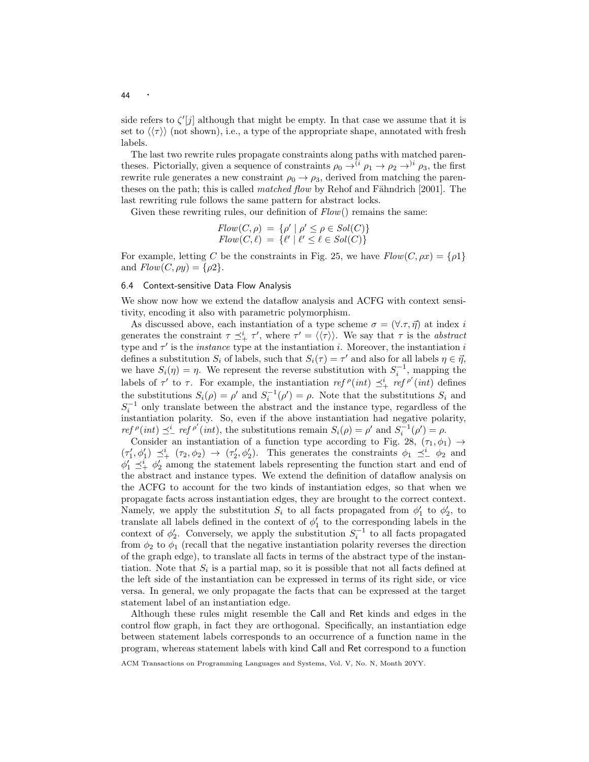side refers to $\zeta'[j]$ although that might be empty. In that case we assume that it is set to $\langle\langle\tau\rangle\rangle$ (not shown), i.e., a type of the appropriate shape, annotated with fresh labels.

The last two rewrite rules propagate constraints along paths with matched parentheses. Pictorially, given a sequence of constraints $\rho_0 \rightarrow^{(i} \rho_1 \rightarrow \rho_2 \rightarrow^{)i} \rho_3$, the first rewrite rule generates a new constraint $\rho_0 \rightarrow \rho_3$, derived from matching the parentheses on the path; this is called *matched flow* by Rehof and Fähndrich [2001]. The last rewriting rule follows the same pattern for abstract locks.

Given these rewriting rules, our definition of $\mathit{Flow}()$ remains the same:

$$\begin{aligned} \mathit{Flow}(C, \rho) &= \{\rho' \mid \rho' \leq \rho \in \mathit{Sol}(C)\} \\ \mathit{Flow}(C, \ell) &= \{\ell' \mid \ell' \leq \ell \in \mathit{Sol}(C)\} \end{aligned}$$

For example, letting $C$ be the constraints in Fig. 25, we have $\mathit{Flow}(C, \rho x) = \{\rho 1\}$ and $\mathit{Flow}(C, \rho y) = \{\rho 2\}$.

### 6.4 Context-sensitive Data Flow Analysis

We show now how we extend the dataflow analysis and ACFG with context sensitivity, encoding it also with parametric polymorphism.

As discussed above, each instantiation of a type scheme $\sigma = (\forall.\tau, \vec{\eta})$ at index $i$ generates the constraint $\tau \preceq^i_+ \tau'$, where $\tau' = \langle\langle\tau\rangle\rangle$. We say that $\tau$ is the *abstract* type and $\tau'$ is the *instance* type at the instantiation $i$. Moreover, the instantiation $i$ defines a substitution $S_i$ of labels, such that $S_i(\tau) = \tau'$ and also for all labels $\eta \in \vec{\eta}$, we have $S_i(\eta) = \eta$. We represent the reverse substitution with $S_i^{-1}$, mapping the labels of $\tau'$ to $\tau$. For example, the instantiation $\mathit{ref}^{\,\rho}(\mathit{int}) \preceq^i_+ \mathit{ref}^{\,\rho'}(\mathit{int})$ defines the substitutions $S_i(\rho) = \rho'$ and $S_i^{-1}(\rho') = \rho$. Note that the substitutions $S_i$ and $S_i^{-1}$ only translate between the abstract and the instance type, regardless of the instantiation polarity. So, even if the above instantiation had negative polarity, $\mathit{ref}^{\,\rho}(\mathit{int}) \preceq^i_- \mathit{ref}^{\,\rho'}(\mathit{int})$, the substitutions remain $S_i(\rho) = \rho'$ and $S_i^{-1}(\rho') = \rho$.

Consider an instantiation of a function type according to Fig. 28, $(\tau_1, \phi_1) \rightarrow (\tau_1', \phi_1') \preceq^i_+ (\tau_2, \phi_2) \rightarrow (\tau_2', \phi_2')$. This generates the constraints $\phi_1 \preceq^i_- \phi_2$ and $\phi_1' \preceq^i_+ \phi_2'$ among the statement labels representing the function start and end of the abstract and instance types. We extend the definition of dataflow analysis on the ACFG to account for the two kinds of instantiation edges, so that when we propagate facts across instantiation edges, they are brought to the correct context. Namely, we apply the substitution $S_i$ to all facts propagated from $\phi_1'$ to $\phi_2'$, to translate all labels defined in the context of $\phi_1'$ to the corresponding labels in the context of $\phi_2'$. Conversely, we apply the substitution $S_i^{-1}$ to all facts propagated from $\phi_2$ to $\phi_1$ (recall that the negative instantiation polarity reverses the direction of the graph edge), to translate all facts in terms of the abstract type of the instantiation. Note that $S_i$ is a partial map, so it is possible that not all facts defined at the left side of the instantiation can be expressed in terms of its right side, or vice versa. In general, we only propagate the facts that can be expressed at the target statement label of an instantiation edge.

Although these rules might resemble the Call and Ret kinds and edges in the control flow graph, in fact they are orthogonal. Specifically, an instantiation edge between statement labels corresponds to an occurrence of a function name in the program, whereas statement labels with kind Call and Ret correspond to a function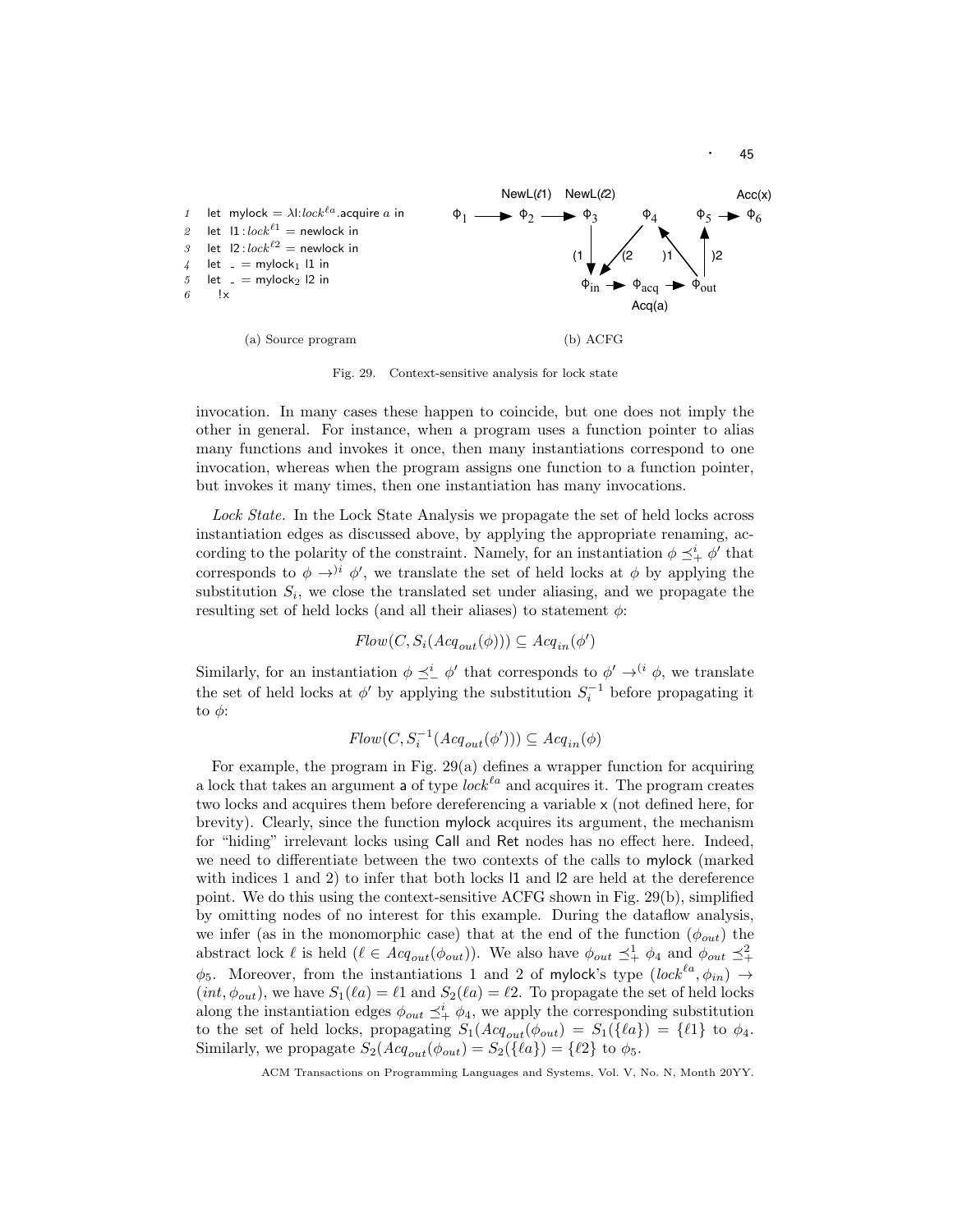```
1  let mylock = λl:lock^ℓa.acquire a in
2  let l1 : lock^ℓ1 = newlock in
3  let l2 : lock^ℓ2 = newlock in
4  let _ = mylock_1 l1 in
5  let _ = mylock_2 l2 in
6    !x
```

(a) Source program

(b) ACFG

Fig. 29. Context-sensitive analysis for lock state

invocation. In many cases these happen to coincide, but one does not imply the other in general. For instance, when a program uses a function pointer to alias many functions and invokes it once, then many instantiations correspond to one invocation, whereas when the program assigns one function to a function pointer, but invokes it many times, then one instantiation has many invocations.

*Lock State.* In the Lock State Analysis we propagate the set of held locks across instantiation edges as discussed above, by applying the appropriate renaming, according to the polarity of the constraint. Namely, for an instantiation $\phi \preceq^i_+ \phi'$ that corresponds to $\phi \to^{)i} \phi'$, we translate the set of held locks at $\phi$ by applying the substitution $S_i$, we close the translated set under aliasing, and we propagate the resulting set of held locks (and all their aliases) to statement $\phi$:

$$Flow(C, S_i(Acq_{out}(\phi))) \subseteq Acq_{in}(\phi')$$

Similarly, for an instantiation $\phi \preceq^i_- \phi'$ that corresponds to $\phi' \to^{(i} \phi$, we translate the set of held locks at $\phi'$ by applying the substitution $S_i^{-1}$ before propagating it to $\phi$:

$$Flow(C, S_i^{-1}(Acq_{out}(\phi'))) \subseteq Acq_{in}(\phi)$$

For example, the program in Fig. 29(a) defines a wrapper function for acquiring a lock that takes an argument a of type $lock^{\ell a}$ and acquires it. The program creates two locks and acquires them before dereferencing a variable x (not defined here, for brevity). Clearly, since the function mylock acquires its argument, the mechanism for "hiding" irrelevant locks using Call and Ret nodes has no effect here. Indeed, we need to differentiate between the two contexts of the calls to mylock (marked with indices 1 and 2) to infer that both locks l1 and l2 are held at the dereference point. We do this using the context-sensitive ACFG shown in Fig. 29(b), simplified by omitting nodes of no interest for this example. During the dataflow analysis, we infer (as in the monomorphic case) that at the end of the function ($\phi_{out}$) the abstract lock $\ell$ is held ($\ell \in Acq_{out}(\phi_{out})$). We also have $\phi_{out} \preceq^1_+ \phi_4$ and $\phi_{out} \preceq^2_+ \phi_5$. Moreover, from the instantiations 1 and 2 of mylock's type $(lock^{\ell a}, \phi_{in}) \to (int, \phi_{out})$, we have $S_1(\ell a) = \ell 1$ and $S_2(\ell a) = \ell 2$. To propagate the set of held locks along the instantiation edges $\phi_{out} \preceq^i_+ \phi_4$, we apply the corresponding substitution to the set of held locks, propagating $S_1(Acq_{out}(\phi_{out}) = S_1(\{\ell a\}) = \{\ell 1\}$ to $\phi_4$. Similarly, we propagate $S_2(Acq_{out}(\phi_{out}) = S_2(\{\ell a\}) = \{\ell 2\}$ to $\phi_5$.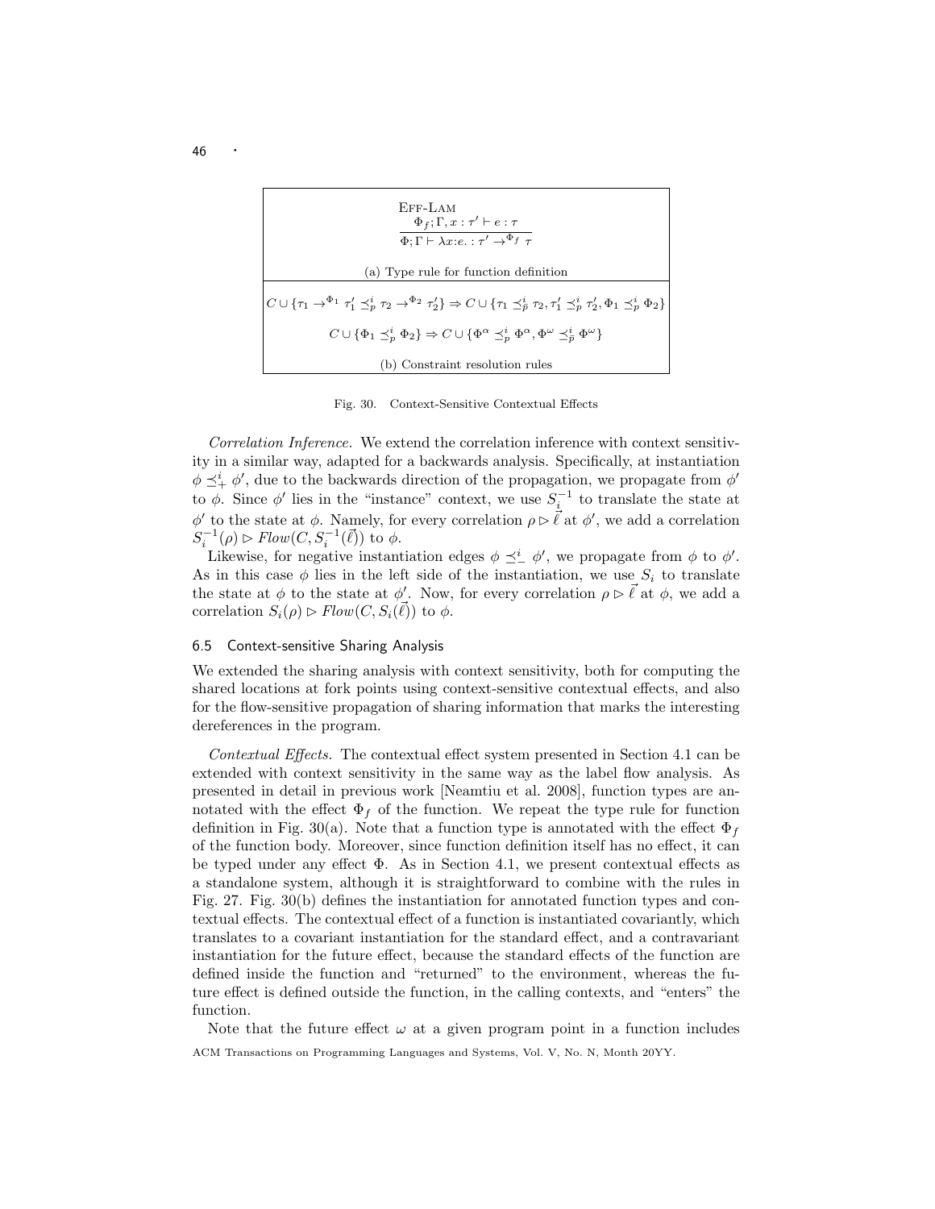EFF-LAM

$$\frac{\Phi_f; \Gamma, x : \tau' \vdash e : \tau}{\Phi; \Gamma \vdash \lambda x{:}e. : \tau' \rightarrow^{\Phi_f} \tau}$$

(a) Type rule for function definition

$$C \cup \{\tau_1 \rightarrow^{\Phi_1} \tau_1' \preceq_p^i \tau_2 \rightarrow^{\Phi_2} \tau_2'\} \Rightarrow C \cup \{\tau_1 \preceq_{\bar{p}}^i \tau_2, \tau_1' \preceq_p^i \tau_2', \Phi_1 \preceq_p^i \Phi_2\}$$

$$C \cup \{\Phi_1 \preceq_p^i \Phi_2\} \Rightarrow C \cup \{\Phi^\alpha \preceq_p^i \Phi^\alpha, \Phi^\omega \preceq_{\bar{p}}^i \Phi^\omega\}$$

(b) Constraint resolution rules

Fig. 30. Context-Sensitive Contextual Effects

*Correlation Inference.* We extend the correlation inference with context sensitivity in a similar way, adapted for a backwards analysis. Specifically, at instantiation $\phi \preceq_+^i \phi'$, due to the backwards direction of the propagation, we propagate from $\phi'$ to $\phi$. Since $\phi'$ lies in the "instance" context, we use $S_i^{-1}$ to translate the state at $\phi'$ to the state at $\phi$. Namely, for every correlation $\rho \rhd \vec{\ell}$ at $\phi'$, we add a correlation $S_i^{-1}(\rho) \rhd Flow(C, S_i^{-1}(\vec{\ell}))$ to $\phi$.

Likewise, for negative instantiation edges $\phi \preceq_-^i \phi'$, we propagate from $\phi$ to $\phi'$. As in this case $\phi$ lies in the left side of the instantiation, we use $S_i$ to translate the state at $\phi$ to the state at $\phi'$. Now, for every correlation $\rho \rhd \vec{\ell}$ at $\phi$, we add a correlation $S_i(\rho) \rhd Flow(C, S_i(\vec{\ell}))$ to $\phi$.

### 6.5 Context-sensitive Sharing Analysis

We extended the sharing analysis with context sensitivity, both for computing the shared locations at fork points using context-sensitive contextual effects, and also for the flow-sensitive propagation of sharing information that marks the interesting dereferences in the program.

*Contextual Effects.* The contextual effect system presented in Section 4.1 can be extended with context sensitivity in the same way as the label flow analysis. As presented in detail in previous work [Neamtiu et al. 2008], function types are annotated with the effect $\Phi_f$ of the function. We repeat the type rule for function definition in Fig. 30(a). Note that a function type is annotated with the effect $\Phi_f$ of the function body. Moreover, since function definition itself has no effect, it can be typed under any effect $\Phi$. As in Section 4.1, we present contextual effects as a standalone system, although it is straightforward to combine with the rules in Fig. 27. Fig. 30(b) defines the instantiation for annotated function types and contextual effects. The contextual effect of a function is instantiated covariantly, which translates to a covariant instantiation for the standard effect, and a contravariant instantiation for the future effect, because the standard effects of the function are defined inside the function and "returned" to the environment, whereas the future effect is defined outside the function, in the calling contexts, and "enters" the function.

Note that the future effect $\omega$ at a given program point in a function includes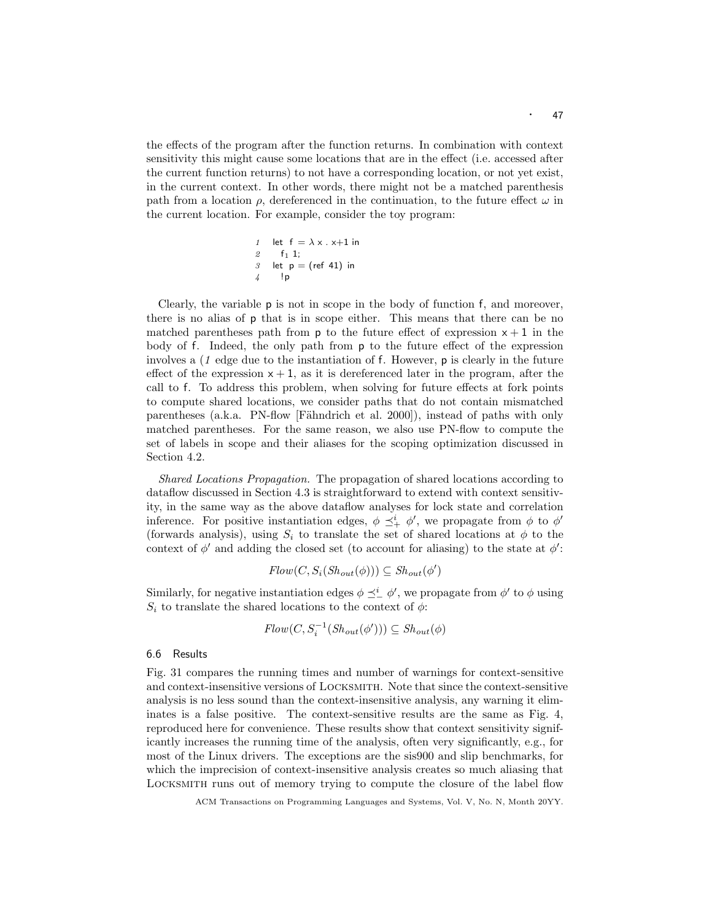the effects of the program after the function returns. In combination with context sensitivity this might cause some locations that are in the effect (i.e. accessed after the current function returns) to not have a corresponding location, or not yet exist, in the current context. In other words, there might not be a matched parenthesis path from a location $\rho$, dereferenced in the continuation, to the future effect $\omega$ in the current location. For example, consider the toy program:

```
1  let f = λ x . x+1 in
2    f1 1;
3  let p = (ref 41) in
4    !p
```

Clearly, the variable p is not in scope in the body of function f, and moreover, there is no alias of p that is in scope either. This means that there can be no matched parentheses path from p to the future effect of expression $x + 1$ in the body of f. Indeed, the only path from p to the future effect of the expression involves a $(_1$ edge due to the instantiation of f. However, p is clearly in the future effect of the expression $x + 1$, as it is dereferenced later in the program, after the call to f. To address this problem, when solving for future effects at fork points to compute shared locations, we consider paths that do not contain mismatched parentheses (a.k.a. PN-flow [Fähndrich et al. 2000]), instead of paths with only matched parentheses. For the same reason, we also use PN-flow to compute the set of labels in scope and their aliases for the scoping optimization discussed in Section 4.2.

*Shared Locations Propagation.* The propagation of shared locations according to dataflow discussed in Section 4.3 is straightforward to extend with context sensitivity, in the same way as the above dataflow analyses for lock state and correlation inference. For positive instantiation edges, $\phi \preceq^i_+ \phi'$, we propagate from $\phi$ to $\phi'$ (forwards analysis), using $S_i$ to translate the set of shared locations at $\phi$ to the context of $\phi'$ and adding the closed set (to account for aliasing) to the state at $\phi'$:

$$Flow(C, S_i(Sh_{out}(\phi))) \subseteq Sh_{out}(\phi')$$

Similarly, for negative instantiation edges $\phi \preceq^i_- \phi'$, we propagate from $\phi'$ to $\phi$ using $S_i$ to translate the shared locations to the context of $\phi$:

$$Flow(C, S_i^{-1}(Sh_{out}(\phi'))) \subseteq Sh_{out}(\phi)$$

### 6.6 Results

Fig. 31 compares the running times and number of warnings for context-sensitive and context-insensitive versions of Locksmith. Note that since the context-sensitive analysis is no less sound than the context-insensitive analysis, any warning it eliminates is a false positive. The context-sensitive results are the same as Fig. 4, reproduced here for convenience. These results show that context sensitivity significantly increases the running time of the analysis, often very significantly, e.g., for most of the Linux drivers. The exceptions are the sis900 and slip benchmarks, for which the imprecision of context-insensitive analysis creates so much aliasing that Locksmith runs out of memory trying to compute the closure of the label flow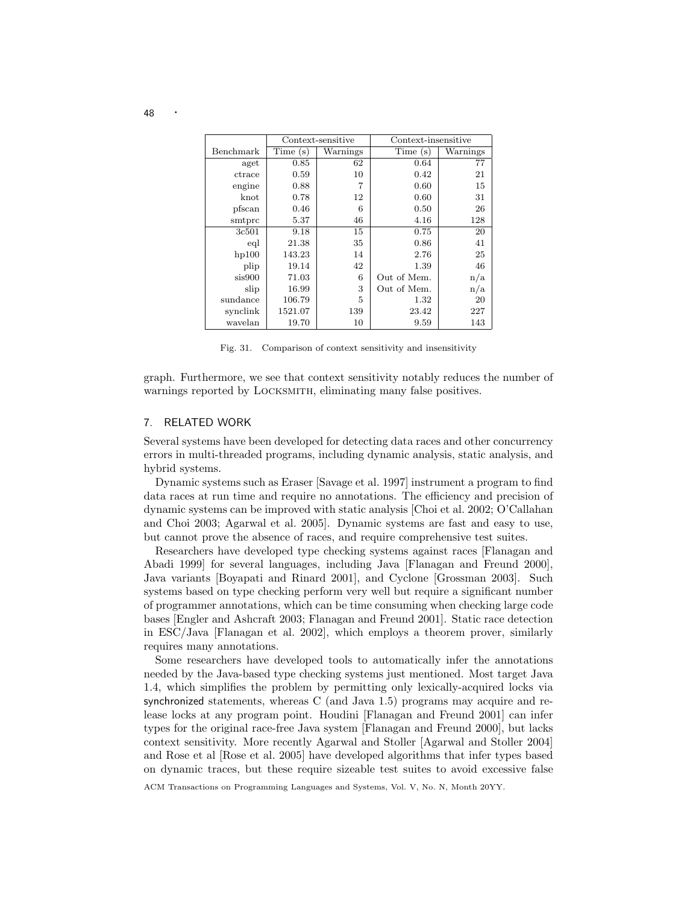| Benchmark | Context-sensitive | | Context-insensitive | |
|---|---|---|---|---|
| | Time (s) | Warnings | Time (s) | Warnings |
| aget | 0.85 | 62 | 0.64 | 77 |
| ctrace | 0.59 | 10 | 0.42 | 21 |
| engine | 0.88 | 7 | 0.60 | 15 |
| knot | 0.78 | 12 | 0.60 | 31 |
| pfscan | 0.46 | 6 | 0.50 | 26 |
| smtprc | 5.37 | 46 | 4.16 | 128 |
| 3c501 | 9.18 | 15 | 0.75 | 20 |
| eql | 21.38 | 35 | 0.86 | 41 |
| hp100 | 143.23 | 14 | 2.76 | 25 |
| plip | 19.14 | 42 | 1.39 | 46 |
| sis900 | 71.03 | 6 | Out of Mem. | n/a |
| slip | 16.99 | 3 | Out of Mem. | n/a |
| sundance | 106.79 | 5 | 1.32 | 20 |
| synclink | 1521.07 | 139 | 23.42 | 227 |
| wavelan | 19.70 | 10 | 9.59 | 143 |

Fig. 31. Comparison of context sensitivity and insensitivity

graph. Furthermore, we see that context sensitivity notably reduces the number of warnings reported by LOCKSMITH, eliminating many false positives.

## 7. RELATED WORK

Several systems have been developed for detecting data races and other concurrency errors in multi-threaded programs, including dynamic analysis, static analysis, and hybrid systems.

Dynamic systems such as Eraser [Savage et al. 1997] instrument a program to find data races at run time and require no annotations. The efficiency and precision of dynamic systems can be improved with static analysis [Choi et al. 2002; O'Callahan and Choi 2003; Agarwal et al. 2005]. Dynamic systems are fast and easy to use, but cannot prove the absence of races, and require comprehensive test suites.

Researchers have developed type checking systems against races [Flanagan and Abadi 1999] for several languages, including Java [Flanagan and Freund 2000], Java variants [Boyapati and Rinard 2001], and Cyclone [Grossman 2003]. Such systems based on type checking perform very well but require a significant number of programmer annotations, which can be time consuming when checking large code bases [Engler and Ashcraft 2003; Flanagan and Freund 2001]. Static race detection in ESC/Java [Flanagan et al. 2002], which employs a theorem prover, similarly requires many annotations.

Some researchers have developed tools to automatically infer the annotations needed by the Java-based type checking systems just mentioned. Most target Java 1.4, which simplifies the problem by permitting only lexically-acquired locks via synchronized statements, whereas C (and Java 1.5) programs may acquire and release locks at any program point. Houdini [Flanagan and Freund 2001] can infer types for the original race-free Java system [Flanagan and Freund 2000], but lacks context sensitivity. More recently Agarwal and Stoller [Agarwal and Stoller 2004] and Rose et al [Rose et al. 2005] have developed algorithms that infer types based on dynamic traces, but these require sizeable test suites to avoid excessive false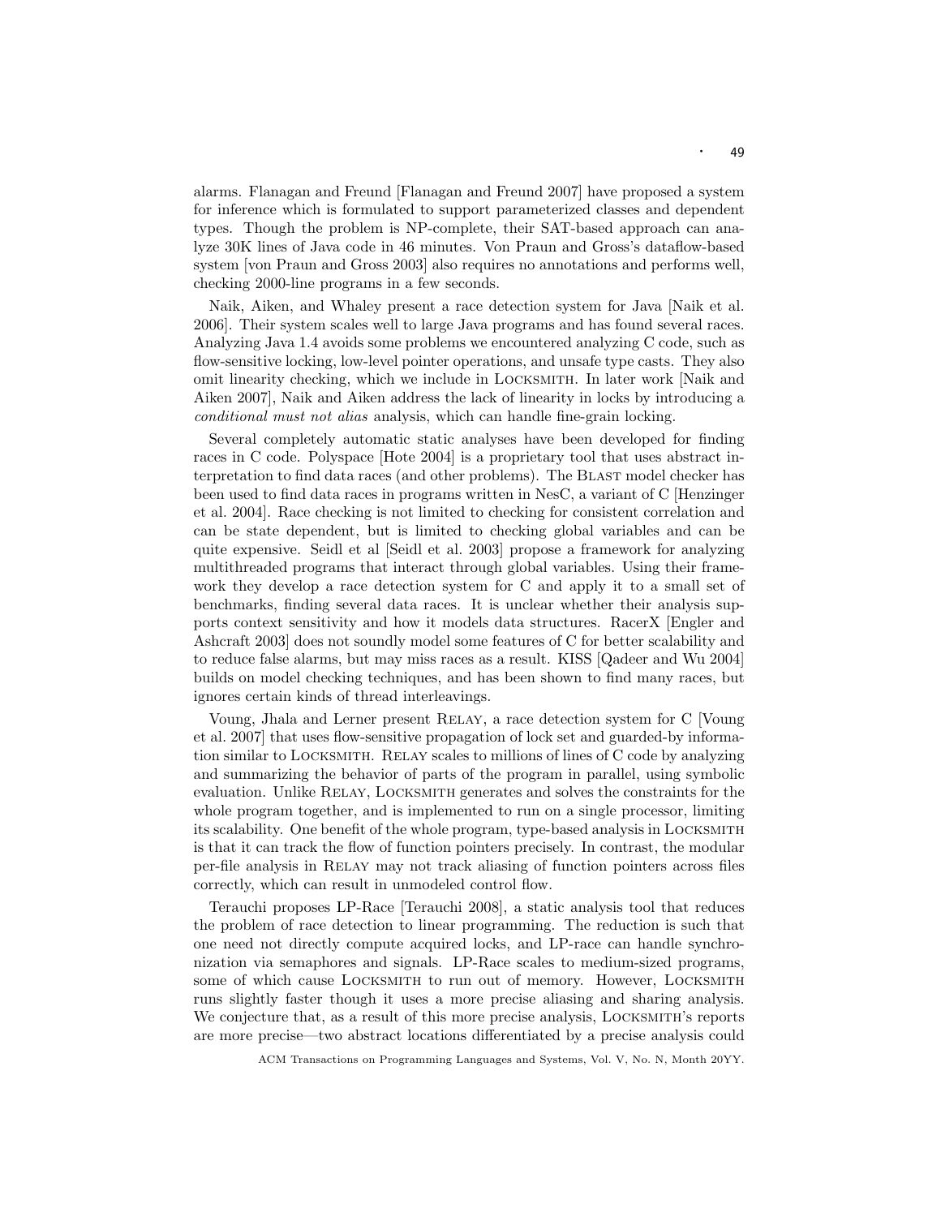alarms. Flanagan and Freund [Flanagan and Freund 2007] have proposed a system for inference which is formulated to support parameterized classes and dependent types. Though the problem is NP-complete, their SAT-based approach can analyze 30K lines of Java code in 46 minutes. Von Praun and Gross's dataflow-based system [von Praun and Gross 2003] also requires no annotations and performs well, checking 2000-line programs in a few seconds.

Naik, Aiken, and Whaley present a race detection system for Java [Naik et al. 2006]. Their system scales well to large Java programs and has found several races. Analyzing Java 1.4 avoids some problems we encountered analyzing C code, such as flow-sensitive locking, low-level pointer operations, and unsafe type casts. They also omit linearity checking, which we include in LOCKSMITH. In later work [Naik and Aiken 2007], Naik and Aiken address the lack of linearity in locks by introducing a *conditional must not alias* analysis, which can handle fine-grain locking.

Several completely automatic static analyses have been developed for finding races in C code. Polyspace [Hote 2004] is a proprietary tool that uses abstract interpretation to find data races (and other problems). The BLAST model checker has been used to find data races in programs written in NesC, a variant of C [Henzinger et al. 2004]. Race checking is not limited to checking for consistent correlation and can be state dependent, but is limited to checking global variables and can be quite expensive. Seidl et al [Seidl et al. 2003] propose a framework for analyzing multithreaded programs that interact through global variables. Using their framework they develop a race detection system for C and apply it to a small set of benchmarks, finding several data races. It is unclear whether their analysis supports context sensitivity and how it models data structures. RacerX [Engler and Ashcraft 2003] does not soundly model some features of C for better scalability and to reduce false alarms, but may miss races as a result. KISS [Qadeer and Wu 2004] builds on model checking techniques, and has been shown to find many races, but ignores certain kinds of thread interleavings.

Voung, Jhala and Lerner present RELAY, a race detection system for C [Voung et al. 2007] that uses flow-sensitive propagation of lock set and guarded-by information similar to LOCKSMITH. RELAY scales to millions of lines of C code by analyzing and summarizing the behavior of parts of the program in parallel, using symbolic evaluation. Unlike RELAY, LOCKSMITH generates and solves the constraints for the whole program together, and is implemented to run on a single processor, limiting its scalability. One benefit of the whole program, type-based analysis in LOCKSMITH is that it can track the flow of function pointers precisely. In contrast, the modular per-file analysis in RELAY may not track aliasing of function pointers across files correctly, which can result in unmodeled control flow.

Terauchi proposes LP-Race [Terauchi 2008], a static analysis tool that reduces the problem of race detection to linear programming. The reduction is such that one need not directly compute acquired locks, and LP-race can handle synchronization via semaphores and signals. LP-Race scales to medium-sized programs, some of which cause LOCKSMITH to run out of memory. However, LOCKSMITH runs slightly faster though it uses a more precise aliasing and sharing analysis. We conjecture that, as a result of this more precise analysis, LOCKSMITH's reports are more precise—two abstract locations differentiated by a precise analysis could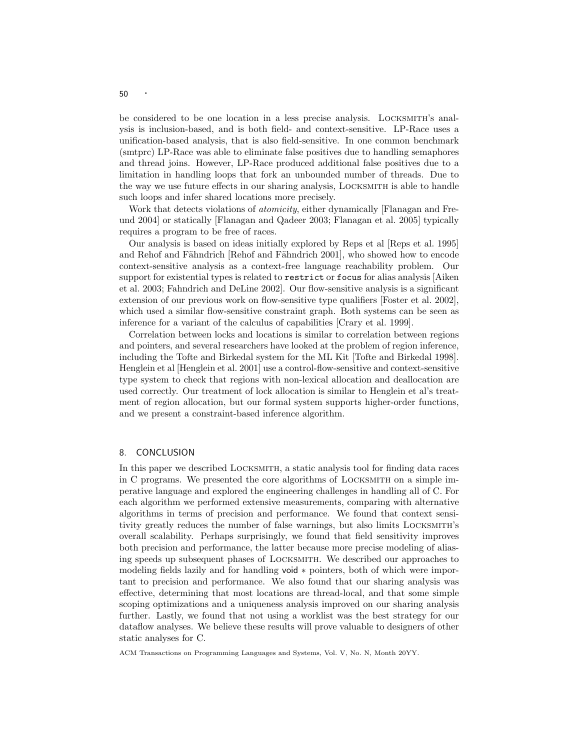be considered to be one location in a less precise analysis. LOCKSMITH's analysis is inclusion-based, and is both field- and context-sensitive. LP-Race uses a unification-based analysis, that is also field-sensitive. In one common benchmark (smtprc) LP-Race was able to eliminate false positives due to handling semaphores and thread joins. However, LP-Race produced additional false positives due to a limitation in handling loops that fork an unbounded number of threads. Due to the way we use future effects in our sharing analysis, LOCKSMITH is able to handle such loops and infer shared locations more precisely.

Work that detects violations of *atomicity*, either dynamically [Flanagan and Freund 2004] or statically [Flanagan and Qadeer 2003; Flanagan et al. 2005] typically requires a program to be free of races.

Our analysis is based on ideas initially explored by Reps et al [Reps et al. 1995] and Rehof and Fähndrich [Rehof and Fähndrich 2001], who showed how to encode context-sensitive analysis as a context-free language reachability problem. Our support for existential types is related to `restrict` or `focus` for alias analysis [Aiken et al. 2003; Fahndrich and DeLine 2002]. Our flow-sensitive analysis is a significant extension of our previous work on flow-sensitive type qualifiers [Foster et al. 2002], which used a similar flow-sensitive constraint graph. Both systems can be seen as inference for a variant of the calculus of capabilities [Crary et al. 1999].

Correlation between locks and locations is similar to correlation between regions and pointers, and several researchers have looked at the problem of region inference, including the Tofte and Birkedal system for the ML Kit [Tofte and Birkedal 1998]. Henglein et al [Henglein et al. 2001] use a control-flow-sensitive and context-sensitive type system to check that regions with non-lexical allocation and deallocation are used correctly. Our treatment of lock allocation is similar to Henglein et al's treatment of region allocation, but our formal system supports higher-order functions, and we present a constraint-based inference algorithm.

## 8. CONCLUSION

In this paper we described LOCKSMITH, a static analysis tool for finding data races in C programs. We presented the core algorithms of LOCKSMITH on a simple imperative language and explored the engineering challenges in handling all of C. For each algorithm we performed extensive measurements, comparing with alternative algorithms in terms of precision and performance. We found that context sensitivity greatly reduces the number of false warnings, but also limits LOCKSMITH's overall scalability. Perhaps surprisingly, we found that field sensitivity improves both precision and performance, the latter because more precise modeling of aliasing speeds up subsequent phases of LOCKSMITH. We described our approaches to modeling fields lazily and for handling void $*$ pointers, both of which were important to precision and performance. We also found that our sharing analysis was effective, determining that most locations are thread-local, and that some simple scoping optimizations and a uniqueness analysis improved on our sharing analysis further. Lastly, we found that not using a worklist was the best strategy for our dataflow analyses. We believe these results will prove valuable to designers of other static analyses for C.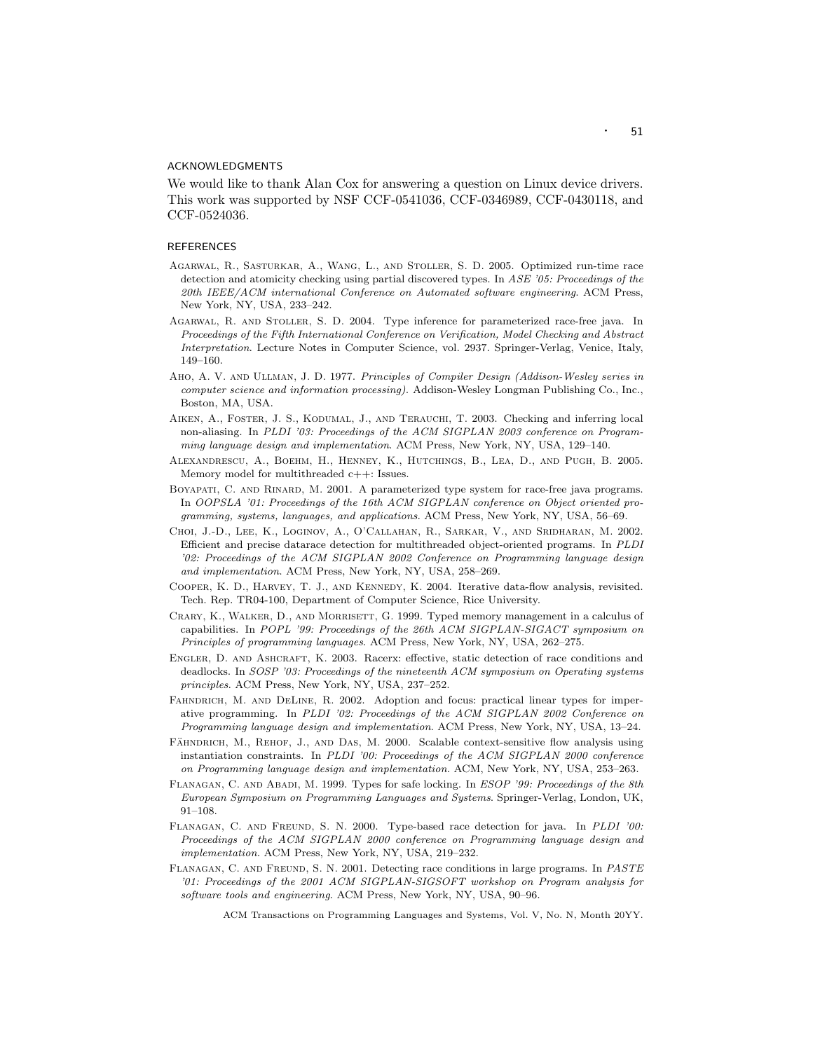## ACKNOWLEDGMENTS

We would like to thank Alan Cox for answering a question on Linux device drivers. This work was supported by NSF CCF-0541036, CCF-0346989, CCF-0430118, and CCF-0524036.

## REFERENCES

Agarwal, R., Sasturkar, A., Wang, L., and Stoller, S. D. 2005. Optimized run-time race detection and atomicity checking using partial discovered types. In *ASE '05: Proceedings of the 20th IEEE/ACM international Conference on Automated software engineering*. ACM Press, New York, NY, USA, 233–242.

Agarwal, R. and Stoller, S. D. 2004. Type inference for parameterized race-free java. In *Proceedings of the Fifth International Conference on Verification, Model Checking and Abstract Interpretation*. Lecture Notes in Computer Science, vol. 2937. Springer-Verlag, Venice, Italy, 149–160.

Aho, A. V. and Ullman, J. D. 1977. *Principles of Compiler Design (Addison-Wesley series in computer science and information processing)*. Addison-Wesley Longman Publishing Co., Inc., Boston, MA, USA.

Aiken, A., Foster, J. S., Kodumal, J., and Terauchi, T. 2003. Checking and inferring local non-aliasing. In *PLDI '03: Proceedings of the ACM SIGPLAN 2003 conference on Programming language design and implementation*. ACM Press, New York, NY, USA, 129–140.

Alexandrescu, A., Boehm, H., Henney, K., Hutchings, B., Lea, D., and Pugh, B. 2005. Memory model for multithreaded c++: Issues.

Boyapati, C. and Rinard, M. 2001. A parameterized type system for race-free java programs. In *OOPSLA '01: Proceedings of the 16th ACM SIGPLAN conference on Object oriented programming, systems, languages, and applications*. ACM Press, New York, NY, USA, 56–69.

Choi, J.-D., Lee, K., Loginov, A., O'Callahan, R., Sarkar, V., and Sridharan, M. 2002. Efficient and precise datarace detection for multithreaded object-oriented programs. In *PLDI '02: Proceedings of the ACM SIGPLAN 2002 Conference on Programming language design and implementation*. ACM Press, New York, NY, USA, 258–269.

Cooper, K. D., Harvey, T. J., and Kennedy, K. 2004. Iterative data-flow analysis, revisited. Tech. Rep. TR04-100, Department of Computer Science, Rice University.

Crary, K., Walker, D., and Morrisett, G. 1999. Typed memory management in a calculus of capabilities. In *POPL '99: Proceedings of the 26th ACM SIGPLAN-SIGACT symposium on Principles of programming languages*. ACM Press, New York, NY, USA, 262–275.

Engler, D. and Ashcraft, K. 2003. Racerx: effective, static detection of race conditions and deadlocks. In *SOSP '03: Proceedings of the nineteenth ACM symposium on Operating systems principles*. ACM Press, New York, NY, USA, 237–252.

Fahndrich, M. and DeLine, R. 2002. Adoption and focus: practical linear types for imperative programming. In *PLDI '02: Proceedings of the ACM SIGPLAN 2002 Conference on Programming language design and implementation*. ACM Press, New York, NY, USA, 13–24.

Fähndrich, M., Rehof, J., and Das, M. 2000. Scalable context-sensitive flow analysis using instantiation constraints. In *PLDI '00: Proceedings of the ACM SIGPLAN 2000 conference on Programming language design and implementation*. ACM, New York, NY, USA, 253–263.

Flanagan, C. and Abadi, M. 1999. Types for safe locking. In *ESOP '99: Proceedings of the 8th European Symposium on Programming Languages and Systems*. Springer-Verlag, London, UK, 91–108.

Flanagan, C. and Freund, S. N. 2000. Type-based race detection for java. In *PLDI '00: Proceedings of the ACM SIGPLAN 2000 conference on Programming language design and implementation*. ACM Press, New York, NY, USA, 219–232.

Flanagan, C. and Freund, S. N. 2001. Detecting race conditions in large programs. In *PASTE '01: Proceedings of the 2001 ACM SIGPLAN-SIGSOFT workshop on Program analysis for software tools and engineering*. ACM Press, New York, NY, USA, 90–96.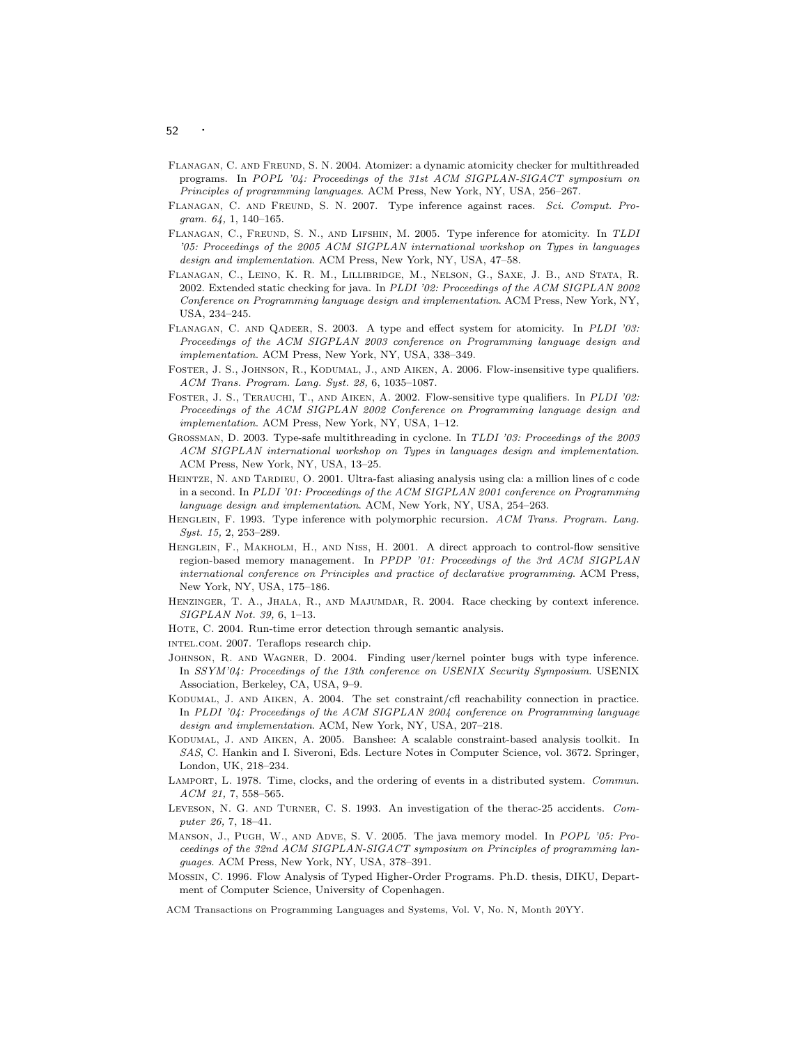Flanagan, C. and Freund, S. N. 2004. Atomizer: a dynamic atomicity checker for multithreaded programs. In *POPL '04: Proceedings of the 31st ACM SIGPLAN-SIGACT symposium on Principles of programming languages*. ACM Press, New York, NY, USA, 256–267.

Flanagan, C. and Freund, S. N. 2007. Type inference against races. *Sci. Comput. Program. 64,* 1, 140–165.

Flanagan, C., Freund, S. N., and Lifshin, M. 2005. Type inference for atomicity. In *TLDI '05: Proceedings of the 2005 ACM SIGPLAN international workshop on Types in languages design and implementation*. ACM Press, New York, NY, USA, 47–58.

Flanagan, C., Leino, K. R. M., Lillibridge, M., Nelson, G., Saxe, J. B., and Stata, R. 2002. Extended static checking for java. In *PLDI '02: Proceedings of the ACM SIGPLAN 2002 Conference on Programming language design and implementation*. ACM Press, New York, NY, USA, 234–245.

Flanagan, C. and Qadeer, S. 2003. A type and effect system for atomicity. In *PLDI '03: Proceedings of the ACM SIGPLAN 2003 conference on Programming language design and implementation*. ACM Press, New York, NY, USA, 338–349.

Foster, J. S., Johnson, R., Kodumal, J., and Aiken, A. 2006. Flow-insensitive type qualifiers. *ACM Trans. Program. Lang. Syst. 28,* 6, 1035–1087.

Foster, J. S., Terauchi, T., and Aiken, A. 2002. Flow-sensitive type qualifiers. In *PLDI '02: Proceedings of the ACM SIGPLAN 2002 Conference on Programming language design and implementation*. ACM Press, New York, NY, USA, 1–12.

Grossman, D. 2003. Type-safe multithreading in cyclone. In *TLDI '03: Proceedings of the 2003 ACM SIGPLAN international workshop on Types in languages design and implementation*. ACM Press, New York, NY, USA, 13–25.

Heintze, N. and Tardieu, O. 2001. Ultra-fast aliasing analysis using cla: a million lines of c code in a second. In *PLDI '01: Proceedings of the ACM SIGPLAN 2001 conference on Programming language design and implementation*. ACM, New York, NY, USA, 254–263.

Henglein, F. 1993. Type inference with polymorphic recursion. *ACM Trans. Program. Lang. Syst. 15,* 2, 253–289.

Henglein, F., Makholm, H., and Niss, H. 2001. A direct approach to control-flow sensitive region-based memory management. In *PPDP '01: Proceedings of the 3rd ACM SIGPLAN international conference on Principles and practice of declarative programming*. ACM Press, New York, NY, USA, 175–186.

Henzinger, T. A., Jhala, R., and Majumdar, R. 2004. Race checking by context inference. *SIGPLAN Not. 39,* 6, 1–13.

Hote, C. 2004. Run-time error detection through semantic analysis.

intel.com. 2007. Teraflops research chip.

Johnson, R. and Wagner, D. 2004. Finding user/kernel pointer bugs with type inference. In *SSYM'04: Proceedings of the 13th conference on USENIX Security Symposium*. USENIX Association, Berkeley, CA, USA, 9–9.

Kodumal, J. and Aiken, A. 2004. The set constraint/cfl reachability connection in practice. In *PLDI '04: Proceedings of the ACM SIGPLAN 2004 conference on Programming language design and implementation*. ACM, New York, NY, USA, 207–218.

Kodumal, J. and Aiken, A. 2005. Banshee: A scalable constraint-based analysis toolkit. In *SAS*, C. Hankin and I. Siveroni, Eds. Lecture Notes in Computer Science, vol. 3672. Springer, London, UK, 218–234.

Lamport, L. 1978. Time, clocks, and the ordering of events in a distributed system. *Commun. ACM 21,* 7, 558–565.

Leveson, N. G. and Turner, C. S. 1993. An investigation of the therac-25 accidents. *Computer 26,* 7, 18–41.

Manson, J., Pugh, W., and Adve, S. V. 2005. The java memory model. In *POPL '05: Proceedings of the 32nd ACM SIGPLAN-SIGACT symposium on Principles of programming languages*. ACM Press, New York, NY, USA, 378–391.

Mossin, C. 1996. Flow Analysis of Typed Higher-Order Programs. Ph.D. thesis, DIKU, Department of Computer Science, University of Copenhagen.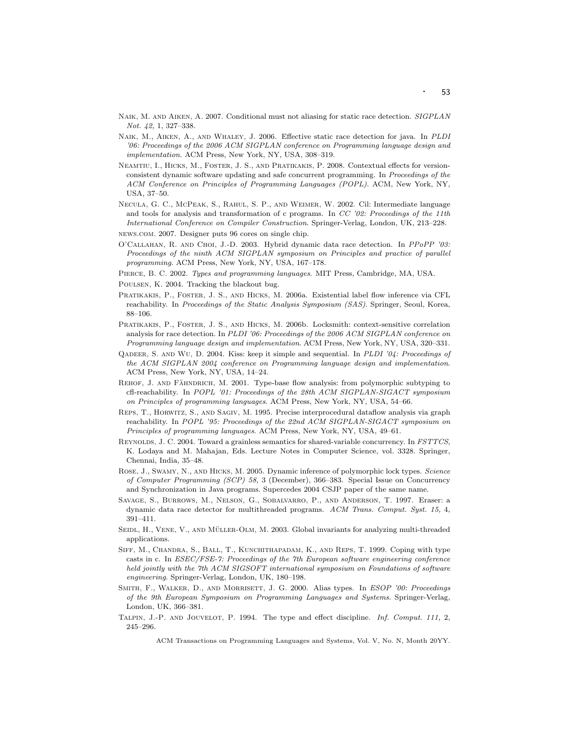Naik, M. and Aiken, A. 2007. Conditional must not aliasing for static race detection. *SIGPLAN Not. 42,* 1, 327–338.

Naik, M., Aiken, A., and Whaley, J. 2006. Effective static race detection for java. In *PLDI '06: Proceedings of the 2006 ACM SIGPLAN conference on Programming language design and implementation*. ACM Press, New York, NY, USA, 308–319.

Neamtiu, I., Hicks, M., Foster, J. S., and Pratikakis, P. 2008. Contextual effects for version-consistent dynamic software updating and safe concurrent programming. In *Proceedings of the ACM Conference on Principles of Programming Languages (POPL)*. ACM, New York, NY, USA, 37–50.

Necula, G. C., McPeak, S., Rahul, S. P., and Weimer, W. 2002. Cil: Intermediate language and tools for analysis and transformation of c programs. In *CC '02: Proceedings of the 11th International Conference on Compiler Construction*. Springer-Verlag, London, UK, 213–228.

news.com. 2007. Designer puts 96 cores on single chip.

O'Callahan, R. and Choi, J.-D. 2003. Hybrid dynamic data race detection. In *PPoPP '03: Proceedings of the ninth ACM SIGPLAN symposium on Principles and practice of parallel programming*. ACM Press, New York, NY, USA, 167–178.

Pierce, B. C. 2002. *Types and programming languages*. MIT Press, Cambridge, MA, USA.

Poulsen, K. 2004. Tracking the blackout bug.

Pratikakis, P., Foster, J. S., and Hicks, M. 2006a. Existential label flow inference via CFL reachability. In *Proceedings of the Static Analysis Symposium (SAS)*. Springer, Seoul, Korea, 88–106.

Pratikakis, P., Foster, J. S., and Hicks, M. 2006b. Locksmith: context-sensitive correlation analysis for race detection. In *PLDI '06: Proceedings of the 2006 ACM SIGPLAN conference on Programming language design and implementation*. ACM Press, New York, NY, USA, 320–331.

Qadeer, S. and Wu, D. 2004. Kiss: keep it simple and sequential. In *PLDI '04: Proceedings of the ACM SIGPLAN 2004 conference on Programming language design and implementation*. ACM Press, New York, NY, USA, 14–24.

Rehof, J. and Fähndrich, M. 2001. Type-base flow analysis: from polymorphic subtyping to cfl-reachability. In *POPL '01: Proceedings of the 28th ACM SIGPLAN-SIGACT symposium on Principles of programming languages*. ACM Press, New York, NY, USA, 54–66.

Reps, T., Horwitz, S., and Sagiv, M. 1995. Precise interprocedural dataflow analysis via graph reachability. In *POPL '95: Proceedings of the 22nd ACM SIGPLAN-SIGACT symposium on Principles of programming languages*. ACM Press, New York, NY, USA, 49–61.

Reynolds, J. C. 2004. Toward a grainless semantics for shared-variable concurrency. In *FSTTCS*, K. Lodaya and M. Mahajan, Eds. Lecture Notes in Computer Science, vol. 3328. Springer, Chennai, India, 35–48.

Rose, J., Swamy, N., and Hicks, M. 2005. Dynamic inference of polymorphic lock types. *Science of Computer Programming (SCP) 58,* 3 (December), 366–383. Special Issue on Concurrency and Synchronization in Java programs. Supercedes 2004 CSJP paper of the same name.

Savage, S., Burrows, M., Nelson, G., Sobalvarro, P., and Anderson, T. 1997. Eraser: a dynamic data race detector for multithreaded programs. *ACM Trans. Comput. Syst. 15,* 4, 391–411.

Seidl, H., Vene, V., and Müller-Olm, M. 2003. Global invariants for analyzing multi-threaded applications.

Siff, M., Chandra, S., Ball, T., Kunchithapadam, K., and Reps, T. 1999. Coping with type casts in c. In *ESEC/FSE-7: Proceedings of the 7th European software engineering conference held jointly with the 7th ACM SIGSOFT international symposium on Foundations of software engineering*. Springer-Verlag, London, UK, 180–198.

Smith, F., Walker, D., and Morrisett, J. G. 2000. Alias types. In *ESOP '00: Proceedings of the 9th European Symposium on Programming Languages and Systems*. Springer-Verlag, London, UK, 366–381.

Talpin, J.-P. and Jouvelot, P. 1994. The type and effect discipline. *Inf. Comput. 111,* 2, 245–296.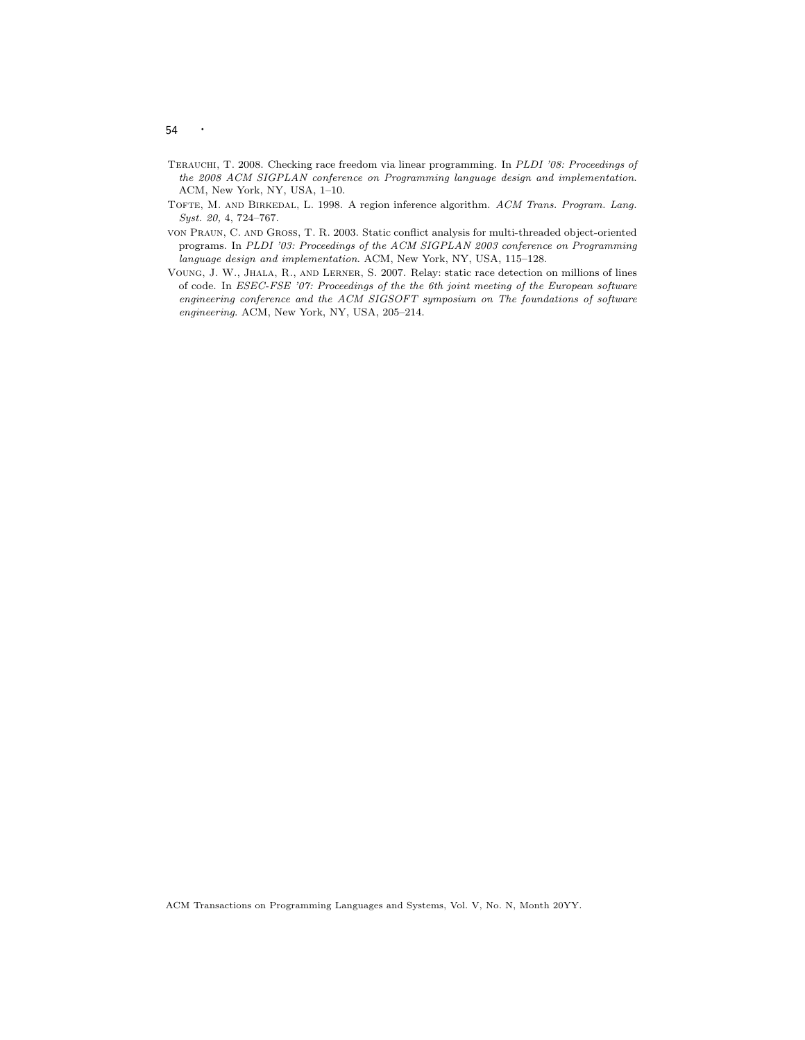Terauchi, T. 2008. Checking race freedom via linear programming. In *PLDI '08: Proceedings of the 2008 ACM SIGPLAN conference on Programming language design and implementation*. ACM, New York, NY, USA, 1–10.

Tofte, M. and Birkedal, L. 1998. A region inference algorithm. *ACM Trans. Program. Lang. Syst. 20,* 4, 724–767.

von Praun, C. and Gross, T. R. 2003. Static conflict analysis for multi-threaded object-oriented programs. In *PLDI '03: Proceedings of the ACM SIGPLAN 2003 conference on Programming language design and implementation*. ACM, New York, NY, USA, 115–128.

Voung, J. W., Jhala, R., and Lerner, S. 2007. Relay: static race detection on millions of lines of code. In *ESEC-FSE '07: Proceedings of the the 6th joint meeting of the European software engineering conference and the ACM SIGSOFT symposium on The foundations of software engineering*. ACM, New York, NY, USA, 205–214.